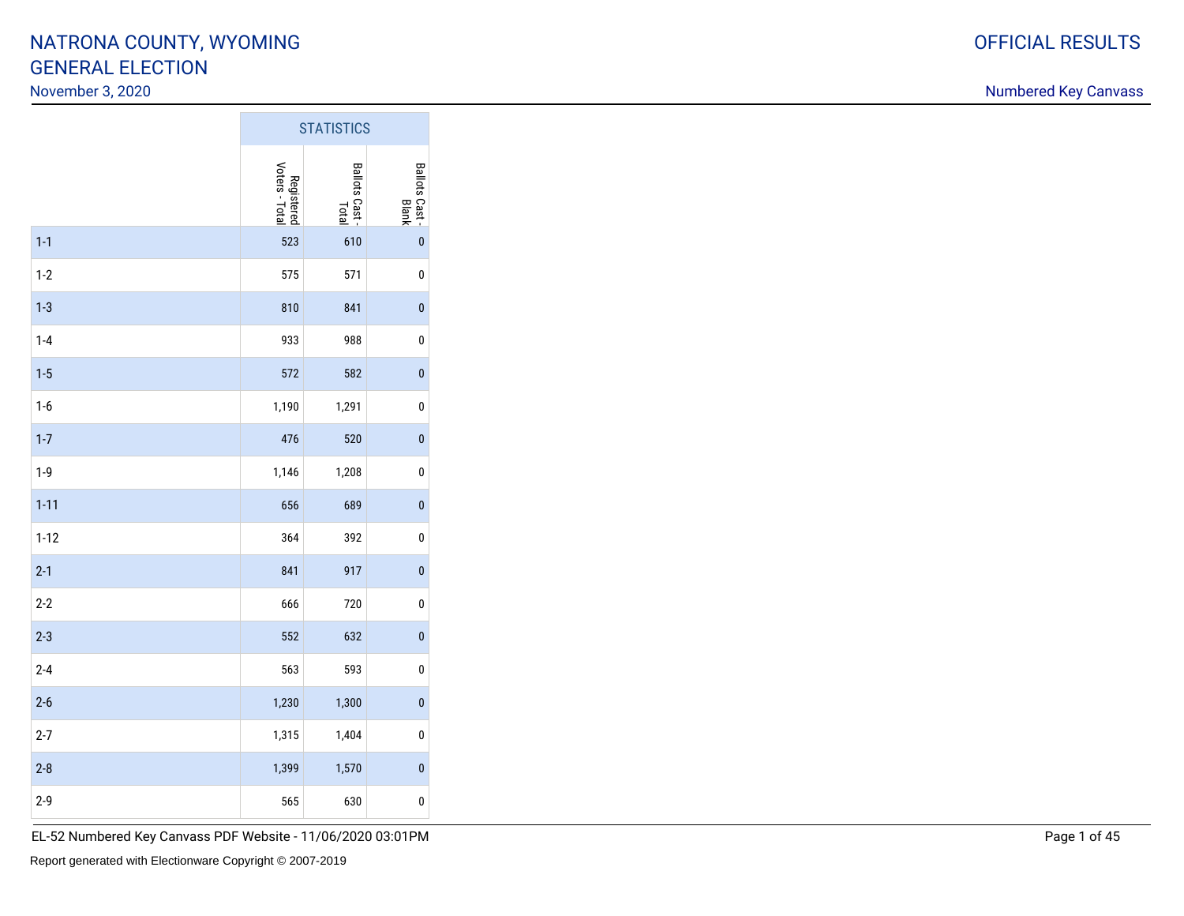# NATRONA COUNTY, WYOMING
# GENERAL ELECTION

November 3, 2020

OFFICIAL RESULTS

Numbered Key Canvass

| | STATISTICS | | |
|---|---|---|---|
| | Registered Voters - Total | Ballots Cast - Total | Ballots Cast - Blank |
| 1-1 | 523 | 610 | 0 |
| 1-2 | 575 | 571 | 0 |
| 1-3 | 810 | 841 | 0 |
| 1-4 | 933 | 988 | 0 |
| 1-5 | 572 | 582 | 0 |
| 1-6 | 1,190 | 1,291 | 0 |
| 1-7 | 476 | 520 | 0 |
| 1-9 | 1,146 | 1,208 | 0 |
| 1-11 | 656 | 689 | 0 |
| 1-12 | 364 | 392 | 0 |
| 2-1 | 841 | 917 | 0 |
| 2-2 | 666 | 720 | 0 |
| 2-3 | 552 | 632 | 0 |
| 2-4 | 563 | 593 | 0 |
| 2-6 | 1,230 | 1,300 | 0 |
| 2-7 | 1,315 | 1,404 | 0 |
| 2-8 | 1,399 | 1,570 | 0 |
| 2-9 | 565 | 630 | 0 |

EL-52 Numbered Key Canvass PDF Website - 11/06/2020 03:01PM

Report generated with Electionware Copyright © 2007-2019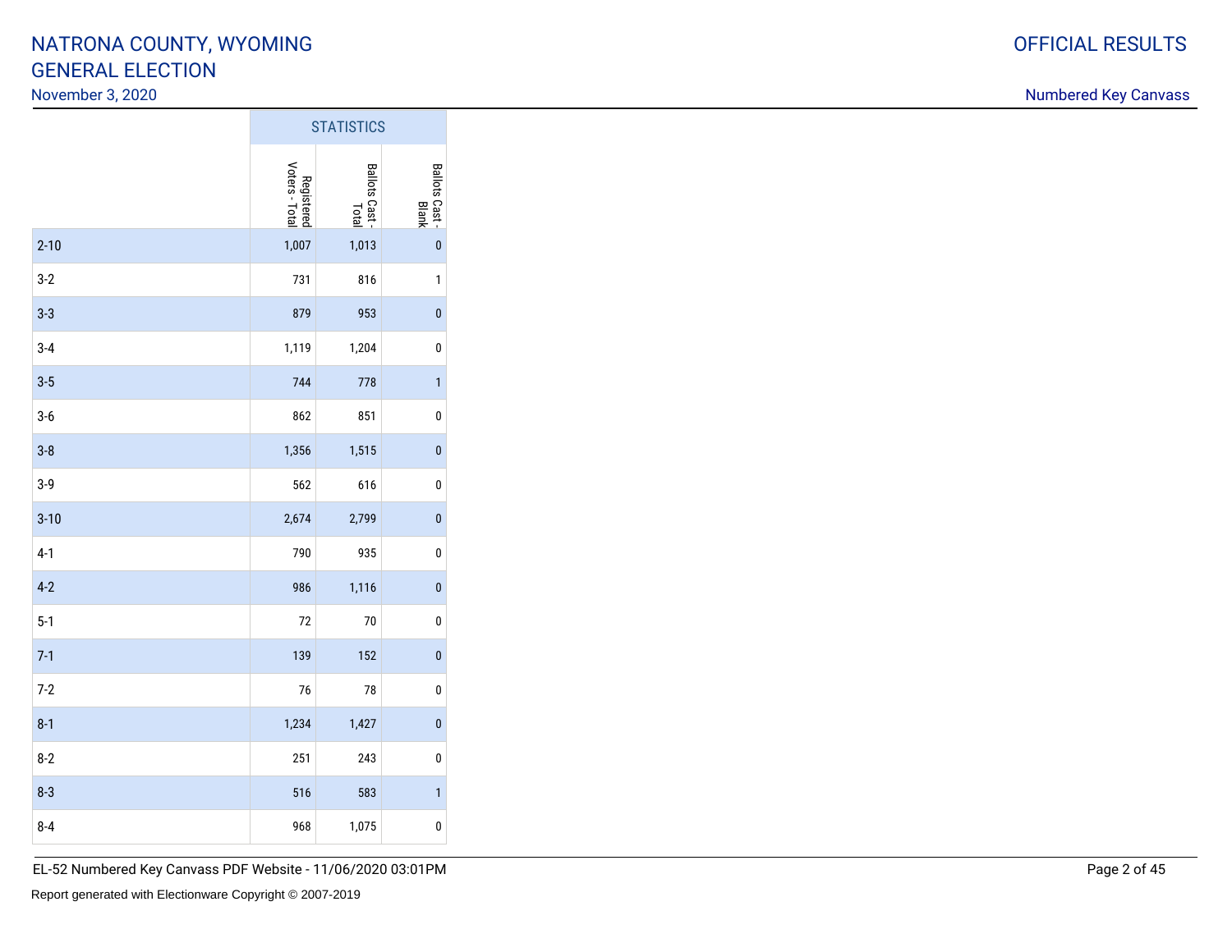# NATRONA COUNTY, WYOMING
# GENERAL ELECTION

November 3, 2020

OFFICIAL RESULTS

Numbered Key Canvass

| | STATISTICS | | |
|---|---|---|---|
| | Registered Voters - Total | Ballots Cast - Total | Ballots Cast - Blank |
| 2-10 | 1,007 | 1,013 | 0 |
| 3-2 | 731 | 816 | 1 |
| 3-3 | 879 | 953 | 0 |
| 3-4 | 1,119 | 1,204 | 0 |
| 3-5 | 744 | 778 | 1 |
| 3-6 | 862 | 851 | 0 |
| 3-8 | 1,356 | 1,515 | 0 |
| 3-9 | 562 | 616 | 0 |
| 3-10 | 2,674 | 2,799 | 0 |
| 4-1 | 790 | 935 | 0 |
| 4-2 | 986 | 1,116 | 0 |
| 5-1 | 72 | 70 | 0 |
| 7-1 | 139 | 152 | 0 |
| 7-2 | 76 | 78 | 0 |
| 8-1 | 1,234 | 1,427 | 0 |
| 8-2 | 251 | 243 | 0 |
| 8-3 | 516 | 583 | 1 |
| 8-4 | 968 | 1,075 | 0 |

EL-52 Numbered Key Canvass PDF Website - 11/06/2020 03:01PM

Report generated with Electionware Copyright © 2007-2019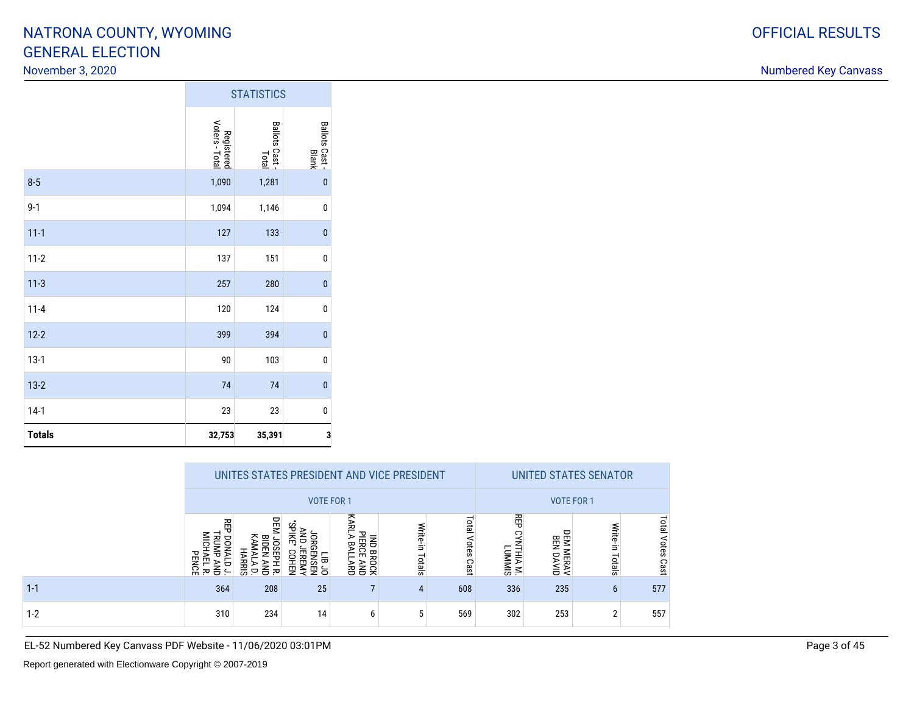# NATRONA COUNTY, WYOMING
# GENERAL ELECTION

November 3, 2020

OFFICIAL RESULTS

Numbered Key Canvass

| | STATISTICS | | |
|---|---|---|---|
| | Registered Voters - Total | Ballots Cast - Total | Ballots Cast - Blank |
| 8-5 | 1,090 | 1,281 | 0 |
| 9-1 | 1,094 | 1,146 | 0 |
| 11-1 | 127 | 133 | 0 |
| 11-2 | 137 | 151 | 0 |
| 11-3 | 257 | 280 | 0 |
| 11-4 | 120 | 124 | 0 |
| 12-2 | 399 | 394 | 0 |
| 13-1 | 90 | 103 | 0 |
| 13-2 | 74 | 74 | 0 |
| 14-1 | 23 | 23 | 0 |
| **Totals** | **32,753** | **35,391** | **3** |

| | UNITES STATES PRESIDENT AND VICE PRESIDENT | | | | | | UNITED STATES SENATOR | | | |
|---|---|---|---|---|---|---|---|---|---|---|
| | VOTE FOR 1 | | | | | | VOTE FOR 1 | | | |
| | REP DONALD J. TRUMP AND MICHAEL R. PENCE | DEM JOSEPH R. BIDEN AND KAMALA D. HARRIS | LIB JO JORGENSEN AND JEREMY "SPIKE" COHEN | IND BROCK PIERCE AND KARLA BALLARD | Write-in Totals | Total Votes Cast | REP CYNTHIA M. LUMMIS | DEM MERAV BEN DAVID | Write-in Totals | Total Votes Cast |
| 1-1 | 364 | 208 | 25 | 7 | 4 | 608 | 336 | 235 | 6 | 577 |
| 1-2 | 310 | 234 | 14 | 6 | 5 | 569 | 302 | 253 | 2 | 557 |

EL-52 Numbered Key Canvass PDF Website - 11/06/2020 03:01PM

Report generated with Electionware Copyright © 2007-2019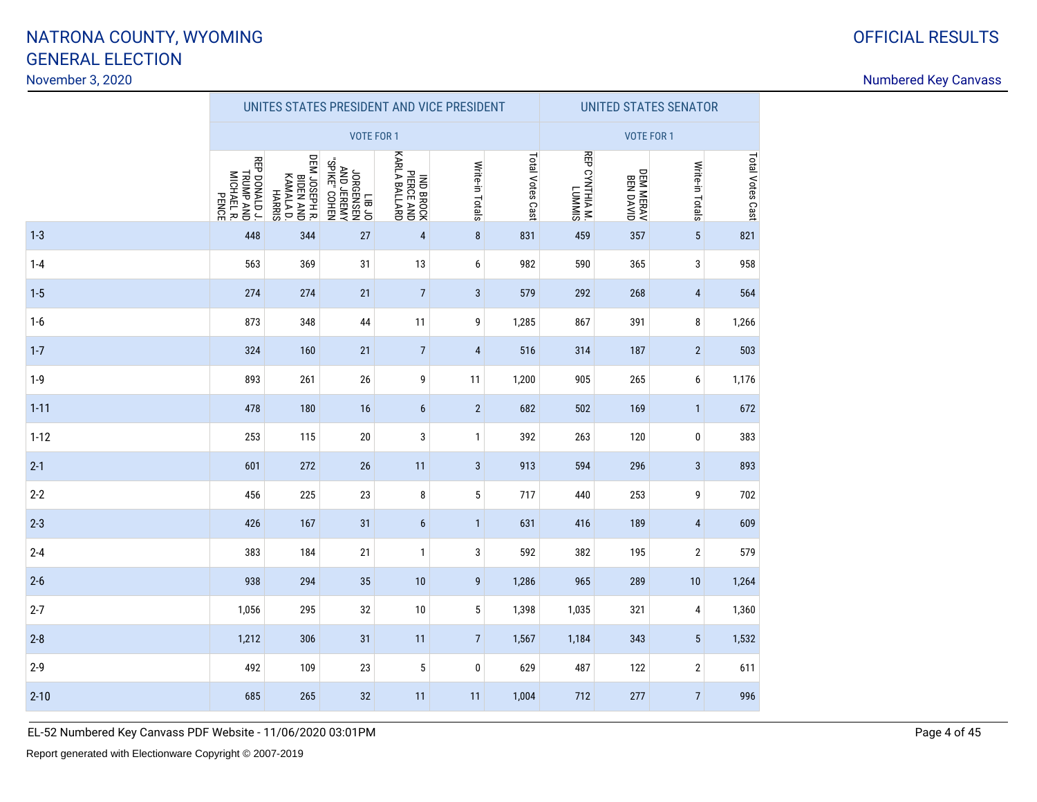# NATRONA COUNTY, WYOMING
# GENERAL ELECTION

November 3, 2020

OFFICIAL RESULTS

Numbered Key Canvass

| | UNITES STATES PRESIDENT AND VICE PRESIDENT | | | | | | UNITED STATES SENATOR | | | |
|---|---|---|---|---|---|---|---|---|---|---|
| | VOTE FOR 1 | | | | | | VOTE FOR 1 | | | |
| | REP DONALD J. TRUMP AND MICHAEL R. PENCE | DEM JOSEPH R. BIDEN AND KAMALA D. HARRIS | LIB JO JORGENSEN AND JEREMY "SPIKE" COHEN | IND BROCK PIERCE AND KARLA BALLARD | Write-in Totals | Total Votes Cast | REP CYNTHIA M. LUMMIS | DEM MERAV BEN DAVID | Write-in Totals | Total Votes Cast |
| 1-3 | 448 | 344 | 27 | 4 | 8 | 831 | 459 | 357 | 5 | 821 |
| 1-4 | 563 | 369 | 31 | 13 | 6 | 982 | 590 | 365 | 3 | 958 |
| 1-5 | 274 | 274 | 21 | 7 | 3 | 579 | 292 | 268 | 4 | 564 |
| 1-6 | 873 | 348 | 44 | 11 | 9 | 1,285 | 867 | 391 | 8 | 1,266 |
| 1-7 | 324 | 160 | 21 | 7 | 4 | 516 | 314 | 187 | 2 | 503 |
| 1-9 | 893 | 261 | 26 | 9 | 11 | 1,200 | 905 | 265 | 6 | 1,176 |
| 1-11 | 478 | 180 | 16 | 6 | 2 | 682 | 502 | 169 | 1 | 672 |
| 1-12 | 253 | 115 | 20 | 3 | 1 | 392 | 263 | 120 | 0 | 383 |
| 2-1 | 601 | 272 | 26 | 11 | 3 | 913 | 594 | 296 | 3 | 893 |
| 2-2 | 456 | 225 | 23 | 8 | 5 | 717 | 440 | 253 | 9 | 702 |
| 2-3 | 426 | 167 | 31 | 6 | 1 | 631 | 416 | 189 | 4 | 609 |
| 2-4 | 383 | 184 | 21 | 1 | 3 | 592 | 382 | 195 | 2 | 579 |
| 2-6 | 938 | 294 | 35 | 10 | 9 | 1,286 | 965 | 289 | 10 | 1,264 |
| 2-7 | 1,056 | 295 | 32 | 10 | 5 | 1,398 | 1,035 | 321 | 4 | 1,360 |
| 2-8 | 1,212 | 306 | 31 | 11 | 7 | 1,567 | 1,184 | 343 | 5 | 1,532 |
| 2-9 | 492 | 109 | 23 | 5 | 0 | 629 | 487 | 122 | 2 | 611 |
| 2-10 | 685 | 265 | 32 | 11 | 11 | 1,004 | 712 | 277 | 7 | 996 |

EL-52 Numbered Key Canvass PDF Website - 11/06/2020 03:01PM

Report generated with Electionware Copyright © 2007-2019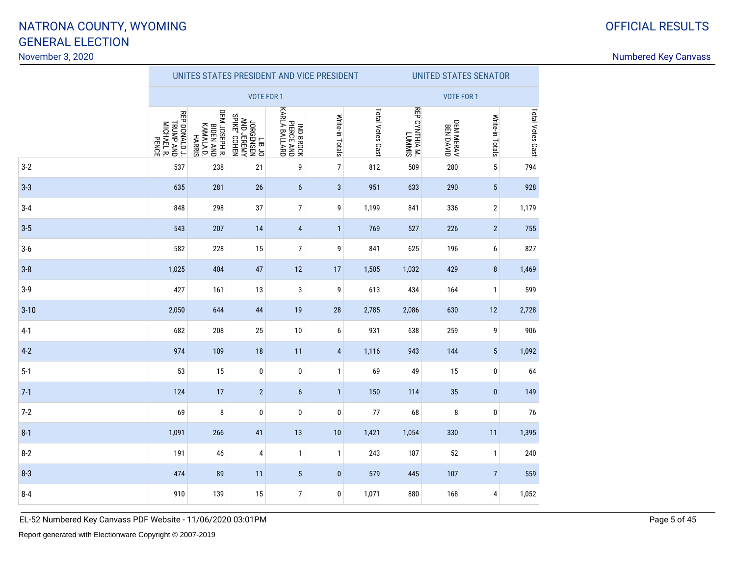# NATRONA COUNTY, WYOMING
# GENERAL ELECTION

November 3, 2020

OFFICIAL RESULTS

Numbered Key Canvass

| | UNITES STATES PRESIDENT AND VICE PRESIDENT | | | | | | UNITED STATES SENATOR | | | |
|---|---|---|---|---|---|---|---|---|---|---|
| | VOTE FOR 1 | | | | | | VOTE FOR 1 | | | |
| | REP DONALD J. TRUMP AND MICHAEL R. PENCE | DEM JOSEPH R. BIDEN AND KAMALA D. HARRIS | LIB JO JORGENSEN AND JEREMY "SPIKE" COHEN | IND BROCK PIERCE AND KARLA BALLARD | Write-in Totals | Total Votes Cast | REP CYNTHIA M. LUMMIS | DEM MERAV BEN DAVID | Write-in Totals | Total Votes Cast |
| 3-2 | 537 | 238 | 21 | 9 | 7 | 812 | 509 | 280 | 5 | 794 |
| 3-3 | 635 | 281 | 26 | 6 | 3 | 951 | 633 | 290 | 5 | 928 |
| 3-4 | 848 | 298 | 37 | 7 | 9 | 1,199 | 841 | 336 | 2 | 1,179 |
| 3-5 | 543 | 207 | 14 | 4 | 1 | 769 | 527 | 226 | 2 | 755 |
| 3-6 | 582 | 228 | 15 | 7 | 9 | 841 | 625 | 196 | 6 | 827 |
| 3-8 | 1,025 | 404 | 47 | 12 | 17 | 1,505 | 1,032 | 429 | 8 | 1,469 |
| 3-9 | 427 | 161 | 13 | 3 | 9 | 613 | 434 | 164 | 1 | 599 |
| 3-10 | 2,050 | 644 | 44 | 19 | 28 | 2,785 | 2,086 | 630 | 12 | 2,728 |
| 4-1 | 682 | 208 | 25 | 10 | 6 | 931 | 638 | 259 | 9 | 906 |
| 4-2 | 974 | 109 | 18 | 11 | 4 | 1,116 | 943 | 144 | 5 | 1,092 |
| 5-1 | 53 | 15 | 0 | 0 | 1 | 69 | 49 | 15 | 0 | 64 |
| 7-1 | 124 | 17 | 2 | 6 | 1 | 150 | 114 | 35 | 0 | 149 |
| 7-2 | 69 | 8 | 0 | 0 | 0 | 77 | 68 | 8 | 0 | 76 |
| 8-1 | 1,091 | 266 | 41 | 13 | 10 | 1,421 | 1,054 | 330 | 11 | 1,395 |
| 8-2 | 191 | 46 | 4 | 1 | 1 | 243 | 187 | 52 | 1 | 240 |
| 8-3 | 474 | 89 | 11 | 5 | 0 | 579 | 445 | 107 | 7 | 559 |
| 8-4 | 910 | 139 | 15 | 7 | 0 | 1,071 | 880 | 168 | 4 | 1,052 |

EL-52 Numbered Key Canvass PDF Website - 11/06/2020 03:01PM

Report generated with Electionware Copyright © 2007-2019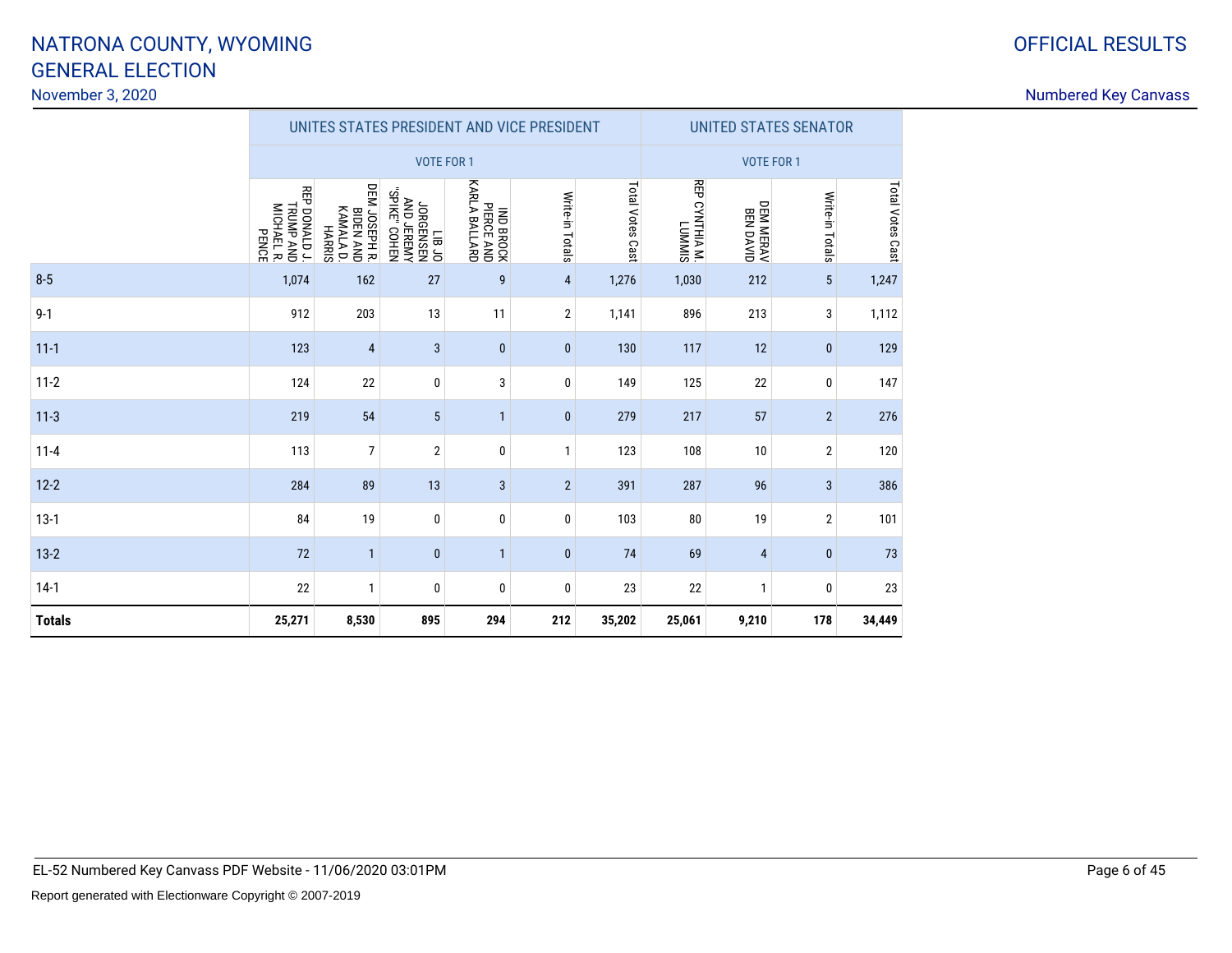# NATRONA COUNTY, WYOMING GENERAL ELECTION

November 3, 2020

OFFICIAL RESULTS

Numbered Key Canvass

| | UNITES STATES PRESIDENT AND VICE PRESIDENT | | | | | | UNITED STATES SENATOR | | | |
|---|---|---|---|---|---|---|---|---|---|---|
| | VOTE FOR 1 | | | | | | VOTE FOR 1 | | | |
| | REP DONALD J. TRUMP AND MICHAEL R. PENCE | DEM JOSEPH R. BIDEN AND KAMALA D. HARRIS | LIB JO JORGENSEN AND JEREMY "SPIKE" COHEN | IND BROCK PIERCE AND KARLA BALLARD | Write-in Totals | Total Votes Cast | REP CYNTHIA M. LUMMIS | DEM MERAV BEN DAVID | Write-in Totals | Total Votes Cast |
| 8-5 | 1,074 | 162 | 27 | 9 | 4 | 1,276 | 1,030 | 212 | 5 | 1,247 |
| 9-1 | 912 | 203 | 13 | 11 | 2 | 1,141 | 896 | 213 | 3 | 1,112 |
| 11-1 | 123 | 4 | 3 | 0 | 0 | 130 | 117 | 12 | 0 | 129 |
| 11-2 | 124 | 22 | 0 | 3 | 0 | 149 | 125 | 22 | 0 | 147 |
| 11-3 | 219 | 54 | 5 | 1 | 0 | 279 | 217 | 57 | 2 | 276 |
| 11-4 | 113 | 7 | 2 | 0 | 1 | 123 | 108 | 10 | 2 | 120 |
| 12-2 | 284 | 89 | 13 | 3 | 2 | 391 | 287 | 96 | 3 | 386 |
| 13-1 | 84 | 19 | 0 | 0 | 0 | 103 | 80 | 19 | 2 | 101 |
| 13-2 | 72 | 1 | 0 | 1 | 0 | 74 | 69 | 4 | 0 | 73 |
| 14-1 | 22 | 1 | 0 | 0 | 0 | 23 | 22 | 1 | 0 | 23 |
| **Totals** | **25,271** | **8,530** | **895** | **294** | **212** | **35,202** | **25,061** | **9,210** | **178** | **34,449** |

EL-52 Numbered Key Canvass PDF Website - 11/06/2020 03:01PM

Report generated with Electionware Copyright © 2007-2019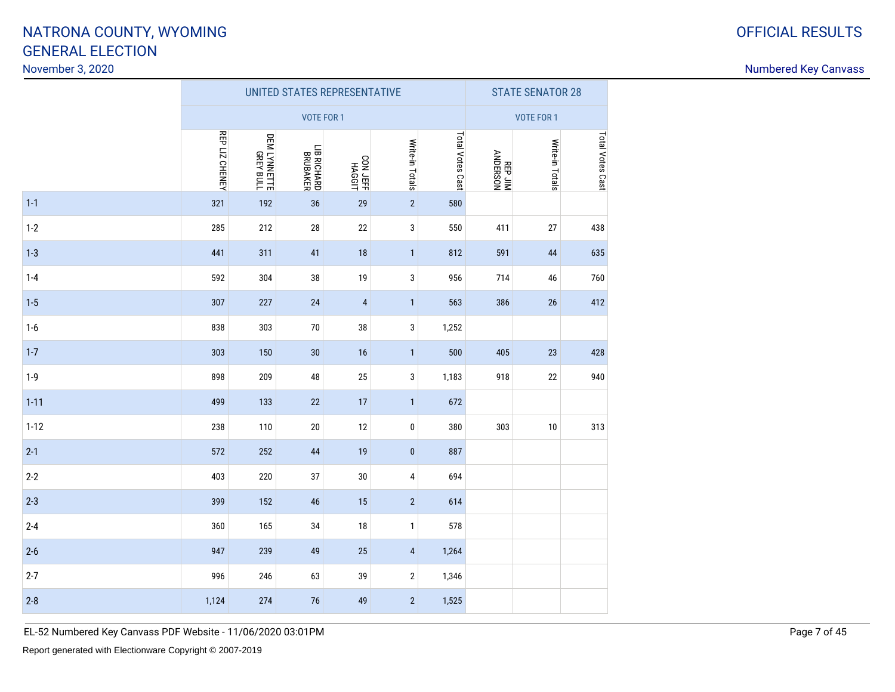# NATRONA COUNTY, WYOMING
# GENERAL ELECTION

November 3, 2020

OFFICIAL RESULTS

Numbered Key Canvass

| | UNITED STATES REPRESENTATIVE | | | | | | STATE SENATOR 28 | | |
|---|---|---|---|---|---|---|---|---|---|
| | VOTE FOR 1 | | | | | | VOTE FOR 1 | | |
| | REP LIZ CHENEY | DEM LYNNETTE GREY BULL | LIB RICHARD BRUBAKER | CON JEFF HAGGIT | Write-in Totals | Total Votes Cast | REP JIM ANDERSON | Write-in Totals | Total Votes Cast |
| 1-1 | 321 | 192 | 36 | 29 | 2 | 580 | | | |
| 1-2 | 285 | 212 | 28 | 22 | 3 | 550 | 411 | 27 | 438 |
| 1-3 | 441 | 311 | 41 | 18 | 1 | 812 | 591 | 44 | 635 |
| 1-4 | 592 | 304 | 38 | 19 | 3 | 956 | 714 | 46 | 760 |
| 1-5 | 307 | 227 | 24 | 4 | 1 | 563 | 386 | 26 | 412 |
| 1-6 | 838 | 303 | 70 | 38 | 3 | 1,252 | | | |
| 1-7 | 303 | 150 | 30 | 16 | 1 | 500 | 405 | 23 | 428 |
| 1-9 | 898 | 209 | 48 | 25 | 3 | 1,183 | 918 | 22 | 940 |
| 1-11 | 499 | 133 | 22 | 17 | 1 | 672 | | | |
| 1-12 | 238 | 110 | 20 | 12 | 0 | 380 | 303 | 10 | 313 |
| 2-1 | 572 | 252 | 44 | 19 | 0 | 887 | | | |
| 2-2 | 403 | 220 | 37 | 30 | 4 | 694 | | | |
| 2-3 | 399 | 152 | 46 | 15 | 2 | 614 | | | |
| 2-4 | 360 | 165 | 34 | 18 | 1 | 578 | | | |
| 2-6 | 947 | 239 | 49 | 25 | 4 | 1,264 | | | |
| 2-7 | 996 | 246 | 63 | 39 | 2 | 1,346 | | | |
| 2-8 | 1,124 | 274 | 76 | 49 | 2 | 1,525 | | | |

EL-52 Numbered Key Canvass PDF Website - 11/06/2020 03:01PM

Report generated with Electionware Copyright © 2007-2019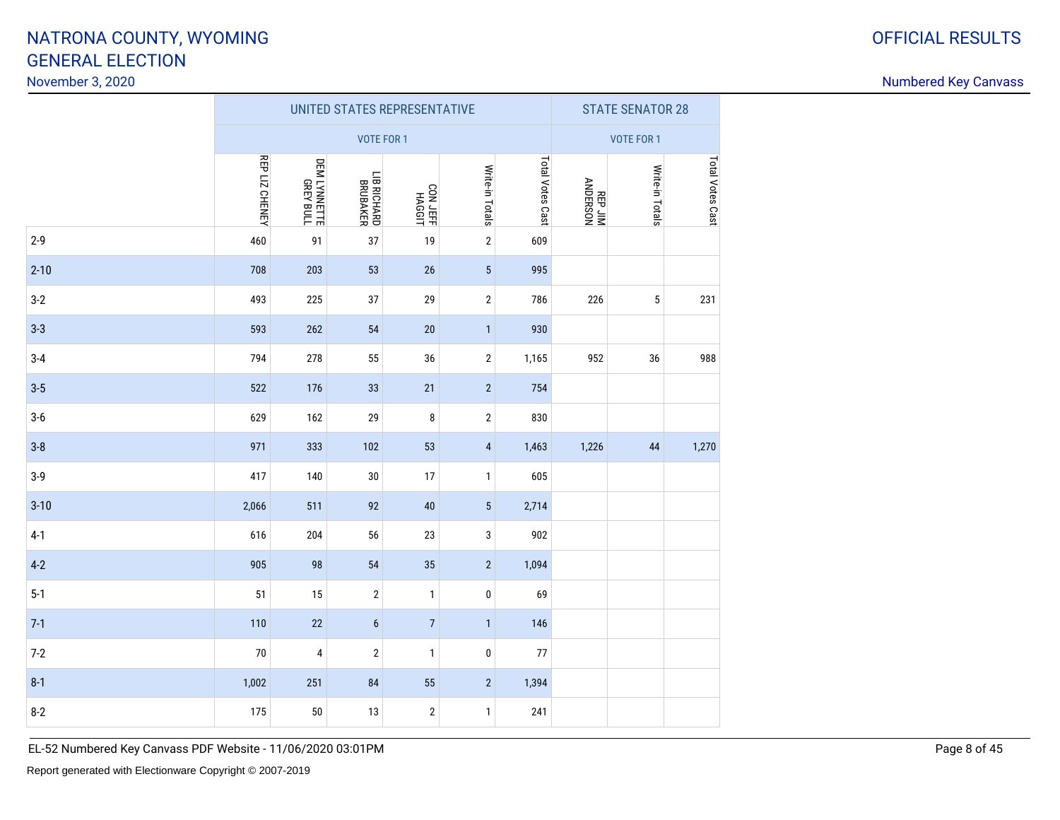# NATRONA COUNTY, WYOMING
# GENERAL ELECTION

November 3, 2020

OFFICIAL RESULTS

Numbered Key Canvass

| | UNITED STATES REPRESENTATIVE VOTE FOR 1 | | | | | | STATE SENATOR 28 VOTE FOR 1 | | |
|---|---|---|---|---|---|---|---|---|---|
| | REP LIZ CHENEY | DEM LYNNETTE GREY BULL | LIB RICHARD BRUBAKER | CON JEFF HAGGIT | Write-in Totals | Total Votes Cast | REP JIM ANDERSON | Write-in Totals | Total Votes Cast |
| 2-9 | 460 | 91 | 37 | 19 | 2 | 609 | | | |
| 2-10 | 708 | 203 | 53 | 26 | 5 | 995 | | | |
| 3-2 | 493 | 225 | 37 | 29 | 2 | 786 | 226 | 5 | 231 |
| 3-3 | 593 | 262 | 54 | 20 | 1 | 930 | | | |
| 3-4 | 794 | 278 | 55 | 36 | 2 | 1,165 | 952 | 36 | 988 |
| 3-5 | 522 | 176 | 33 | 21 | 2 | 754 | | | |
| 3-6 | 629 | 162 | 29 | 8 | 2 | 830 | | | |
| 3-8 | 971 | 333 | 102 | 53 | 4 | 1,463 | 1,226 | 44 | 1,270 |
| 3-9 | 417 | 140 | 30 | 17 | 1 | 605 | | | |
| 3-10 | 2,066 | 511 | 92 | 40 | 5 | 2,714 | | | |
| 4-1 | 616 | 204 | 56 | 23 | 3 | 902 | | | |
| 4-2 | 905 | 98 | 54 | 35 | 2 | 1,094 | | | |
| 5-1 | 51 | 15 | 2 | 1 | 0 | 69 | | | |
| 7-1 | 110 | 22 | 6 | 7 | 1 | 146 | | | |
| 7-2 | 70 | 4 | 2 | 1 | 0 | 77 | | | |
| 8-1 | 1,002 | 251 | 84 | 55 | 2 | 1,394 | | | |
| 8-2 | 175 | 50 | 13 | 2 | 1 | 241 | | | |

EL-52 Numbered Key Canvass PDF Website - 11/06/2020 03:01PM

Report generated with Electionware Copyright © 2007-2019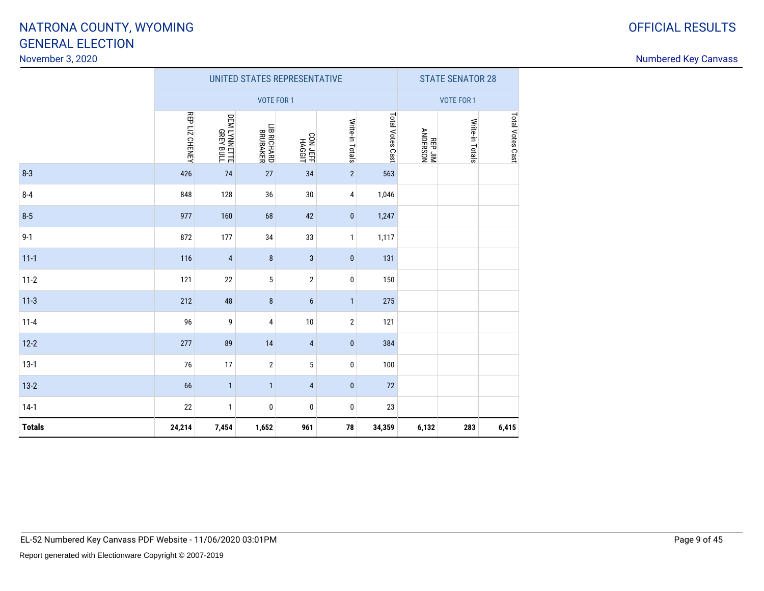NATRONA COUNTY, WYOMING
GENERAL ELECTION
November 3, 2020

OFFICIAL RESULTS

Numbered Key Canvass

| | UNITED STATES REPRESENTATIVE | | | | | | STATE SENATOR 28 | | |
|---|---|---|---|---|---|---|---|---|---|
| | VOTE FOR 1 | | | | | | VOTE FOR 1 | | |
| | REP LIZ CHENEY | DEM LYNNETTE GREY BULL | LIB RICHARD BRUBAKER | CON JEFF HAGGIT | Write-in Totals | Total Votes Cast | REP JIM ANDERSON | Write-in Totals | Total Votes Cast |
| 8-3 | 426 | 74 | 27 | 34 | 2 | 563 | | | |
| 8-4 | 848 | 128 | 36 | 30 | 4 | 1,046 | | | |
| 8-5 | 977 | 160 | 68 | 42 | 0 | 1,247 | | | |
| 9-1 | 872 | 177 | 34 | 33 | 1 | 1,117 | | | |
| 11-1 | 116 | 4 | 8 | 3 | 0 | 131 | | | |
| 11-2 | 121 | 22 | 5 | 2 | 0 | 150 | | | |
| 11-3 | 212 | 48 | 8 | 6 | 1 | 275 | | | |
| 11-4 | 96 | 9 | 4 | 10 | 2 | 121 | | | |
| 12-2 | 277 | 89 | 14 | 4 | 0 | 384 | | | |
| 13-1 | 76 | 17 | 2 | 5 | 0 | 100 | | | |
| 13-2 | 66 | 1 | 1 | 4 | 0 | 72 | | | |
| 14-1 | 22 | 1 | 0 | 0 | 0 | 23 | | | |
| **Totals** | **24,214** | **7,454** | **1,652** | **961** | **78** | **34,359** | **6,132** | **283** | **6,415** |

EL-52 Numbered Key Canvass PDF Website - 11/06/2020 03:01PM

Report generated with Electionware Copyright © 2007-2019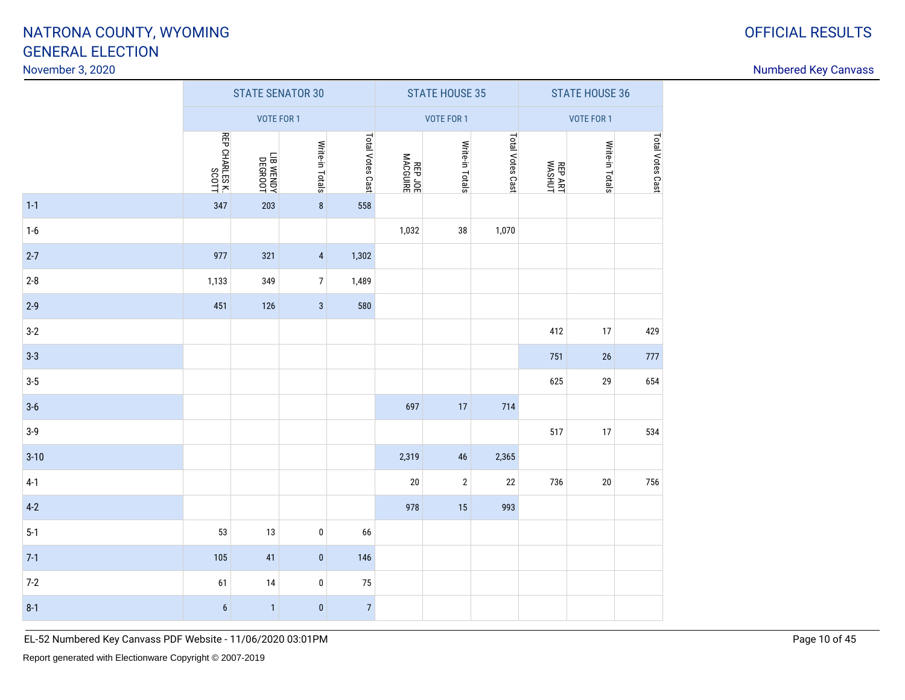# NATRONA COUNTY, WYOMING
# GENERAL ELECTION

November 3, 2020

OFFICIAL RESULTS

Numbered Key Canvass

| | STATE SENATOR 30 | | | | STATE HOUSE 35 | | | STATE HOUSE 36 | | |
|---|---|---|---|---|---|---|---|---|---|---|
| | VOTE FOR 1 | | | | VOTE FOR 1 | | | VOTE FOR 1 | | |
| | REP CHARLES K. SCOTT | LIB WENDY DEGROOT | Write-in Totals | Total Votes Cast | REP JOE MACGUIRE | Write-in Totals | Total Votes Cast | REP ART WASHUT | Write-in Totals | Total Votes Cast |
| 1-1 | 347 | 203 | 8 | 558 | | | | | | |
| 1-6 | | | | | 1,032 | 38 | 1,070 | | | |
| 2-7 | 977 | 321 | 4 | 1,302 | | | | | | |
| 2-8 | 1,133 | 349 | 7 | 1,489 | | | | | | |
| 2-9 | 451 | 126 | 3 | 580 | | | | | | |
| 3-2 | | | | | | | | 412 | 17 | 429 |
| 3-3 | | | | | | | | 751 | 26 | 777 |
| 3-5 | | | | | | | | 625 | 29 | 654 |
| 3-6 | | | | | 697 | 17 | 714 | | | |
| 3-9 | | | | | | | | 517 | 17 | 534 |
| 3-10 | | | | | 2,319 | 46 | 2,365 | | | |
| 4-1 | | | | | 20 | 2 | 22 | 736 | 20 | 756 |
| 4-2 | | | | | 978 | 15 | 993 | | | |
| 5-1 | 53 | 13 | 0 | 66 | | | | | | |
| 7-1 | 105 | 41 | 0 | 146 | | | | | | |
| 7-2 | 61 | 14 | 0 | 75 | | | | | | |
| 8-1 | 6 | 1 | 0 | 7 | | | | | | |

EL-52 Numbered Key Canvass PDF Website - 11/06/2020 03:01PM

Report generated with Electionware Copyright © 2007-2019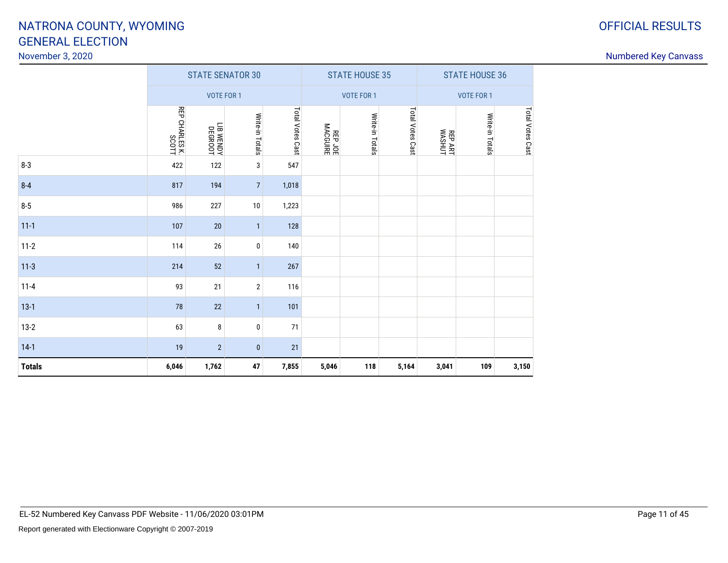# NATRONA COUNTY, WYOMING
# GENERAL ELECTION

November 3, 2020

OFFICIAL RESULTS

Numbered Key Canvass

| | STATE SENATOR 30 | | | | STATE HOUSE 35 | | | STATE HOUSE 36 | | |
|---|---|---|---|---|---|---|---|---|---|---|
| | VOTE FOR 1 | | | | VOTE FOR 1 | | | VOTE FOR 1 | | |
| | REP CHARLES K. SCOTT | LIB WENDY DEGROOT | Write-in Totals | Total Votes Cast | REP JOE MACGUIRE | Write-in Totals | Total Votes Cast | REP ART WASHUT | Write-in Totals | Total Votes Cast |
| 8-3 | 422 | 122 | 3 | 547 | | | | | | |
| 8-4 | 817 | 194 | 7 | 1,018 | | | | | | |
| 8-5 | 986 | 227 | 10 | 1,223 | | | | | | |
| 11-1 | 107 | 20 | 1 | 128 | | | | | | |
| 11-2 | 114 | 26 | 0 | 140 | | | | | | |
| 11-3 | 214 | 52 | 1 | 267 | | | | | | |
| 11-4 | 93 | 21 | 2 | 116 | | | | | | |
| 13-1 | 78 | 22 | 1 | 101 | | | | | | |
| 13-2 | 63 | 8 | 0 | 71 | | | | | | |
| 14-1 | 19 | 2 | 0 | 21 | | | | | | |
| **Totals** | **6,046** | **1,762** | **47** | **7,855** | **5,046** | **118** | **5,164** | **3,041** | **109** | **3,150** |

EL-52 Numbered Key Canvass PDF Website - 11/06/2020 03:01PM

Report generated with Electionware Copyright © 2007-2019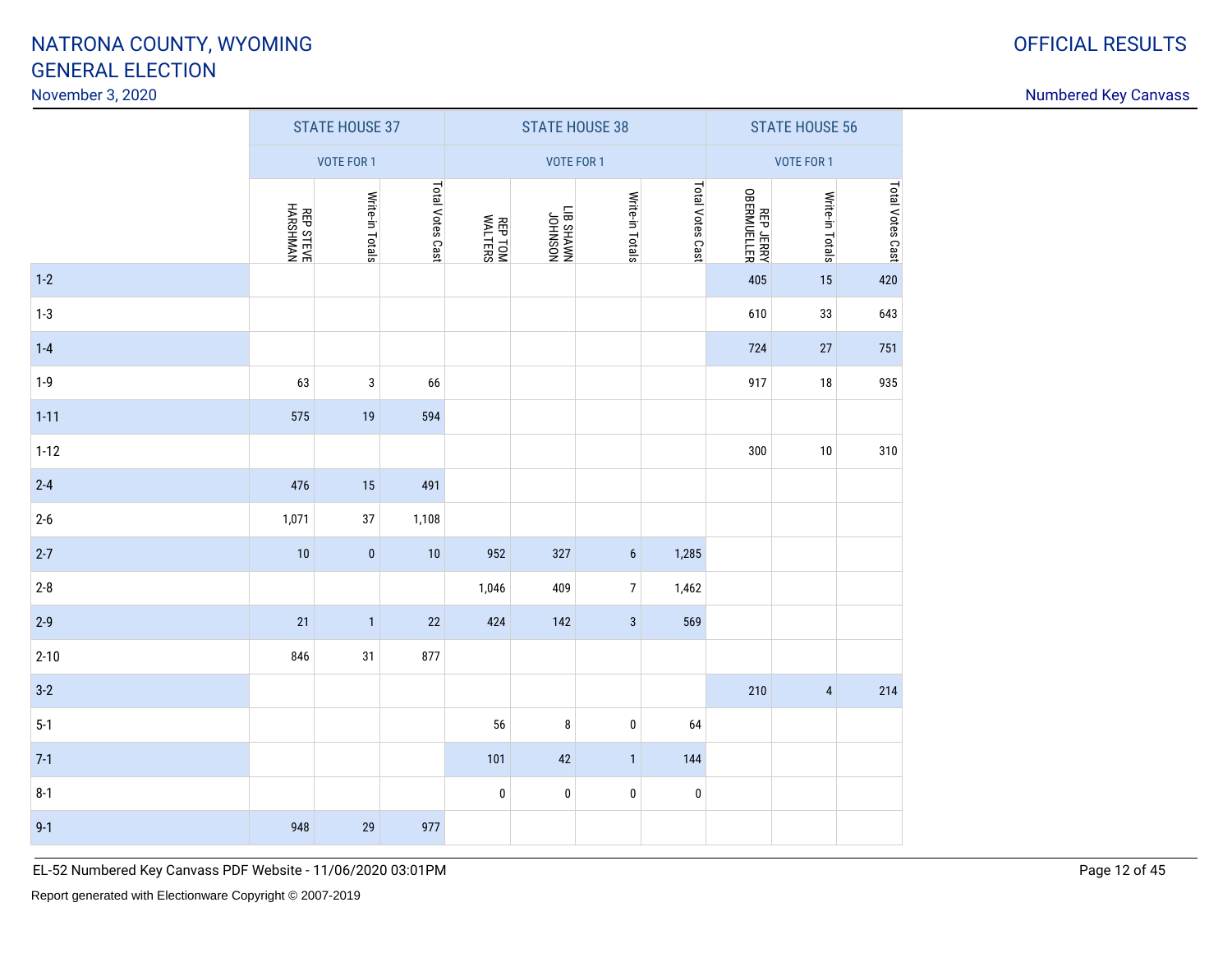# NATRONA COUNTY, WYOMING
## GENERAL ELECTION

November 3, 2020

OFFICIAL RESULTS

Numbered Key Canvass

| | STATE HOUSE 37 | | | STATE HOUSE 38 | | | | STATE HOUSE 56 | | |
|---|---|---|---|---|---|---|---|---|---|---|
| | VOTE FOR 1 | | | VOTE FOR 1 | | | | VOTE FOR 1 | | |
| | REP STEVE HARSHMAN | Write-in Totals | Total Votes Cast | REP TOM WALTERS | LIB SHAWN JOHNSON | Write-in Totals | Total Votes Cast | REP JERRY OBERMUELLER | Write-in Totals | Total Votes Cast |
| 1-2 | | | | | | | | 405 | 15 | 420 |
| 1-3 | | | | | | | | 610 | 33 | 643 |
| 1-4 | | | | | | | | 724 | 27 | 751 |
| 1-9 | 63 | 3 | 66 | | | | | 917 | 18 | 935 |
| 1-11 | 575 | 19 | 594 | | | | | | | |
| 1-12 | | | | | | | | 300 | 10 | 310 |
| 2-4 | 476 | 15 | 491 | | | | | | | |
| 2-6 | 1,071 | 37 | 1,108 | | | | | | | |
| 2-7 | 10 | 0 | 10 | 952 | 327 | 6 | 1,285 | | | |
| 2-8 | | | | 1,046 | 409 | 7 | 1,462 | | | |
| 2-9 | 21 | 1 | 22 | 424 | 142 | 3 | 569 | | | |
| 2-10 | 846 | 31 | 877 | | | | | | | |
| 3-2 | | | | | | | | 210 | 4 | 214 |
| 5-1 | | | | 56 | 8 | 0 | 64 | | | |
| 7-1 | | | | 101 | 42 | 1 | 144 | | | |
| 8-1 | | | | 0 | 0 | 0 | 0 | | | |
| 9-1 | 948 | 29 | 977 | | | | | | | |

EL-52 Numbered Key Canvass PDF Website - 11/06/2020 03:01PM

Report generated with Electionware Copyright © 2007-2019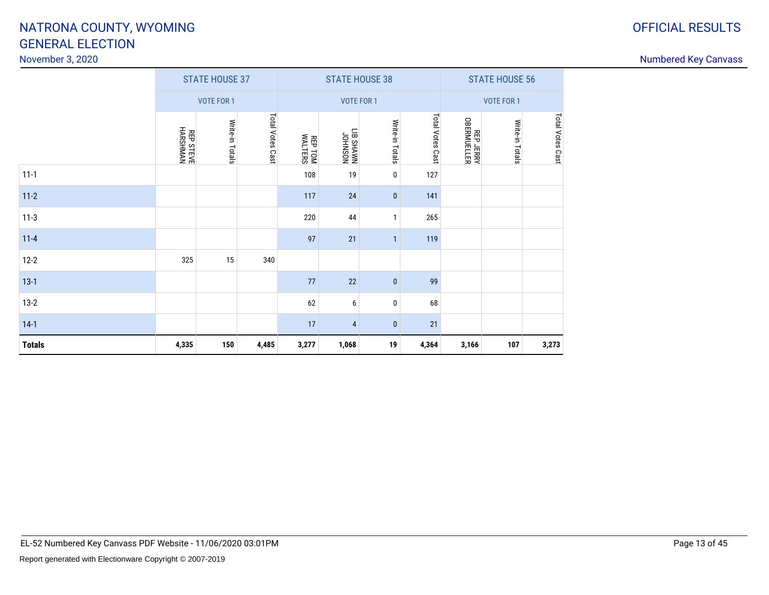# NATRONA COUNTY, WYOMING
# GENERAL ELECTION

November 3, 2020

OFFICIAL RESULTS

Numbered Key Canvass

| | STATE HOUSE 37 | | | STATE HOUSE 38 | | | | STATE HOUSE 56 | | |
|---|---|---|---|---|---|---|---|---|---|---|
| | VOTE FOR 1 | | | VOTE FOR 1 | | | | VOTE FOR 1 | | |
| | REP STEVE HARSHMAN | Write-in Totals | Total Votes Cast | REP TOM WALTERS | LIB SHAWN JOHNSON | Write-in Totals | Total Votes Cast | REP JERRY OBERMUELLER | Write-in Totals | Total Votes Cast |
| 11-1 | | | | 108 | 19 | 0 | 127 | | | |
| 11-2 | | | | 117 | 24 | 0 | 141 | | | |
| 11-3 | | | | 220 | 44 | 1 | 265 | | | |
| 11-4 | | | | 97 | 21 | 1 | 119 | | | |
| 12-2 | 325 | 15 | 340 | | | | | | | |
| 13-1 | | | | 77 | 22 | 0 | 99 | | | |
| 13-2 | | | | 62 | 6 | 0 | 68 | | | |
| 14-1 | | | | 17 | 4 | 0 | 21 | | | |
| **Totals** | **4,335** | **150** | **4,485** | **3,277** | **1,068** | **19** | **4,364** | **3,166** | **107** | **3,273** |

EL-52 Numbered Key Canvass PDF Website - 11/06/2020 03:01PM

Report generated with Electionware Copyright © 2007-2019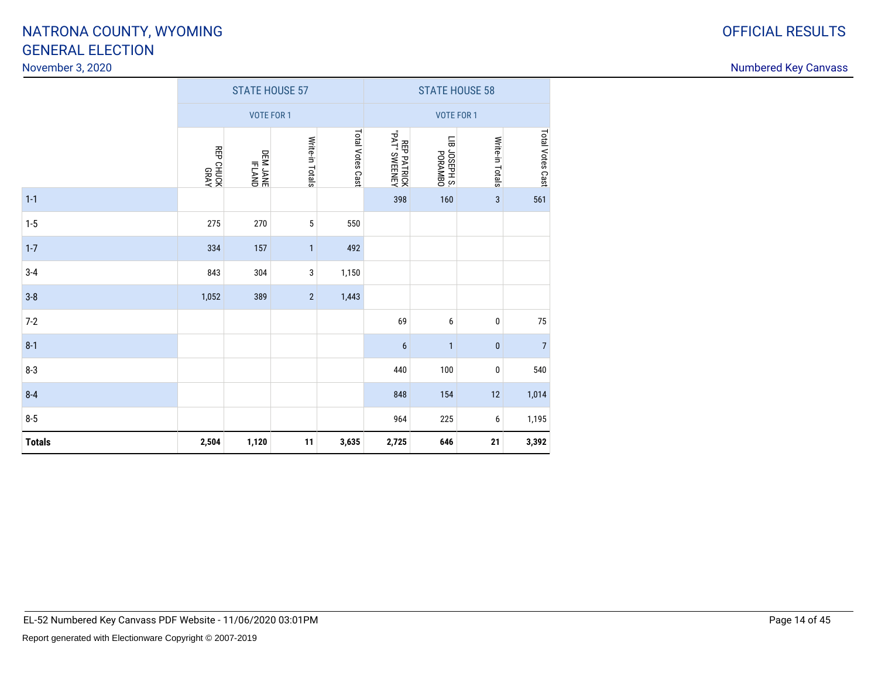# NATRONA COUNTY, WYOMING
# GENERAL ELECTION
November 3, 2020

OFFICIAL RESULTS

Numbered Key Canvass

| | STATE HOUSE 57 | | | | STATE HOUSE 58 | | | |
|---|---|---|---|---|---|---|---|---|
| | VOTE FOR 1 | | | | VOTE FOR 1 | | | |
| | REP CHUCK GRAY | DEM JANE IFLAND | Write-in Totals | Total Votes Cast | REP PATRICK "PAT" SWEENEY | LIB JOSEPH S. PORAMBO | Write-in Totals | Total Votes Cast |
| 1-1 | | | | | 398 | 160 | 3 | 561 |
| 1-5 | 275 | 270 | 5 | 550 | | | | |
| 1-7 | 334 | 157 | 1 | 492 | | | | |
| 3-4 | 843 | 304 | 3 | 1,150 | | | | |
| 3-8 | 1,052 | 389 | 2 | 1,443 | | | | |
| 7-2 | | | | | 69 | 6 | 0 | 75 |
| 8-1 | | | | | 6 | 1 | 0 | 7 |
| 8-3 | | | | | 440 | 100 | 0 | 540 |
| 8-4 | | | | | 848 | 154 | 12 | 1,014 |
| 8-5 | | | | | 964 | 225 | 6 | 1,195 |
| **Totals** | **2,504** | **1,120** | **11** | **3,635** | **2,725** | **646** | **21** | **3,392** |

EL-52 Numbered Key Canvass PDF Website - 11/06/2020 03:01PM

Report generated with Electionware Copyright © 2007-2019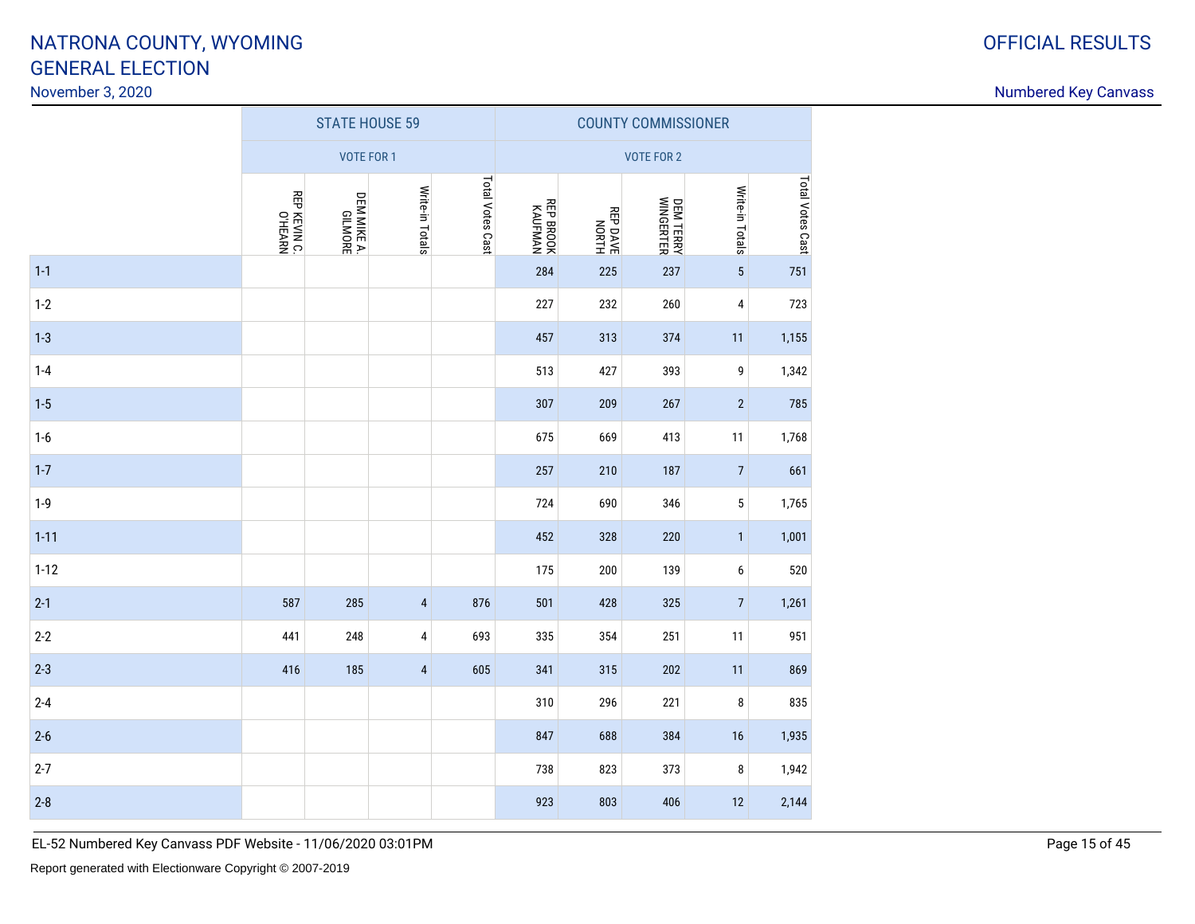# NATRONA COUNTY, WYOMING
# GENERAL ELECTION

November 3, 2020

OFFICIAL RESULTS

Numbered Key Canvass

| | STATE HOUSE 59 | | | | COUNTY COMMISSIONER | | | | |
|---|---|---|---|---|---|---|---|---|---|
| | VOTE FOR 1 | | | | VOTE FOR 2 | | | | |
| | REP KEVIN C. O'HEARN | DEM MIKE A. GILMORE | Write-in Totals | Total Votes Cast | REP BROOK KAUFMAN | REP DAVE NORTH | DEM TERRY WINGERTER | Write-in Totals | Total Votes Cast |
| 1-1 | | | | | 284 | 225 | 237 | 5 | 751 |
| 1-2 | | | | | 227 | 232 | 260 | 4 | 723 |
| 1-3 | | | | | 457 | 313 | 374 | 11 | 1,155 |
| 1-4 | | | | | 513 | 427 | 393 | 9 | 1,342 |
| 1-5 | | | | | 307 | 209 | 267 | 2 | 785 |
| 1-6 | | | | | 675 | 669 | 413 | 11 | 1,768 |
| 1-7 | | | | | 257 | 210 | 187 | 7 | 661 |
| 1-9 | | | | | 724 | 690 | 346 | 5 | 1,765 |
| 1-11 | | | | | 452 | 328 | 220 | 1 | 1,001 |
| 1-12 | | | | | 175 | 200 | 139 | 6 | 520 |
| 2-1 | 587 | 285 | 4 | 876 | 501 | 428 | 325 | 7 | 1,261 |
| 2-2 | 441 | 248 | 4 | 693 | 335 | 354 | 251 | 11 | 951 |
| 2-3 | 416 | 185 | 4 | 605 | 341 | 315 | 202 | 11 | 869 |
| 2-4 | | | | | 310 | 296 | 221 | 8 | 835 |
| 2-6 | | | | | 847 | 688 | 384 | 16 | 1,935 |
| 2-7 | | | | | 738 | 823 | 373 | 8 | 1,942 |
| 2-8 | | | | | 923 | 803 | 406 | 12 | 2,144 |

EL-52 Numbered Key Canvass PDF Website - 11/06/2020 03:01PM

Report generated with Electionware Copyright © 2007-2019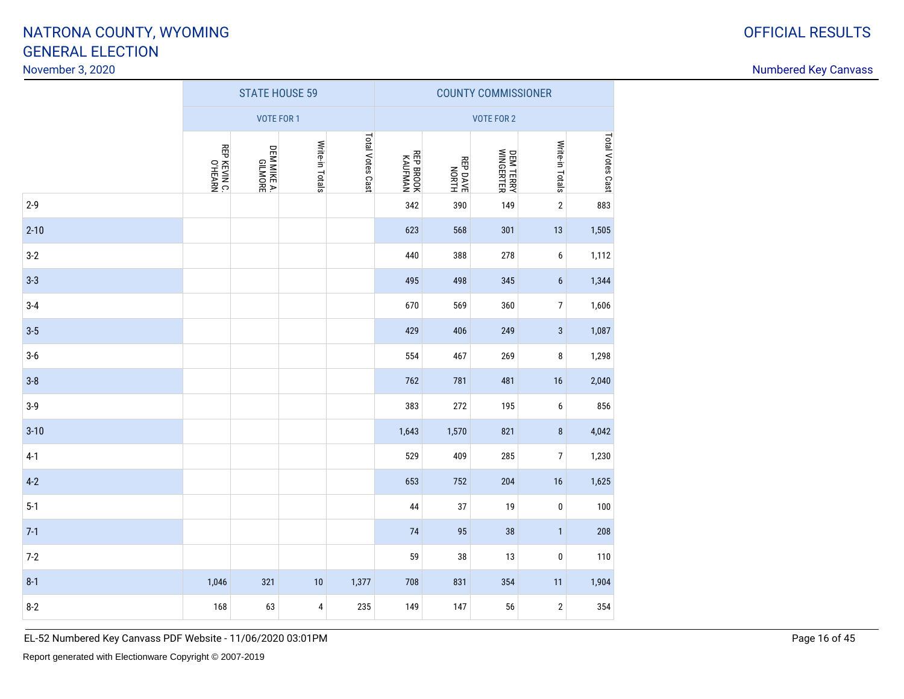# NATRONA COUNTY, WYOMING
## GENERAL ELECTION

November 3, 2020

OFFICIAL RESULTS

Numbered Key Canvass

| | STATE HOUSE 59 VOTE FOR 1 | | | | COUNTY COMMISSIONER VOTE FOR 2 | | | | |
|---|---|---|---|---|---|---|---|---|---|
| | REP KEVIN C. O'HEARN | DEM MIKE A. GILMORE | Write-in Totals | Total Votes Cast | REP BROOK KAUFMAN | REP DAVE NORTH | DEM TERRY WINGERTER | Write-in Totals | Total Votes Cast |
| 2-9 | | | | | 342 | 390 | 149 | 2 | 883 |
| 2-10 | | | | | 623 | 568 | 301 | 13 | 1,505 |
| 3-2 | | | | | 440 | 388 | 278 | 6 | 1,112 |
| 3-3 | | | | | 495 | 498 | 345 | 6 | 1,344 |
| 3-4 | | | | | 670 | 569 | 360 | 7 | 1,606 |
| 3-5 | | | | | 429 | 406 | 249 | 3 | 1,087 |
| 3-6 | | | | | 554 | 467 | 269 | 8 | 1,298 |
| 3-8 | | | | | 762 | 781 | 481 | 16 | 2,040 |
| 3-9 | | | | | 383 | 272 | 195 | 6 | 856 |
| 3-10 | | | | | 1,643 | 1,570 | 821 | 8 | 4,042 |
| 4-1 | | | | | 529 | 409 | 285 | 7 | 1,230 |
| 4-2 | | | | | 653 | 752 | 204 | 16 | 1,625 |
| 5-1 | | | | | 44 | 37 | 19 | 0 | 100 |
| 7-1 | | | | | 74 | 95 | 38 | 1 | 208 |
| 7-2 | | | | | 59 | 38 | 13 | 0 | 110 |
| 8-1 | 1,046 | 321 | 10 | 1,377 | 708 | 831 | 354 | 11 | 1,904 |
| 8-2 | 168 | 63 | 4 | 235 | 149 | 147 | 56 | 2 | 354 |

EL-52 Numbered Key Canvass PDF Website - 11/06/2020 03:01PM

Report generated with Electionware Copyright © 2007-2019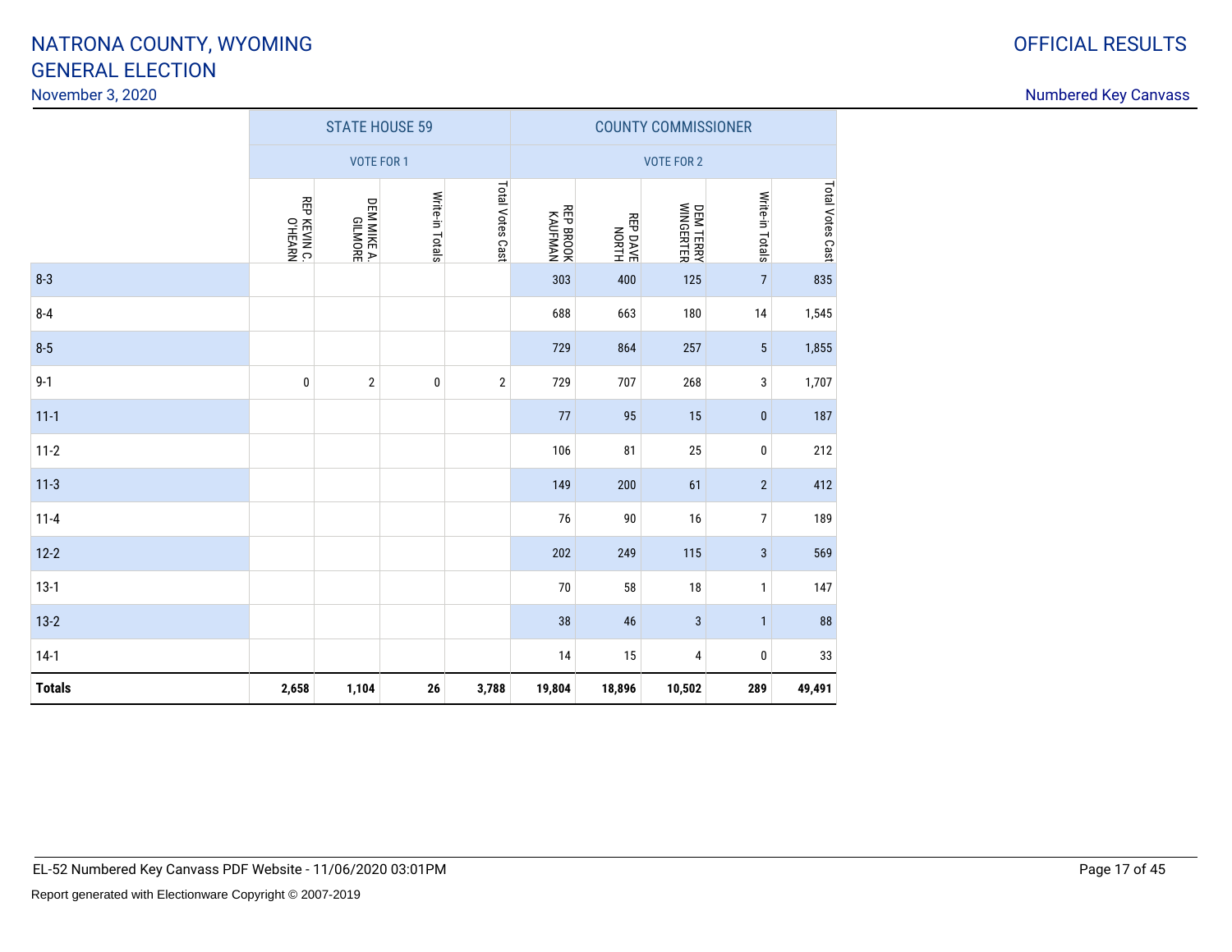# NATRONA COUNTY, WYOMING
## GENERAL ELECTION
November 3, 2020

OFFICIAL RESULTS

Numbered Key Canvass

| | STATE HOUSE 59 | | | | COUNTY COMMISSIONER | | | | |
|---|---|---|---|---|---|---|---|---|---|
| | VOTE FOR 1 | | | | VOTE FOR 2 | | | | |
| | REP KEVIN C. O'HEARN | DEM MIKE A. GILMORE | Write-in Totals | Total Votes Cast | REP BROOK KAUFMAN | REP DAVE NORTH | DEM TERRY WINGERTER | Write-in Totals | Total Votes Cast |
| 8-3 | | | | | 303 | 400 | 125 | 7 | 835 |
| 8-4 | | | | | 688 | 663 | 180 | 14 | 1,545 |
| 8-5 | | | | | 729 | 864 | 257 | 5 | 1,855 |
| 9-1 | 0 | 2 | 0 | 2 | 729 | 707 | 268 | 3 | 1,707 |
| 11-1 | | | | | 77 | 95 | 15 | 0 | 187 |
| 11-2 | | | | | 106 | 81 | 25 | 0 | 212 |
| 11-3 | | | | | 149 | 200 | 61 | 2 | 412 |
| 11-4 | | | | | 76 | 90 | 16 | 7 | 189 |
| 12-2 | | | | | 202 | 249 | 115 | 3 | 569 |
| 13-1 | | | | | 70 | 58 | 18 | 1 | 147 |
| 13-2 | | | | | 38 | 46 | 3 | 1 | 88 |
| 14-1 | | | | | 14 | 15 | 4 | 0 | 33 |
| **Totals** | **2,658** | **1,104** | **26** | **3,788** | **19,804** | **18,896** | **10,502** | **289** | **49,491** |

EL-52 Numbered Key Canvass PDF Website - 11/06/2020 03:01PM

Report generated with Electionware Copyright © 2007-2019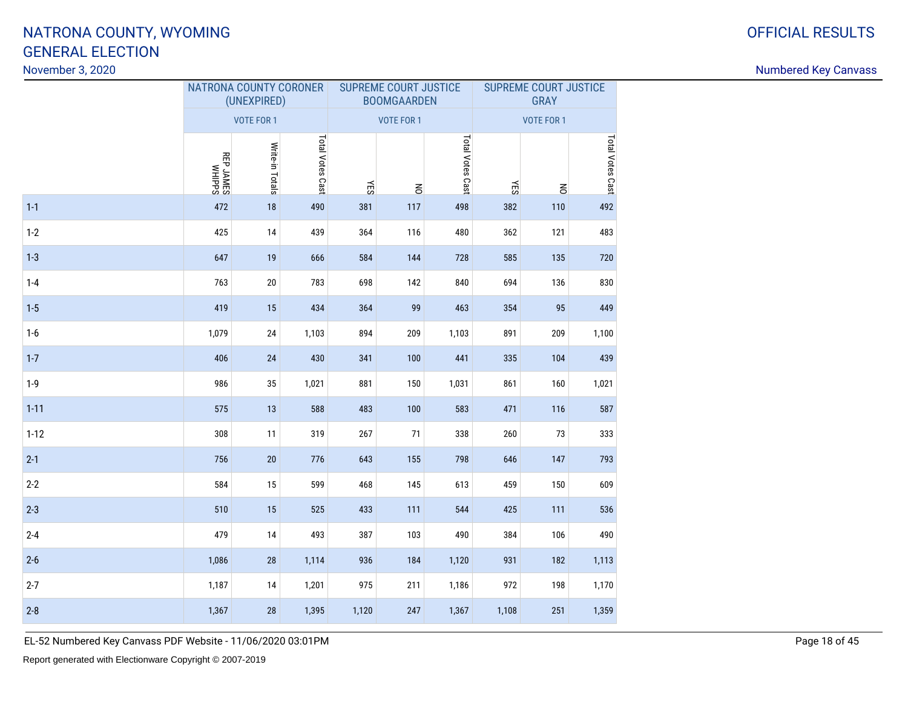# NATRONA COUNTY, WYOMING
# GENERAL ELECTION

November 3, 2020

OFFICIAL RESULTS

Numbered Key Canvass

| | NATRONA COUNTY CORONER (UNEXPIRED) | | | SUPREME COURT JUSTICE BOOMGAARDEN | | | SUPREME COURT JUSTICE GRAY | | |
|---|---|---|---|---|---|---|---|---|---|
| | VOTE FOR 1 | | | VOTE FOR 1 | | | VOTE FOR 1 | | |
| | REP JAMES WHIPPS | Write-in Totals | Total Votes Cast | YES | NO | Total Votes Cast | YES | NO | Total Votes Cast |
| 1-1 | 472 | 18 | 490 | 381 | 117 | 498 | 382 | 110 | 492 |
| 1-2 | 425 | 14 | 439 | 364 | 116 | 480 | 362 | 121 | 483 |
| 1-3 | 647 | 19 | 666 | 584 | 144 | 728 | 585 | 135 | 720 |
| 1-4 | 763 | 20 | 783 | 698 | 142 | 840 | 694 | 136 | 830 |
| 1-5 | 419 | 15 | 434 | 364 | 99 | 463 | 354 | 95 | 449 |
| 1-6 | 1,079 | 24 | 1,103 | 894 | 209 | 1,103 | 891 | 209 | 1,100 |
| 1-7 | 406 | 24 | 430 | 341 | 100 | 441 | 335 | 104 | 439 |
| 1-9 | 986 | 35 | 1,021 | 881 | 150 | 1,031 | 861 | 160 | 1,021 |
| 1-11 | 575 | 13 | 588 | 483 | 100 | 583 | 471 | 116 | 587 |
| 1-12 | 308 | 11 | 319 | 267 | 71 | 338 | 260 | 73 | 333 |
| 2-1 | 756 | 20 | 776 | 643 | 155 | 798 | 646 | 147 | 793 |
| 2-2 | 584 | 15 | 599 | 468 | 145 | 613 | 459 | 150 | 609 |
| 2-3 | 510 | 15 | 525 | 433 | 111 | 544 | 425 | 111 | 536 |
| 2-4 | 479 | 14 | 493 | 387 | 103 | 490 | 384 | 106 | 490 |
| 2-6 | 1,086 | 28 | 1,114 | 936 | 184 | 1,120 | 931 | 182 | 1,113 |
| 2-7 | 1,187 | 14 | 1,201 | 975 | 211 | 1,186 | 972 | 198 | 1,170 |
| 2-8 | 1,367 | 28 | 1,395 | 1,120 | 247 | 1,367 | 1,108 | 251 | 1,359 |

EL-52 Numbered Key Canvass PDF Website - 11/06/2020 03:01PM

Report generated with Electionware Copyright © 2007-2019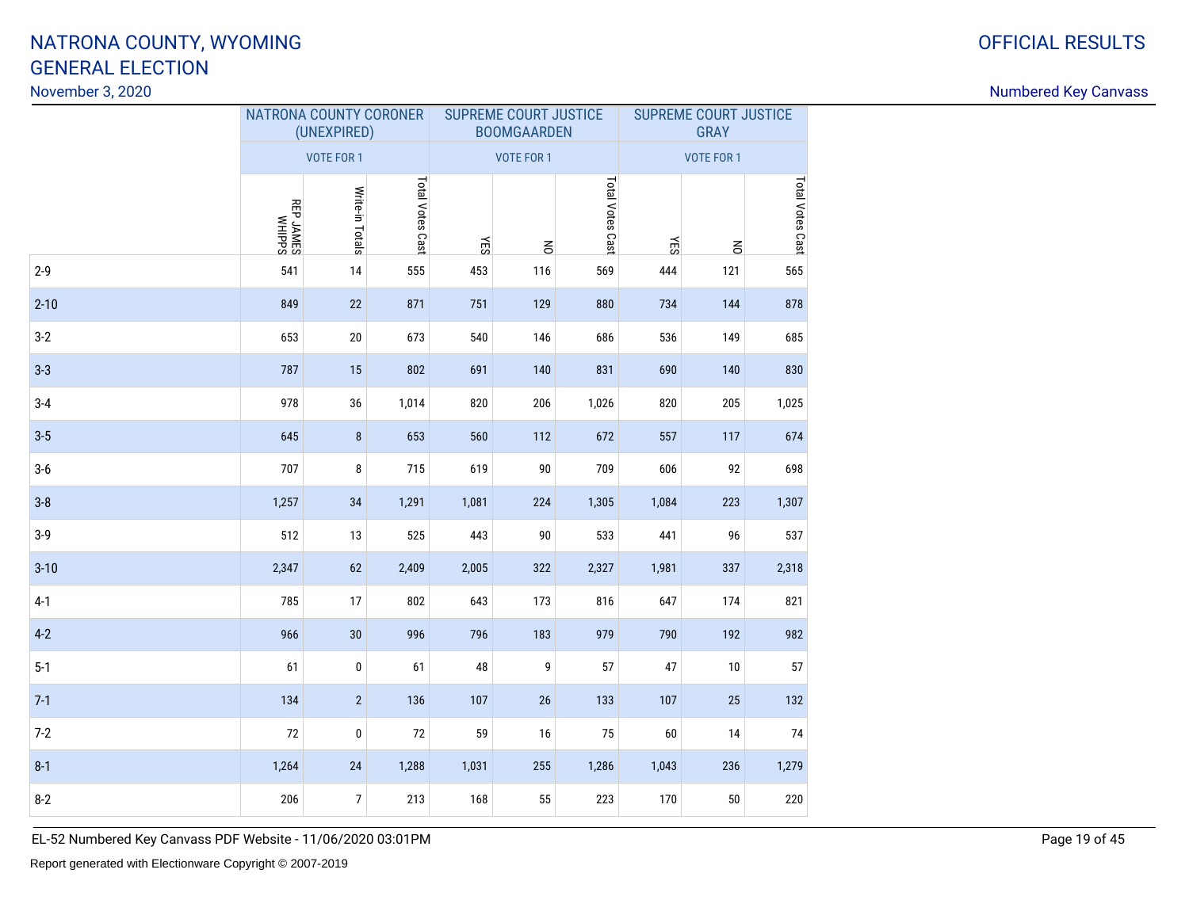# NATRONA COUNTY, WYOMING
# GENERAL ELECTION

November 3, 2020

OFFICIAL RESULTS

Numbered Key Canvass

| | NATRONA COUNTY CORONER (UNEXPIRED) | | | SUPREME COURT JUSTICE BOOMGAARDEN | | | SUPREME COURT JUSTICE GRAY | | |
|---|---|---|---|---|---|---|---|---|---|
| | VOTE FOR 1 | | | VOTE FOR 1 | | | VOTE FOR 1 | | |
| | REP JAMES WHIPPS | Write-in Totals | Total Votes Cast | YES | NO | Total Votes Cast | YES | NO | Total Votes Cast |
| 2-9 | 541 | 14 | 555 | 453 | 116 | 569 | 444 | 121 | 565 |
| 2-10 | 849 | 22 | 871 | 751 | 129 | 880 | 734 | 144 | 878 |
| 3-2 | 653 | 20 | 673 | 540 | 146 | 686 | 536 | 149 | 685 |
| 3-3 | 787 | 15 | 802 | 691 | 140 | 831 | 690 | 140 | 830 |
| 3-4 | 978 | 36 | 1,014 | 820 | 206 | 1,026 | 820 | 205 | 1,025 |
| 3-5 | 645 | 8 | 653 | 560 | 112 | 672 | 557 | 117 | 674 |
| 3-6 | 707 | 8 | 715 | 619 | 90 | 709 | 606 | 92 | 698 |
| 3-8 | 1,257 | 34 | 1,291 | 1,081 | 224 | 1,305 | 1,084 | 223 | 1,307 |
| 3-9 | 512 | 13 | 525 | 443 | 90 | 533 | 441 | 96 | 537 |
| 3-10 | 2,347 | 62 | 2,409 | 2,005 | 322 | 2,327 | 1,981 | 337 | 2,318 |
| 4-1 | 785 | 17 | 802 | 643 | 173 | 816 | 647 | 174 | 821 |
| 4-2 | 966 | 30 | 996 | 796 | 183 | 979 | 790 | 192 | 982 |
| 5-1 | 61 | 0 | 61 | 48 | 9 | 57 | 47 | 10 | 57 |
| 7-1 | 134 | 2 | 136 | 107 | 26 | 133 | 107 | 25 | 132 |
| 7-2 | 72 | 0 | 72 | 59 | 16 | 75 | 60 | 14 | 74 |
| 8-1 | 1,264 | 24 | 1,288 | 1,031 | 255 | 1,286 | 1,043 | 236 | 1,279 |
| 8-2 | 206 | 7 | 213 | 168 | 55 | 223 | 170 | 50 | 220 |

EL-52 Numbered Key Canvass PDF Website - 11/06/2020 03:01PM

Report generated with Electionware Copyright © 2007-2019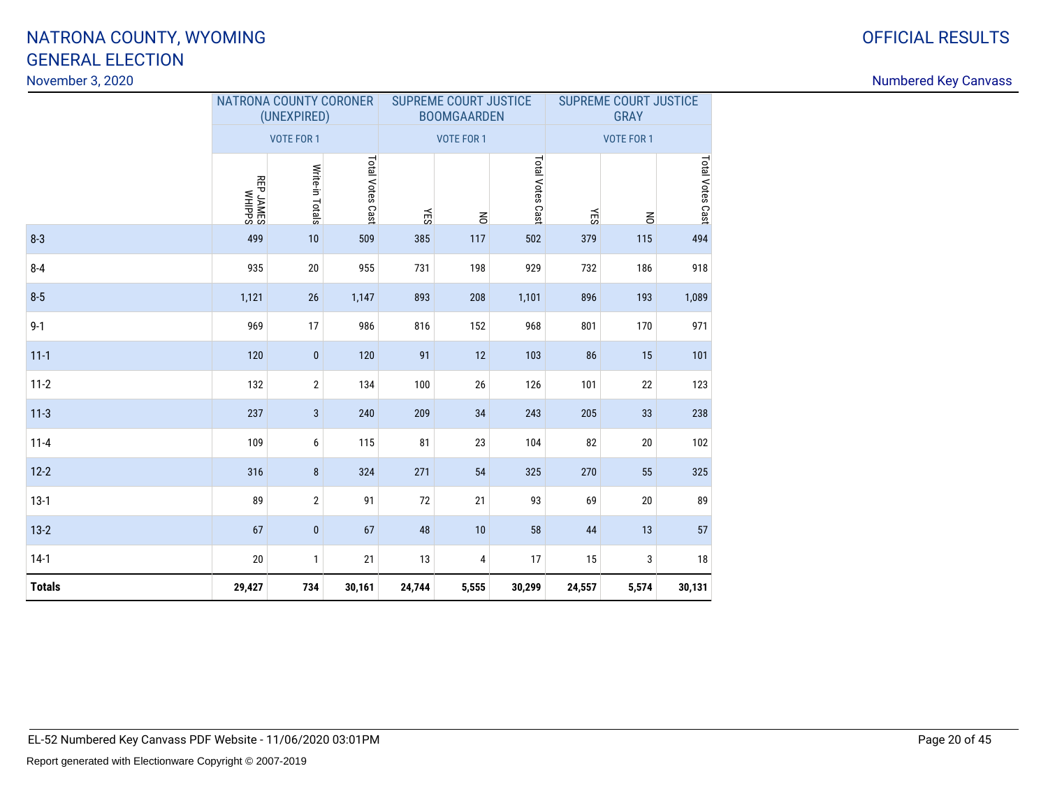# NATRONA COUNTY, WYOMING
# GENERAL ELECTION

November 3, 2020

OFFICIAL RESULTS

Numbered Key Canvass

| | NATRONA COUNTY CORONER (UNEXPIRED) VOTE FOR 1 | | | SUPREME COURT JUSTICE BOOMGAARDEN VOTE FOR 1 | | | SUPREME COURT JUSTICE GRAY VOTE FOR 1 | | |
|---|---|---|---|---|---|---|---|---|---|
| | REP JAMES WHIPPS | Write-in Totals | Total Votes Cast | YES | NO | Total Votes Cast | YES | NO | Total Votes Cast |
| 8-3 | 499 | 10 | 509 | 385 | 117 | 502 | 379 | 115 | 494 |
| 8-4 | 935 | 20 | 955 | 731 | 198 | 929 | 732 | 186 | 918 |
| 8-5 | 1,121 | 26 | 1,147 | 893 | 208 | 1,101 | 896 | 193 | 1,089 |
| 9-1 | 969 | 17 | 986 | 816 | 152 | 968 | 801 | 170 | 971 |
| 11-1 | 120 | 0 | 120 | 91 | 12 | 103 | 86 | 15 | 101 |
| 11-2 | 132 | 2 | 134 | 100 | 26 | 126 | 101 | 22 | 123 |
| 11-3 | 237 | 3 | 240 | 209 | 34 | 243 | 205 | 33 | 238 |
| 11-4 | 109 | 6 | 115 | 81 | 23 | 104 | 82 | 20 | 102 |
| 12-2 | 316 | 8 | 324 | 271 | 54 | 325 | 270 | 55 | 325 |
| 13-1 | 89 | 2 | 91 | 72 | 21 | 93 | 69 | 20 | 89 |
| 13-2 | 67 | 0 | 67 | 48 | 10 | 58 | 44 | 13 | 57 |
| 14-1 | 20 | 1 | 21 | 13 | 4 | 17 | 15 | 3 | 18 |
| **Totals** | **29,427** | **734** | **30,161** | **24,744** | **5,555** | **30,299** | **24,557** | **5,574** | **30,131** |

EL-52 Numbered Key Canvass PDF Website - 11/06/2020 03:01PM

Report generated with Electionware Copyright © 2007-2019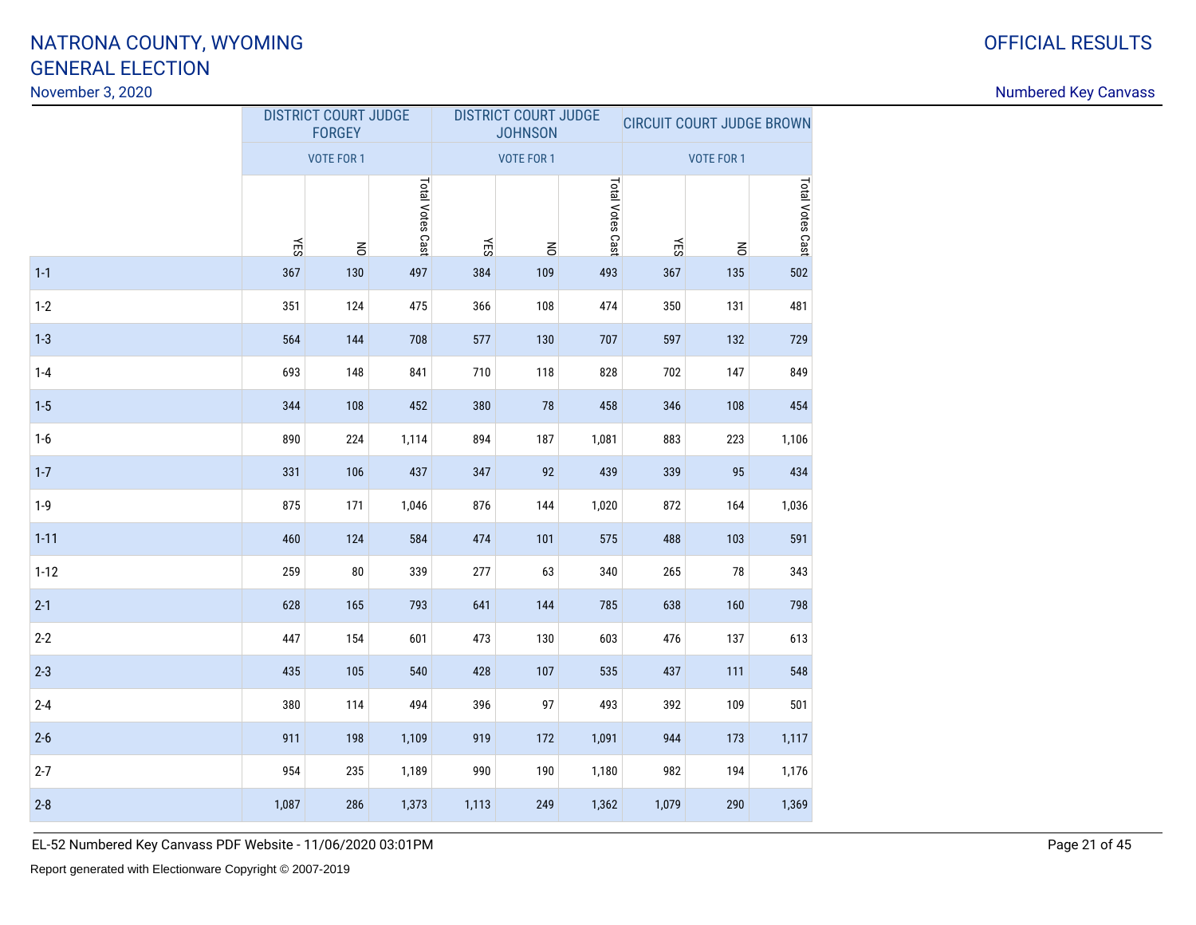# NATRONA COUNTY, WYOMING
# GENERAL ELECTION

November 3, 2020

OFFICIAL RESULTS

Numbered Key Canvass

| | DISTRICT COURT JUDGE FORGEY | | | DISTRICT COURT JUDGE JOHNSON | | | CIRCUIT COURT JUDGE BROWN | | |
|---|---|---|---|---|---|---|---|---|---|
| | VOTE FOR 1 | | | VOTE FOR 1 | | | VOTE FOR 1 | | |
| | YES | NO | Total Votes Cast | YES | NO | Total Votes Cast | YES | NO | Total Votes Cast |
| 1-1 | 367 | 130 | 497 | 384 | 109 | 493 | 367 | 135 | 502 |
| 1-2 | 351 | 124 | 475 | 366 | 108 | 474 | 350 | 131 | 481 |
| 1-3 | 564 | 144 | 708 | 577 | 130 | 707 | 597 | 132 | 729 |
| 1-4 | 693 | 148 | 841 | 710 | 118 | 828 | 702 | 147 | 849 |
| 1-5 | 344 | 108 | 452 | 380 | 78 | 458 | 346 | 108 | 454 |
| 1-6 | 890 | 224 | 1,114 | 894 | 187 | 1,081 | 883 | 223 | 1,106 |
| 1-7 | 331 | 106 | 437 | 347 | 92 | 439 | 339 | 95 | 434 |
| 1-9 | 875 | 171 | 1,046 | 876 | 144 | 1,020 | 872 | 164 | 1,036 |
| 1-11 | 460 | 124 | 584 | 474 | 101 | 575 | 488 | 103 | 591 |
| 1-12 | 259 | 80 | 339 | 277 | 63 | 340 | 265 | 78 | 343 |
| 2-1 | 628 | 165 | 793 | 641 | 144 | 785 | 638 | 160 | 798 |
| 2-2 | 447 | 154 | 601 | 473 | 130 | 603 | 476 | 137 | 613 |
| 2-3 | 435 | 105 | 540 | 428 | 107 | 535 | 437 | 111 | 548 |
| 2-4 | 380 | 114 | 494 | 396 | 97 | 493 | 392 | 109 | 501 |
| 2-6 | 911 | 198 | 1,109 | 919 | 172 | 1,091 | 944 | 173 | 1,117 |
| 2-7 | 954 | 235 | 1,189 | 990 | 190 | 1,180 | 982 | 194 | 1,176 |
| 2-8 | 1,087 | 286 | 1,373 | 1,113 | 249 | 1,362 | 1,079 | 290 | 1,369 |

EL-52 Numbered Key Canvass PDF Website - 11/06/2020 03:01PM

Report generated with Electionware Copyright © 2007-2019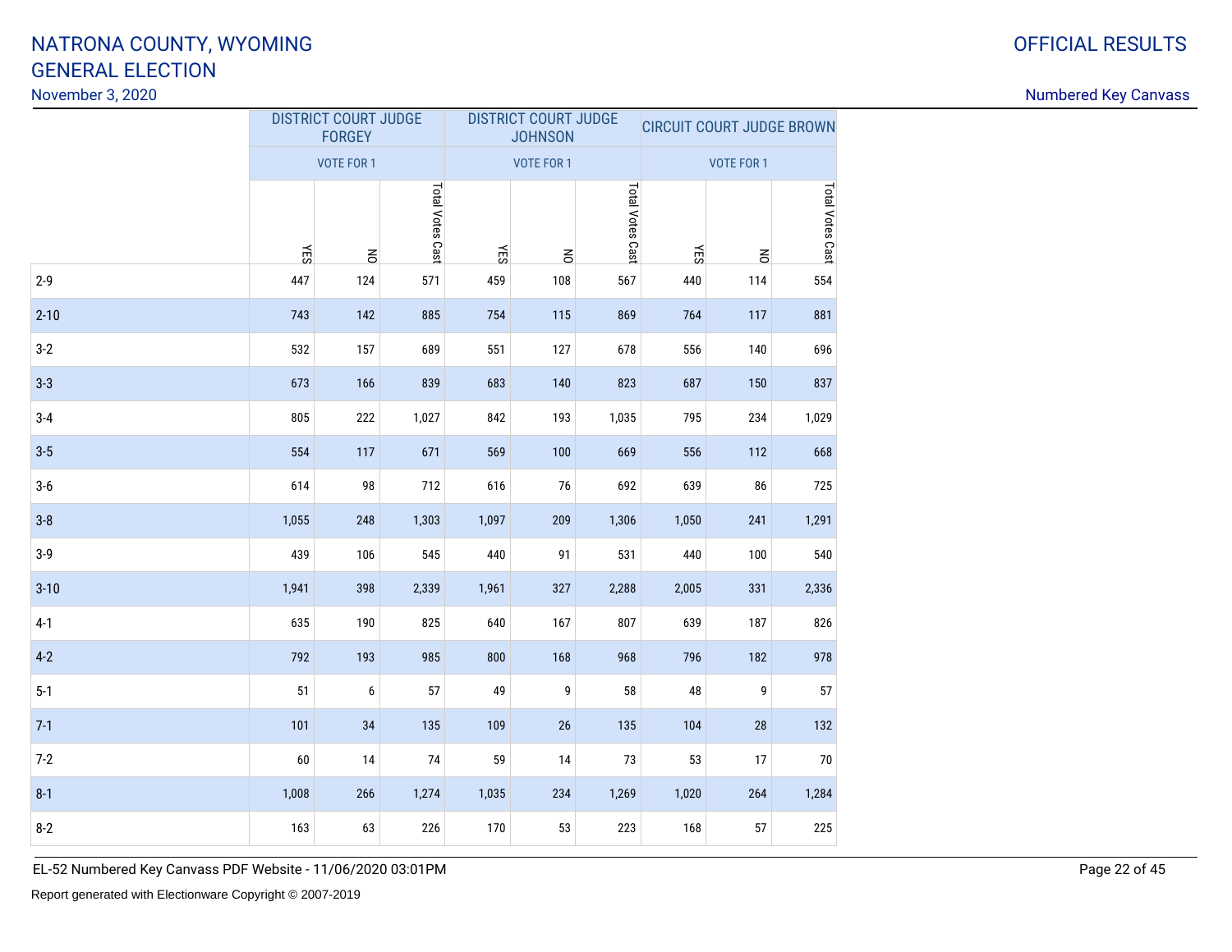# NATRONA COUNTY, WYOMING
# GENERAL ELECTION

November 3, 2020

OFFICIAL RESULTS

Numbered Key Canvass

| | DISTRICT COURT JUDGE FORGEY | | | DISTRICT COURT JUDGE JOHNSON | | | CIRCUIT COURT JUDGE BROWN | | |
|---|---|---|---|---|---|---|---|---|---|
| | VOTE FOR 1 | | | VOTE FOR 1 | | | VOTE FOR 1 | | |
| | YES | NO | Total Votes Cast | YES | NO | Total Votes Cast | YES | NO | Total Votes Cast |
| 2-9 | 447 | 124 | 571 | 459 | 108 | 567 | 440 | 114 | 554 |
| 2-10 | 743 | 142 | 885 | 754 | 115 | 869 | 764 | 117 | 881 |
| 3-2 | 532 | 157 | 689 | 551 | 127 | 678 | 556 | 140 | 696 |
| 3-3 | 673 | 166 | 839 | 683 | 140 | 823 | 687 | 150 | 837 |
| 3-4 | 805 | 222 | 1,027 | 842 | 193 | 1,035 | 795 | 234 | 1,029 |
| 3-5 | 554 | 117 | 671 | 569 | 100 | 669 | 556 | 112 | 668 |
| 3-6 | 614 | 98 | 712 | 616 | 76 | 692 | 639 | 86 | 725 |
| 3-8 | 1,055 | 248 | 1,303 | 1,097 | 209 | 1,306 | 1,050 | 241 | 1,291 |
| 3-9 | 439 | 106 | 545 | 440 | 91 | 531 | 440 | 100 | 540 |
| 3-10 | 1,941 | 398 | 2,339 | 1,961 | 327 | 2,288 | 2,005 | 331 | 2,336 |
| 4-1 | 635 | 190 | 825 | 640 | 167 | 807 | 639 | 187 | 826 |
| 4-2 | 792 | 193 | 985 | 800 | 168 | 968 | 796 | 182 | 978 |
| 5-1 | 51 | 6 | 57 | 49 | 9 | 58 | 48 | 9 | 57 |
| 7-1 | 101 | 34 | 135 | 109 | 26 | 135 | 104 | 28 | 132 |
| 7-2 | 60 | 14 | 74 | 59 | 14 | 73 | 53 | 17 | 70 |
| 8-1 | 1,008 | 266 | 1,274 | 1,035 | 234 | 1,269 | 1,020 | 264 | 1,284 |
| 8-2 | 163 | 63 | 226 | 170 | 53 | 223 | 168 | 57 | 225 |

EL-52 Numbered Key Canvass PDF Website - 11/06/2020 03:01PM

Report generated with Electionware Copyright © 2007-2019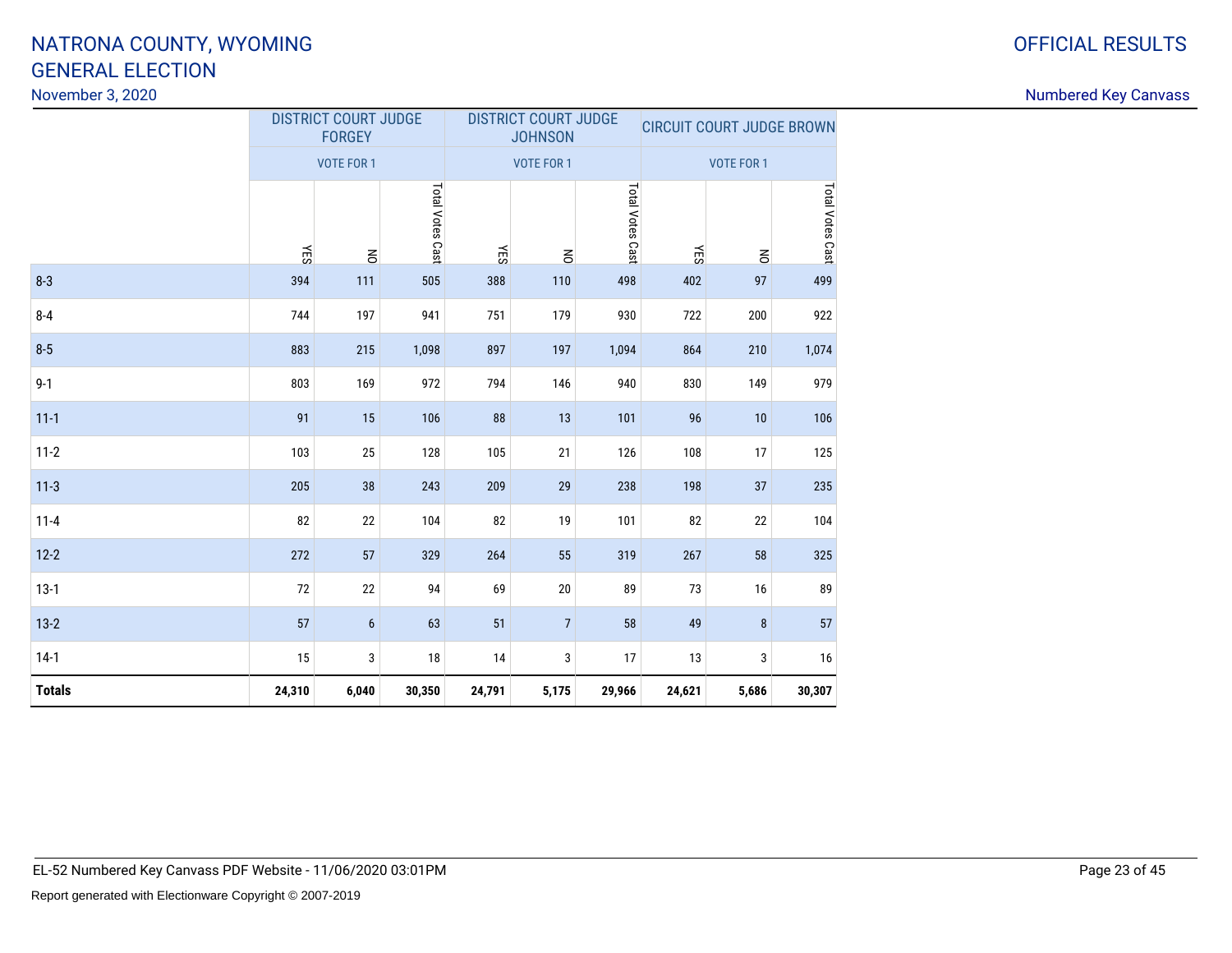# NATRONA COUNTY, WYOMING
# GENERAL ELECTION

November 3, 2020

OFFICIAL RESULTS

Numbered Key Canvass

| | DISTRICT COURT JUDGE FORGEY | | | DISTRICT COURT JUDGE JOHNSON | | | CIRCUIT COURT JUDGE BROWN | | |
|---|---|---|---|---|---|---|---|---|---|
| | VOTE FOR 1 | | | VOTE FOR 1 | | | VOTE FOR 1 | | |
| | YES | NO | Total Votes Cast | YES | NO | Total Votes Cast | YES | NO | Total Votes Cast |
| 8-3 | 394 | 111 | 505 | 388 | 110 | 498 | 402 | 97 | 499 |
| 8-4 | 744 | 197 | 941 | 751 | 179 | 930 | 722 | 200 | 922 |
| 8-5 | 883 | 215 | 1,098 | 897 | 197 | 1,094 | 864 | 210 | 1,074 |
| 9-1 | 803 | 169 | 972 | 794 | 146 | 940 | 830 | 149 | 979 |
| 11-1 | 91 | 15 | 106 | 88 | 13 | 101 | 96 | 10 | 106 |
| 11-2 | 103 | 25 | 128 | 105 | 21 | 126 | 108 | 17 | 125 |
| 11-3 | 205 | 38 | 243 | 209 | 29 | 238 | 198 | 37 | 235 |
| 11-4 | 82 | 22 | 104 | 82 | 19 | 101 | 82 | 22 | 104 |
| 12-2 | 272 | 57 | 329 | 264 | 55 | 319 | 267 | 58 | 325 |
| 13-1 | 72 | 22 | 94 | 69 | 20 | 89 | 73 | 16 | 89 |
| 13-2 | 57 | 6 | 63 | 51 | 7 | 58 | 49 | 8 | 57 |
| 14-1 | 15 | 3 | 18 | 14 | 3 | 17 | 13 | 3 | 16 |
| **Totals** | **24,310** | **6,040** | **30,350** | **24,791** | **5,175** | **29,966** | **24,621** | **5,686** | **30,307** |

EL-52 Numbered Key Canvass PDF Website - 11/06/2020 03:01PM

Report generated with Electionware Copyright © 2007-2019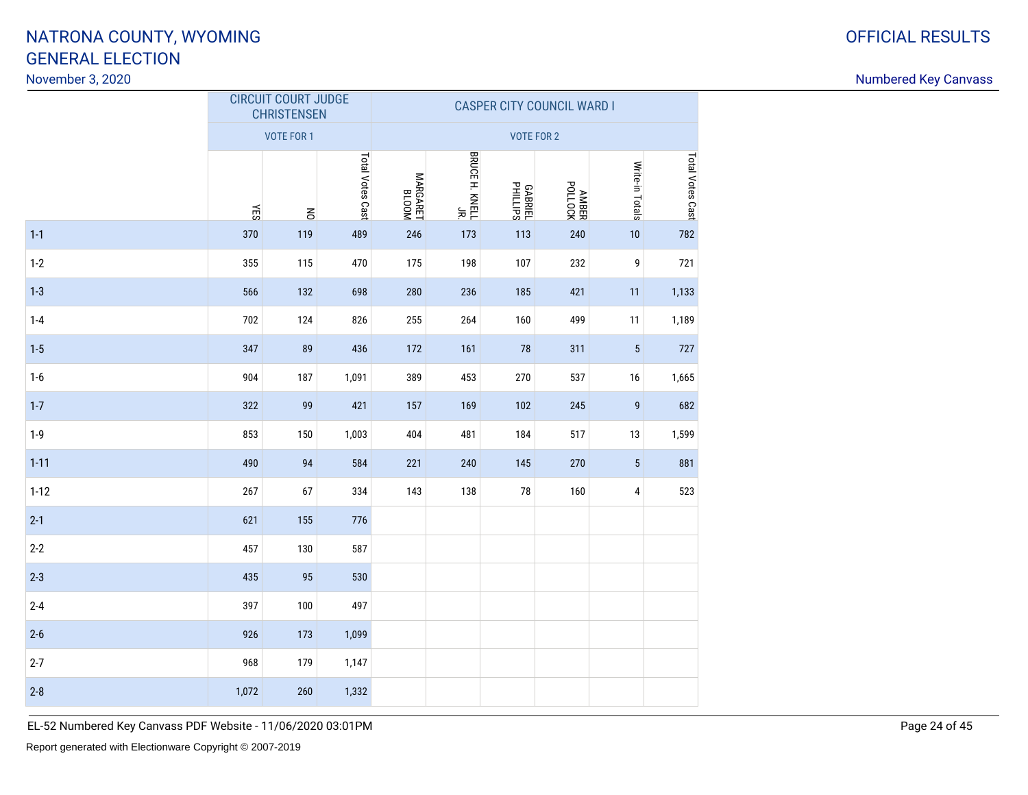# NATRONA COUNTY, WYOMING
# GENERAL ELECTION

November 3, 2020

OFFICIAL RESULTS

Numbered Key Canvass

| | CIRCUIT COURT JUDGE CHRISTENSEN | | | CASPER CITY COUNCIL WARD I | | | | | |
|---|---|---|---|---|---|---|---|---|---|
| | VOTE FOR 1 | | | VOTE FOR 2 | | | | | |
| | YES | NO | Total Votes Cast | MARGARET BLOOM | BRUCE H. KNELL JR. | GABRIEL PHILLIPS | AMBER POLLOCK | Write-in Totals | Total Votes Cast |
| 1-1 | 370 | 119 | 489 | 246 | 173 | 113 | 240 | 10 | 782 |
| 1-2 | 355 | 115 | 470 | 175 | 198 | 107 | 232 | 9 | 721 |
| 1-3 | 566 | 132 | 698 | 280 | 236 | 185 | 421 | 11 | 1,133 |
| 1-4 | 702 | 124 | 826 | 255 | 264 | 160 | 499 | 11 | 1,189 |
| 1-5 | 347 | 89 | 436 | 172 | 161 | 78 | 311 | 5 | 727 |
| 1-6 | 904 | 187 | 1,091 | 389 | 453 | 270 | 537 | 16 | 1,665 |
| 1-7 | 322 | 99 | 421 | 157 | 169 | 102 | 245 | 9 | 682 |
| 1-9 | 853 | 150 | 1,003 | 404 | 481 | 184 | 517 | 13 | 1,599 |
| 1-11 | 490 | 94 | 584 | 221 | 240 | 145 | 270 | 5 | 881 |
| 1-12 | 267 | 67 | 334 | 143 | 138 | 78 | 160 | 4 | 523 |
| 2-1 | 621 | 155 | 776 | | | | | | |
| 2-2 | 457 | 130 | 587 | | | | | | |
| 2-3 | 435 | 95 | 530 | | | | | | |
| 2-4 | 397 | 100 | 497 | | | | | | |
| 2-6 | 926 | 173 | 1,099 | | | | | | |
| 2-7 | 968 | 179 | 1,147 | | | | | | |
| 2-8 | 1,072 | 260 | 1,332 | | | | | | |

EL-52 Numbered Key Canvass PDF Website - 11/06/2020 03:01PM

Report generated with Electionware Copyright © 2007-2019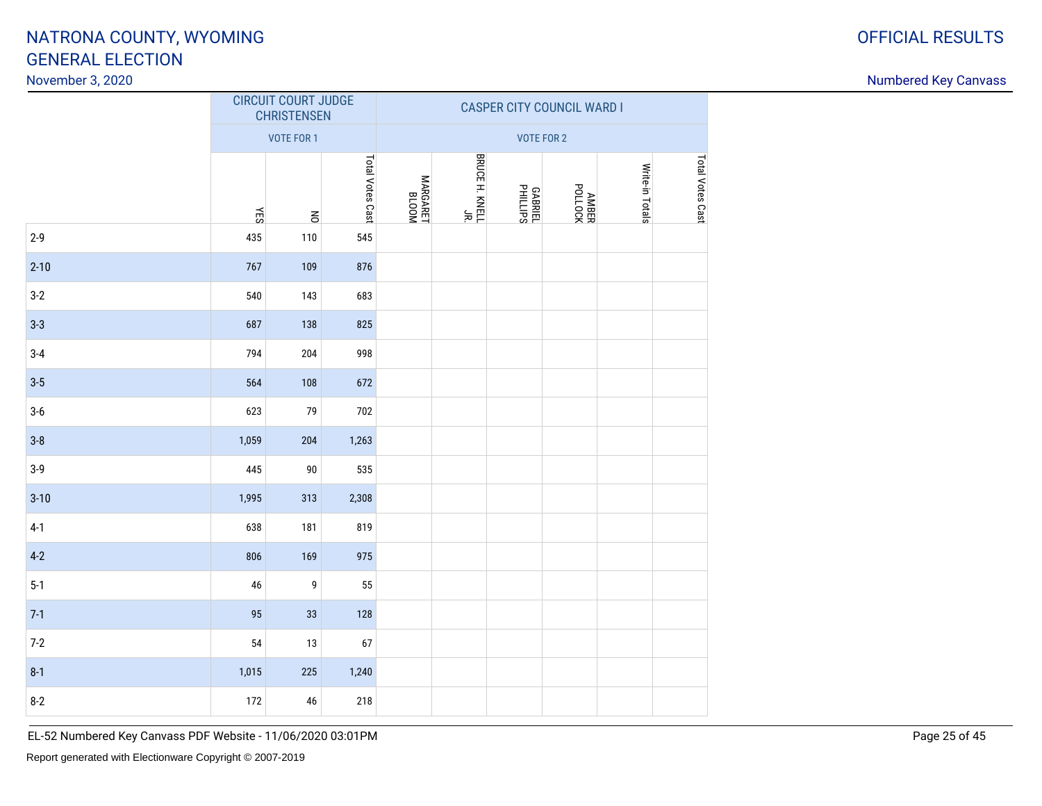# NATRONA COUNTY, WYOMING
# GENERAL ELECTION

November 3, 2020

OFFICIAL RESULTS

Numbered Key Canvass

| | CIRCUIT COURT JUDGE CHRISTENSEN | | | CASPER CITY COUNCIL WARD I | | | | | |
|---|---|---|---|---|---|---|---|---|---|
| | VOTE FOR 1 | | | VOTE FOR 2 | | | | | |
| | YES | NO | Total Votes Cast | MARGARET BLOOM | BRUCE H. KNELL JR. | GABRIEL PHILLIPS | AMBER POLLOCK | Write-in Totals | Total Votes Cast |
| 2-9 | 435 | 110 | 545 | | | | | | |
| 2-10 | 767 | 109 | 876 | | | | | | |
| 3-2 | 540 | 143 | 683 | | | | | | |
| 3-3 | 687 | 138 | 825 | | | | | | |
| 3-4 | 794 | 204 | 998 | | | | | | |
| 3-5 | 564 | 108 | 672 | | | | | | |
| 3-6 | 623 | 79 | 702 | | | | | | |
| 3-8 | 1,059 | 204 | 1,263 | | | | | | |
| 3-9 | 445 | 90 | 535 | | | | | | |
| 3-10 | 1,995 | 313 | 2,308 | | | | | | |
| 4-1 | 638 | 181 | 819 | | | | | | |
| 4-2 | 806 | 169 | 975 | | | | | | |
| 5-1 | 46 | 9 | 55 | | | | | | |
| 7-1 | 95 | 33 | 128 | | | | | | |
| 7-2 | 54 | 13 | 67 | | | | | | |
| 8-1 | 1,015 | 225 | 1,240 | | | | | | |
| 8-2 | 172 | 46 | 218 | | | | | | |

EL-52 Numbered Key Canvass PDF Website - 11/06/2020 03:01PM

Report generated with Electionware Copyright © 2007-2019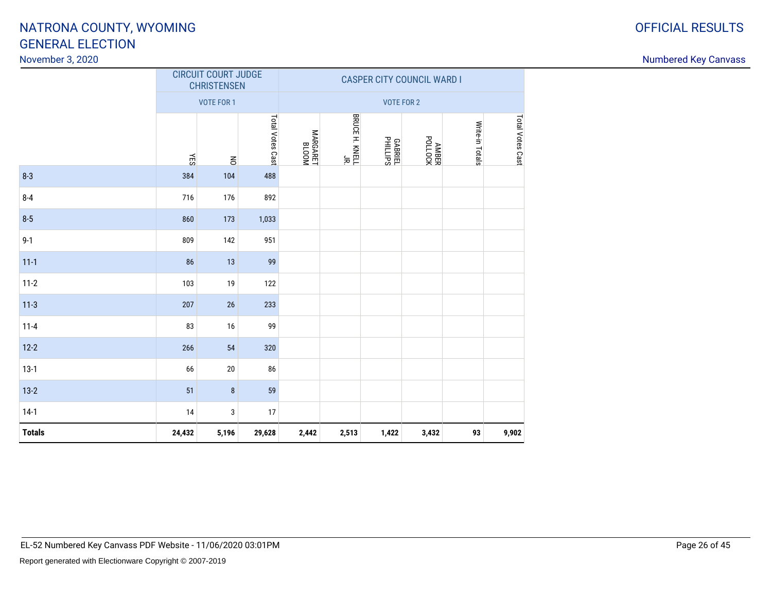# NATRONA COUNTY, WYOMING
# GENERAL ELECTION

November 3, 2020

OFFICIAL RESULTS

Numbered Key Canvass

| | CIRCUIT COURT JUDGE CHRISTENSEN | | | CASPER CITY COUNCIL WARD I | | | | | |
|---|---|---|---|---|---|---|---|---|---|
| | VOTE FOR 1 | | | VOTE FOR 2 | | | | | |
| | YES | NO | Total Votes Cast | MARGARET BLOOM | BRUCE H. KNELL JR. | GABRIEL PHILLIPS | AMBER POLLOCK | Write-in Totals | Total Votes Cast |
| 8-3 | 384 | 104 | 488 | | | | | | |
| 8-4 | 716 | 176 | 892 | | | | | | |
| 8-5 | 860 | 173 | 1,033 | | | | | | |
| 9-1 | 809 | 142 | 951 | | | | | | |
| 11-1 | 86 | 13 | 99 | | | | | | |
| 11-2 | 103 | 19 | 122 | | | | | | |
| 11-3 | 207 | 26 | 233 | | | | | | |
| 11-4 | 83 | 16 | 99 | | | | | | |
| 12-2 | 266 | 54 | 320 | | | | | | |
| 13-1 | 66 | 20 | 86 | | | | | | |
| 13-2 | 51 | 8 | 59 | | | | | | |
| 14-1 | 14 | 3 | 17 | | | | | | |
| **Totals** | **24,432** | **5,196** | **29,628** | **2,442** | **2,513** | **1,422** | **3,432** | **93** | **9,902** |

EL-52 Numbered Key Canvass PDF Website - 11/06/2020 03:01PM

Report generated with Electionware Copyright © 2007-2019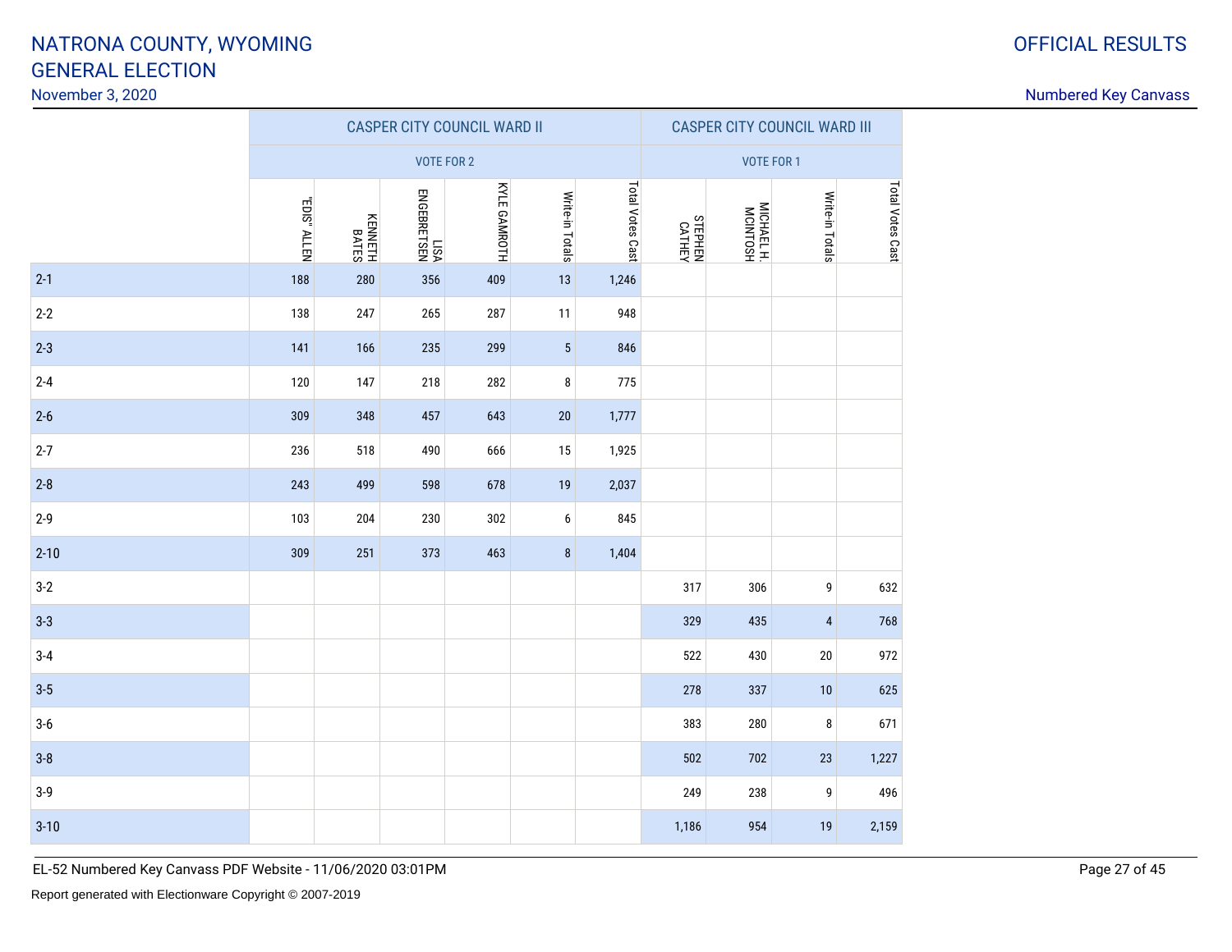NATRONA COUNTY, WYOMING
GENERAL ELECTION
November 3, 2020

OFFICIAL RESULTS

Numbered Key Canvass

| | CASPER CITY COUNCIL WARD II | | | | | | CASPER CITY COUNCIL WARD III | | | |
|---|---|---|---|---|---|---|---|---|---|---|
| | VOTE FOR 2 | | | | | | VOTE FOR 1 | | | |
| | "EDIS" ALLEN | KENNETH BATES | LISA ENGEBRETSEN | KYLE GAMROTH | Write-in Totals | Total Votes Cast | STEPHEN CATHEY | MICHAEL H. MCINTOSH | Write-in Totals | Total Votes Cast |
| 2-1 | 188 | 280 | 356 | 409 | 13 | 1,246 | | | | |
| 2-2 | 138 | 247 | 265 | 287 | 11 | 948 | | | | |
| 2-3 | 141 | 166 | 235 | 299 | 5 | 846 | | | | |
| 2-4 | 120 | 147 | 218 | 282 | 8 | 775 | | | | |
| 2-6 | 309 | 348 | 457 | 643 | 20 | 1,777 | | | | |
| 2-7 | 236 | 518 | 490 | 666 | 15 | 1,925 | | | | |
| 2-8 | 243 | 499 | 598 | 678 | 19 | 2,037 | | | | |
| 2-9 | 103 | 204 | 230 | 302 | 6 | 845 | | | | |
| 2-10 | 309 | 251 | 373 | 463 | 8 | 1,404 | | | | |
| 3-2 | | | | | | | 317 | 306 | 9 | 632 |
| 3-3 | | | | | | | 329 | 435 | 4 | 768 |
| 3-4 | | | | | | | 522 | 430 | 20 | 972 |
| 3-5 | | | | | | | 278 | 337 | 10 | 625 |
| 3-6 | | | | | | | 383 | 280 | 8 | 671 |
| 3-8 | | | | | | | 502 | 702 | 23 | 1,227 |
| 3-9 | | | | | | | 249 | 238 | 9 | 496 |
| 3-10 | | | | | | | 1,186 | 954 | 19 | 2,159 |

EL-52 Numbered Key Canvass PDF Website - 11/06/2020 03:01PM

Report generated with Electionware Copyright © 2007-2019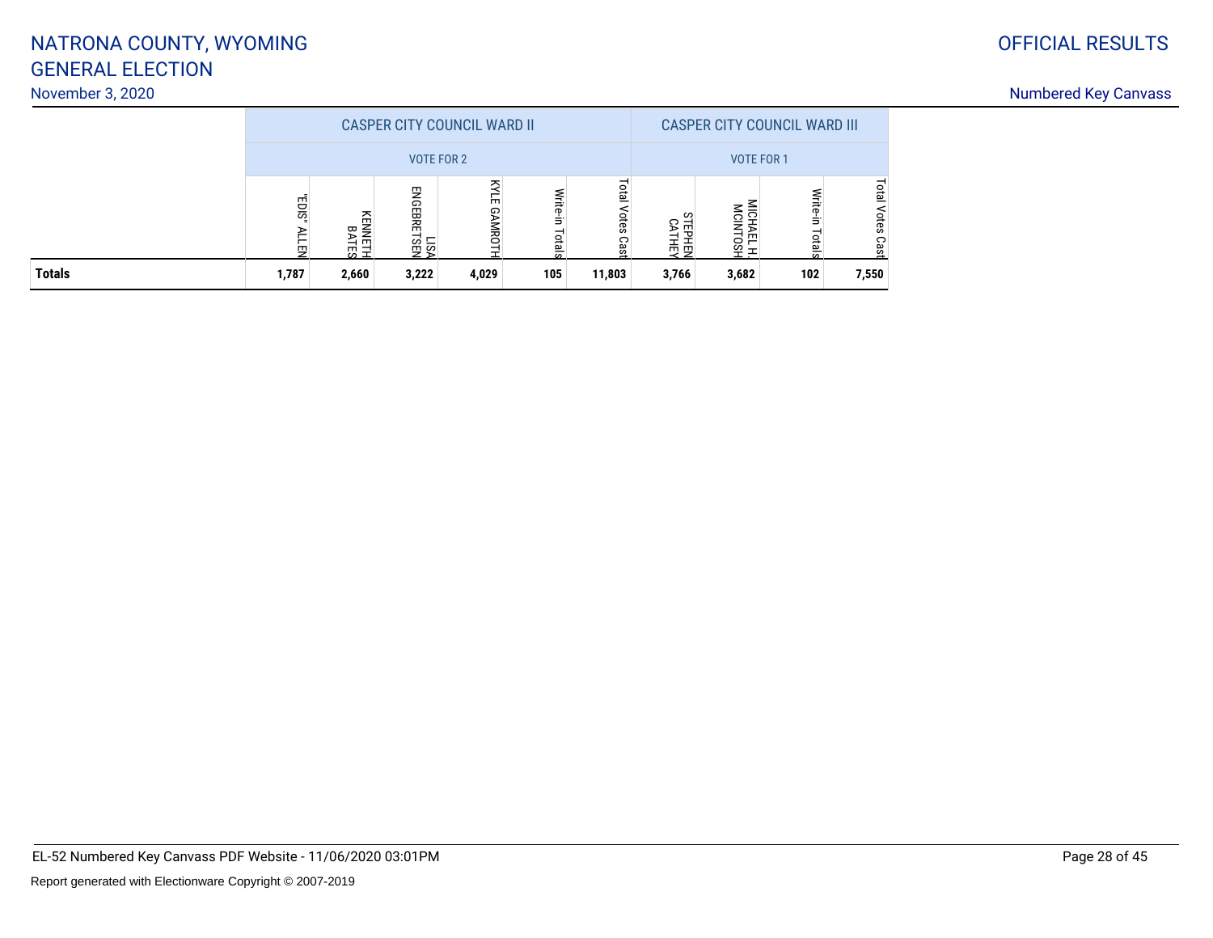# NATRONA COUNTY, WYOMING
# GENERAL ELECTION

November 3, 2020

OFFICIAL RESULTS

Numbered Key Canvass

| | CASPER CITY COUNCIL WARD II | | | | | | CASPER CITY COUNCIL WARD III | | | |
|---|---|---|---|---|---|---|---|---|---|---|
| | VOTE FOR 2 | | | | | | VOTE FOR 1 | | | |
| | "EDIS" ALLEN | KENNETH BATES | LISA ENGEBRETSEN | KYLE GAMROTH | Write-in Totals | Total Votes Cast | STEPHEN CATHEY | MICHAEL H. MCINTOSH | Write-in Totals | Total Votes Cast |
| **Totals** | **1,787** | **2,660** | **3,222** | **4,029** | **105** | **11,803** | **3,766** | **3,682** | **102** | **7,550** |

EL-52 Numbered Key Canvass PDF Website - 11/06/2020 03:01PM

Report generated with Electionware Copyright © 2007-2019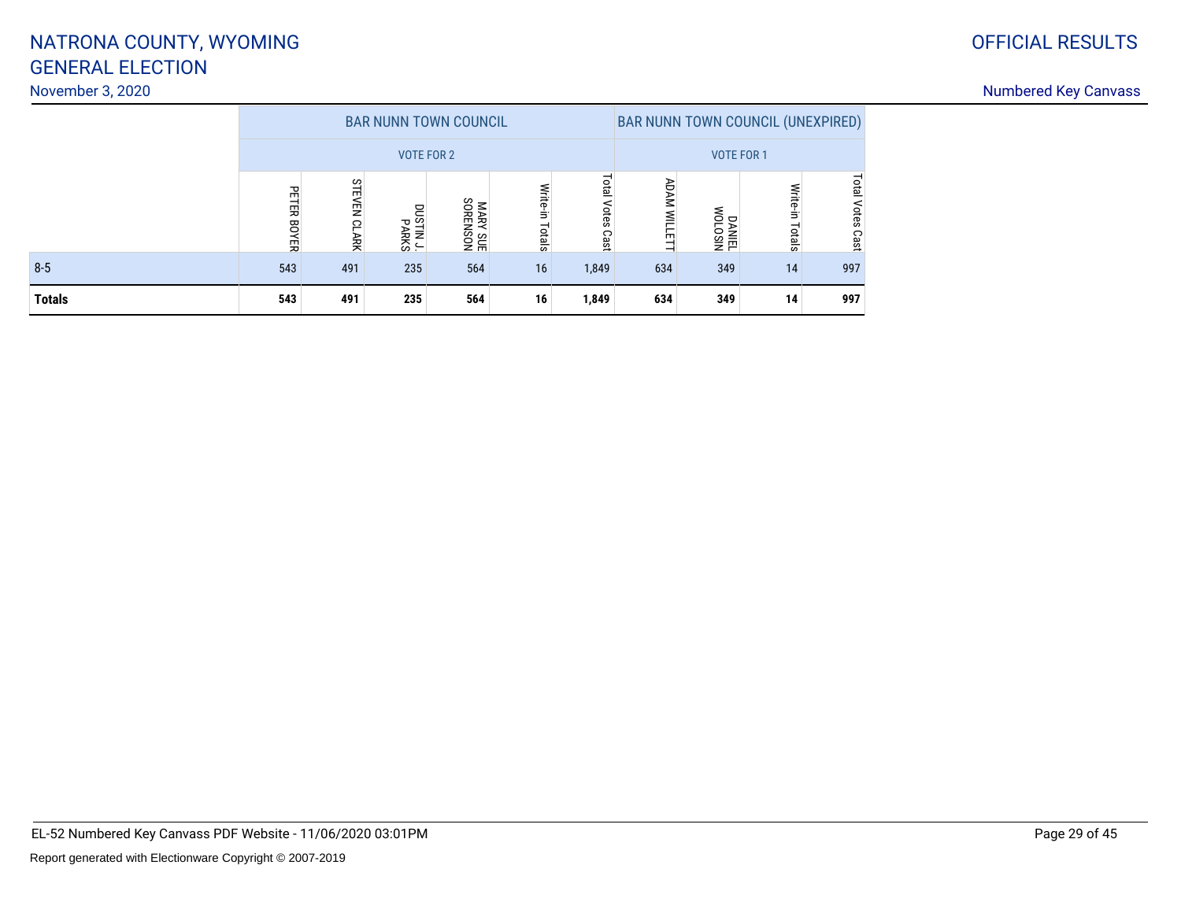# NATRONA COUNTY, WYOMING
# GENERAL ELECTION

November 3, 2020

OFFICIAL RESULTS

Numbered Key Canvass

| | BAR NUNN TOWN COUNCIL | | | | | | BAR NUNN TOWN COUNCIL (UNEXPIRED) | | | |
|---|---|---|---|---|---|---|---|---|---|---|
| | VOTE FOR 2 | | | | | | VOTE FOR 1 | | | |
| | PETER BOYER | STEVEN CLARK | DUSTIN J. PARKS | MARY SUE SORENSON | Write-in Totals | Total Votes Cast | ADAM WILLETT | DANIEL WOLOSIN | Write-in Totals | Total Votes Cast |
| 8-5 | 543 | 491 | 235 | 564 | 16 | 1,849 | 634 | 349 | 14 | 997 |
| **Totals** | **543** | **491** | **235** | **564** | **16** | **1,849** | **634** | **349** | **14** | **997** |

EL-52 Numbered Key Canvass PDF Website - 11/06/2020 03:01PM

Report generated with Electionware Copyright © 2007-2019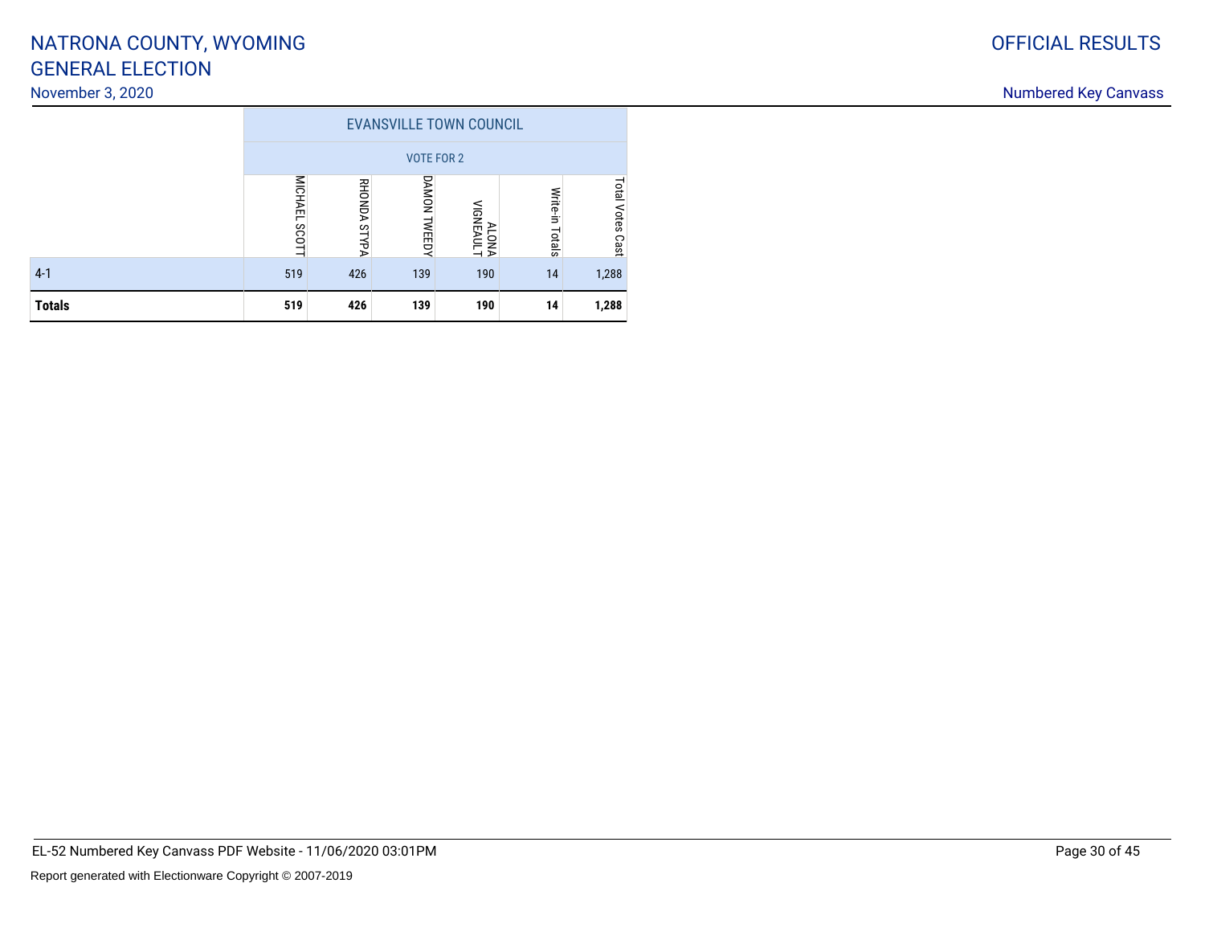# NATRONA COUNTY, WYOMING
# GENERAL ELECTION

November 3, 2020

OFFICIAL RESULTS

Numbered Key Canvass

| | EVANSVILLE TOWN COUNCIL | | | | | |
|---|---|---|---|---|---|---|
| | VOTE FOR 2 | | | | | |
| | MICHAEL SCOTT | RHONDA STYPA | DAMON TWEEDY | ALONA VIGNEAULT | Write-in Totals | Total Votes Cast |
| 4-1 | 519 | 426 | 139 | 190 | 14 | 1,288 |
| **Totals** | **519** | **426** | **139** | **190** | **14** | **1,288** |

EL-52 Numbered Key Canvass PDF Website - 11/06/2020 03:01PM

Report generated with Electionware Copyright © 2007-2019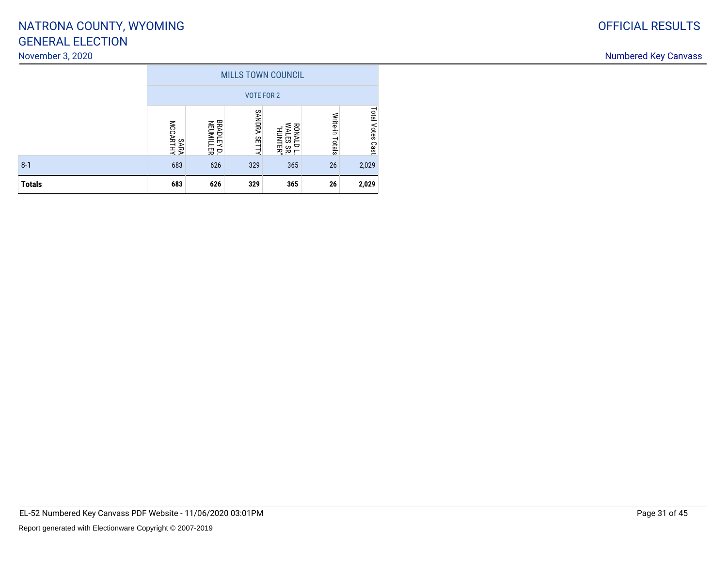# NATRONA COUNTY, WYOMING
# GENERAL ELECTION

November 3, 2020

OFFICIAL RESULTS

Numbered Key Canvass

| | MILLS TOWN COUNCIL | | | | | |
|---|---|---|---|---|---|---|
| | VOTE FOR 2 | | | | | |
| | SARA MCCARTHY | BRADLEY D. NEUMILLER | SANDRA SETTY | RONALD L. WALES SR. "HUNTER" | Write-in Totals | Total Votes Cast |
| 8-1 | 683 | 626 | 329 | 365 | 26 | 2,029 |
| **Totals** | **683** | **626** | **329** | **365** | **26** | **2,029** |

EL-52 Numbered Key Canvass PDF Website - 11/06/2020 03:01PM

Report generated with Electionware Copyright © 2007-2019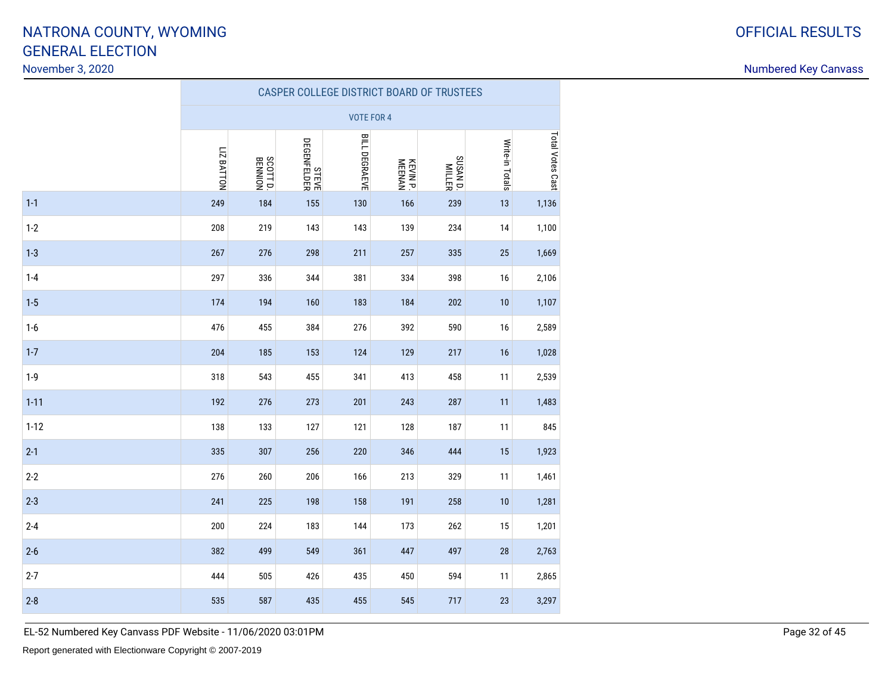NATRONA COUNTY, WYOMING
GENERAL ELECTION
November 3, 2020

OFFICIAL RESULTS

Numbered Key Canvass

| | CASPER COLLEGE DISTRICT BOARD OF TRUSTEES | | | | | | | |
|---|---|---|---|---|---|---|---|---|
| | VOTE FOR 4 | | | | | | | |
| | LIZ BATTON | SCOTT D. BENNION | STEVE DEGENFELDER | BILL DEGRAEVE | KEVIN P. MEENAN | SUSAN D. MILLER | Write-in Totals | Total Votes Cast |
| 1-1 | 249 | 184 | 155 | 130 | 166 | 239 | 13 | 1,136 |
| 1-2 | 208 | 219 | 143 | 143 | 139 | 234 | 14 | 1,100 |
| 1-3 | 267 | 276 | 298 | 211 | 257 | 335 | 25 | 1,669 |
| 1-4 | 297 | 336 | 344 | 381 | 334 | 398 | 16 | 2,106 |
| 1-5 | 174 | 194 | 160 | 183 | 184 | 202 | 10 | 1,107 |
| 1-6 | 476 | 455 | 384 | 276 | 392 | 590 | 16 | 2,589 |
| 1-7 | 204 | 185 | 153 | 124 | 129 | 217 | 16 | 1,028 |
| 1-9 | 318 | 543 | 455 | 341 | 413 | 458 | 11 | 2,539 |
| 1-11 | 192 | 276 | 273 | 201 | 243 | 287 | 11 | 1,483 |
| 1-12 | 138 | 133 | 127 | 121 | 128 | 187 | 11 | 845 |
| 2-1 | 335 | 307 | 256 | 220 | 346 | 444 | 15 | 1,923 |
| 2-2 | 276 | 260 | 206 | 166 | 213 | 329 | 11 | 1,461 |
| 2-3 | 241 | 225 | 198 | 158 | 191 | 258 | 10 | 1,281 |
| 2-4 | 200 | 224 | 183 | 144 | 173 | 262 | 15 | 1,201 |
| 2-6 | 382 | 499 | 549 | 361 | 447 | 497 | 28 | 2,763 |
| 2-7 | 444 | 505 | 426 | 435 | 450 | 594 | 11 | 2,865 |
| 2-8 | 535 | 587 | 435 | 455 | 545 | 717 | 23 | 3,297 |

EL-52 Numbered Key Canvass PDF Website - 11/06/2020 03:01PM

Report generated with Electionware Copyright © 2007-2019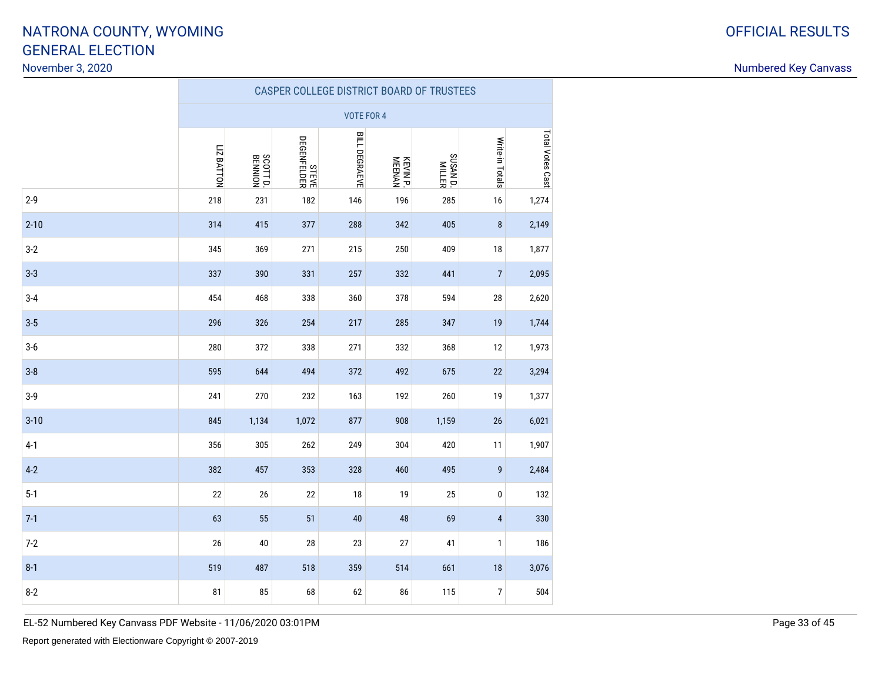# NATRONA COUNTY, WYOMING
# GENERAL ELECTION

November 3, 2020

OFFICIAL RESULTS

Numbered Key Canvass

| | CASPER COLLEGE DISTRICT BOARD OF TRUSTEES | | | | | | | |
|---|---|---|---|---|---|---|---|---|
| | VOTE FOR 4 | | | | | | | |
| | LIZ BATTON | SCOTT D. BENNION | STEVE DEGENFELDER | BILL DEGRAEVE | KEVIN P. MEENAN | SUSAN D. MILLER | Write-in Totals | Total Votes Cast |
| 2-9 | 218 | 231 | 182 | 146 | 196 | 285 | 16 | 1,274 |
| 2-10 | 314 | 415 | 377 | 288 | 342 | 405 | 8 | 2,149 |
| 3-2 | 345 | 369 | 271 | 215 | 250 | 409 | 18 | 1,877 |
| 3-3 | 337 | 390 | 331 | 257 | 332 | 441 | 7 | 2,095 |
| 3-4 | 454 | 468 | 338 | 360 | 378 | 594 | 28 | 2,620 |
| 3-5 | 296 | 326 | 254 | 217 | 285 | 347 | 19 | 1,744 |
| 3-6 | 280 | 372 | 338 | 271 | 332 | 368 | 12 | 1,973 |
| 3-8 | 595 | 644 | 494 | 372 | 492 | 675 | 22 | 3,294 |
| 3-9 | 241 | 270 | 232 | 163 | 192 | 260 | 19 | 1,377 |
| 3-10 | 845 | 1,134 | 1,072 | 877 | 908 | 1,159 | 26 | 6,021 |
| 4-1 | 356 | 305 | 262 | 249 | 304 | 420 | 11 | 1,907 |
| 4-2 | 382 | 457 | 353 | 328 | 460 | 495 | 9 | 2,484 |
| 5-1 | 22 | 26 | 22 | 18 | 19 | 25 | 0 | 132 |
| 7-1 | 63 | 55 | 51 | 40 | 48 | 69 | 4 | 330 |
| 7-2 | 26 | 40 | 28 | 23 | 27 | 41 | 1 | 186 |
| 8-1 | 519 | 487 | 518 | 359 | 514 | 661 | 18 | 3,076 |
| 8-2 | 81 | 85 | 68 | 62 | 86 | 115 | 7 | 504 |

EL-52 Numbered Key Canvass PDF Website - 11/06/2020 03:01PM

Report generated with Electionware Copyright © 2007-2019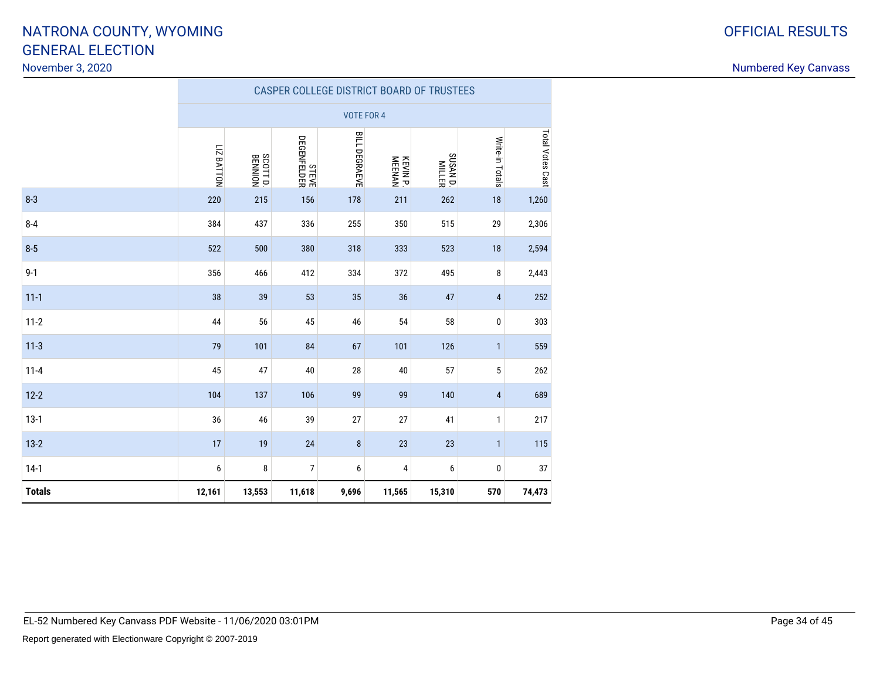# NATRONA COUNTY, WYOMING
# GENERAL ELECTION

November 3, 2020

OFFICIAL RESULTS

Numbered Key Canvass

| | CASPER COLLEGE DISTRICT BOARD OF TRUSTEES | | | | | | | |
|---|---|---|---|---|---|---|---|---|
| | VOTE FOR 4 | | | | | | | |
| | LIZ BATTON | SCOTT D. BENNION | STEVE DEGENFELDER | BILL DEGRAEVE | KEVIN P. MEENAN | SUSAN D. MILLER | Write-in Totals | Total Votes Cast |
| 8-3 | 220 | 215 | 156 | 178 | 211 | 262 | 18 | 1,260 |
| 8-4 | 384 | 437 | 336 | 255 | 350 | 515 | 29 | 2,306 |
| 8-5 | 522 | 500 | 380 | 318 | 333 | 523 | 18 | 2,594 |
| 9-1 | 356 | 466 | 412 | 334 | 372 | 495 | 8 | 2,443 |
| 11-1 | 38 | 39 | 53 | 35 | 36 | 47 | 4 | 252 |
| 11-2 | 44 | 56 | 45 | 46 | 54 | 58 | 0 | 303 |
| 11-3 | 79 | 101 | 84 | 67 | 101 | 126 | 1 | 559 |
| 11-4 | 45 | 47 | 40 | 28 | 40 | 57 | 5 | 262 |
| 12-2 | 104 | 137 | 106 | 99 | 99 | 140 | 4 | 689 |
| 13-1 | 36 | 46 | 39 | 27 | 27 | 41 | 1 | 217 |
| 13-2 | 17 | 19 | 24 | 8 | 23 | 23 | 1 | 115 |
| 14-1 | 6 | 8 | 7 | 6 | 4 | 6 | 0 | 37 |
| **Totals** | **12,161** | **13,553** | **11,618** | **9,696** | **11,565** | **15,310** | **570** | **74,473** |

EL-52 Numbered Key Canvass PDF Website - 11/06/2020 03:01PM

Report generated with Electionware Copyright © 2007-2019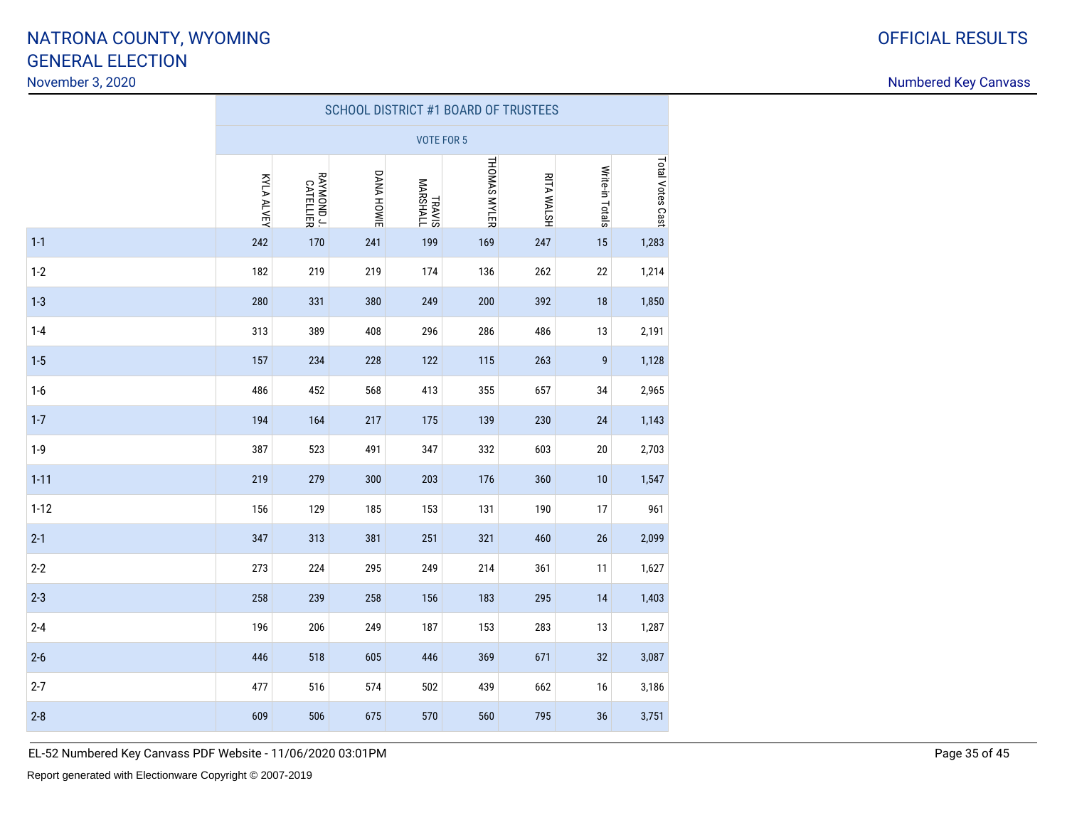# NATRONA COUNTY, WYOMING GENERAL ELECTION

November 3, 2020

OFFICIAL RESULTS

Numbered Key Canvass

| | SCHOOL DISTRICT #1 BOARD OF TRUSTEES | | | | | | | |
|---|---|---|---|---|---|---|---|---|
| | VOTE FOR 5 | | | | | | | |
| | KYLA ALVEY | RAYMOND J. CATELLIER | DANA HOWIE | TRAVIS MARSHALL | THOMAS MYLER | RITA WALSH | Write-in Totals | Total Votes Cast |
| 1-1 | 242 | 170 | 241 | 199 | 169 | 247 | 15 | 1,283 |
| 1-2 | 182 | 219 | 219 | 174 | 136 | 262 | 22 | 1,214 |
| 1-3 | 280 | 331 | 380 | 249 | 200 | 392 | 18 | 1,850 |
| 1-4 | 313 | 389 | 408 | 296 | 286 | 486 | 13 | 2,191 |
| 1-5 | 157 | 234 | 228 | 122 | 115 | 263 | 9 | 1,128 |
| 1-6 | 486 | 452 | 568 | 413 | 355 | 657 | 34 | 2,965 |
| 1-7 | 194 | 164 | 217 | 175 | 139 | 230 | 24 | 1,143 |
| 1-9 | 387 | 523 | 491 | 347 | 332 | 603 | 20 | 2,703 |
| 1-11 | 219 | 279 | 300 | 203 | 176 | 360 | 10 | 1,547 |
| 1-12 | 156 | 129 | 185 | 153 | 131 | 190 | 17 | 961 |
| 2-1 | 347 | 313 | 381 | 251 | 321 | 460 | 26 | 2,099 |
| 2-2 | 273 | 224 | 295 | 249 | 214 | 361 | 11 | 1,627 |
| 2-3 | 258 | 239 | 258 | 156 | 183 | 295 | 14 | 1,403 |
| 2-4 | 196 | 206 | 249 | 187 | 153 | 283 | 13 | 1,287 |
| 2-6 | 446 | 518 | 605 | 446 | 369 | 671 | 32 | 3,087 |
| 2-7 | 477 | 516 | 574 | 502 | 439 | 662 | 16 | 3,186 |
| 2-8 | 609 | 506 | 675 | 570 | 560 | 795 | 36 | 3,751 |

EL-52 Numbered Key Canvass PDF Website - 11/06/2020 03:01PM

Report generated with Electionware Copyright © 2007-2019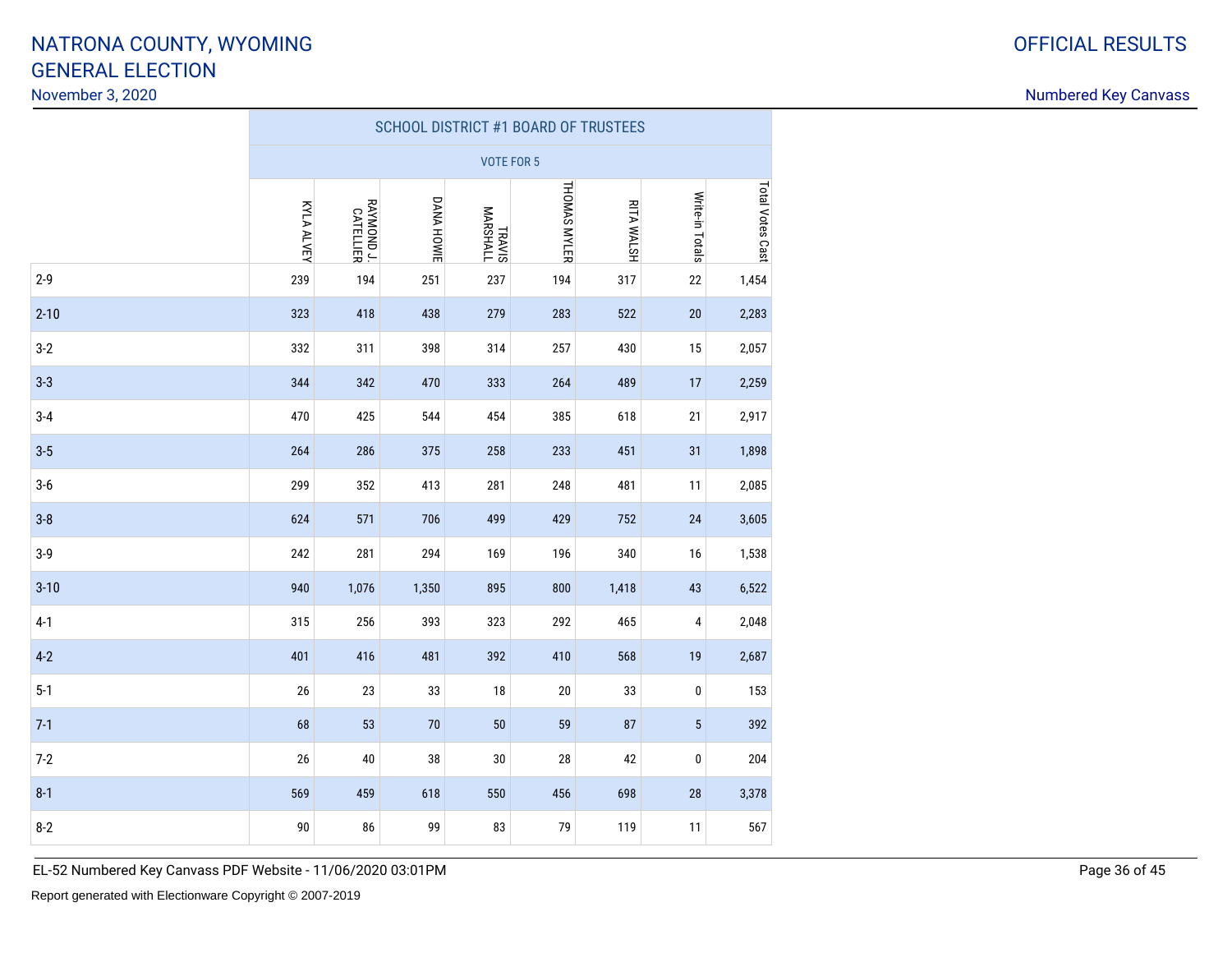# NATRONA COUNTY, WYOMING
# GENERAL ELECTION

November 3, 2020

OFFICIAL RESULTS

Numbered Key Canvass

| | SCHOOL DISTRICT #1 BOARD OF TRUSTEES | | | | | | | |
|---|---|---|---|---|---|---|---|---|
| | VOTE FOR 5 | | | | | | | |
| | KYLA ALVEY | RAYMOND J. CATELLIER | DANA HOWIE | TRAVIS MARSHALL | THOMAS MYLER | RITA WALSH | Write-in Totals | Total Votes Cast |
| 2-9 | 239 | 194 | 251 | 237 | 194 | 317 | 22 | 1,454 |
| 2-10 | 323 | 418 | 438 | 279 | 283 | 522 | 20 | 2,283 |
| 3-2 | 332 | 311 | 398 | 314 | 257 | 430 | 15 | 2,057 |
| 3-3 | 344 | 342 | 470 | 333 | 264 | 489 | 17 | 2,259 |
| 3-4 | 470 | 425 | 544 | 454 | 385 | 618 | 21 | 2,917 |
| 3-5 | 264 | 286 | 375 | 258 | 233 | 451 | 31 | 1,898 |
| 3-6 | 299 | 352 | 413 | 281 | 248 | 481 | 11 | 2,085 |
| 3-8 | 624 | 571 | 706 | 499 | 429 | 752 | 24 | 3,605 |
| 3-9 | 242 | 281 | 294 | 169 | 196 | 340 | 16 | 1,538 |
| 3-10 | 940 | 1,076 | 1,350 | 895 | 800 | 1,418 | 43 | 6,522 |
| 4-1 | 315 | 256 | 393 | 323 | 292 | 465 | 4 | 2,048 |
| 4-2 | 401 | 416 | 481 | 392 | 410 | 568 | 19 | 2,687 |
| 5-1 | 26 | 23 | 33 | 18 | 20 | 33 | 0 | 153 |
| 7-1 | 68 | 53 | 70 | 50 | 59 | 87 | 5 | 392 |
| 7-2 | 26 | 40 | 38 | 30 | 28 | 42 | 0 | 204 |
| 8-1 | 569 | 459 | 618 | 550 | 456 | 698 | 28 | 3,378 |
| 8-2 | 90 | 86 | 99 | 83 | 79 | 119 | 11 | 567 |

EL-52 Numbered Key Canvass PDF Website - 11/06/2020 03:01PM

Report generated with Electionware Copyright © 2007-2019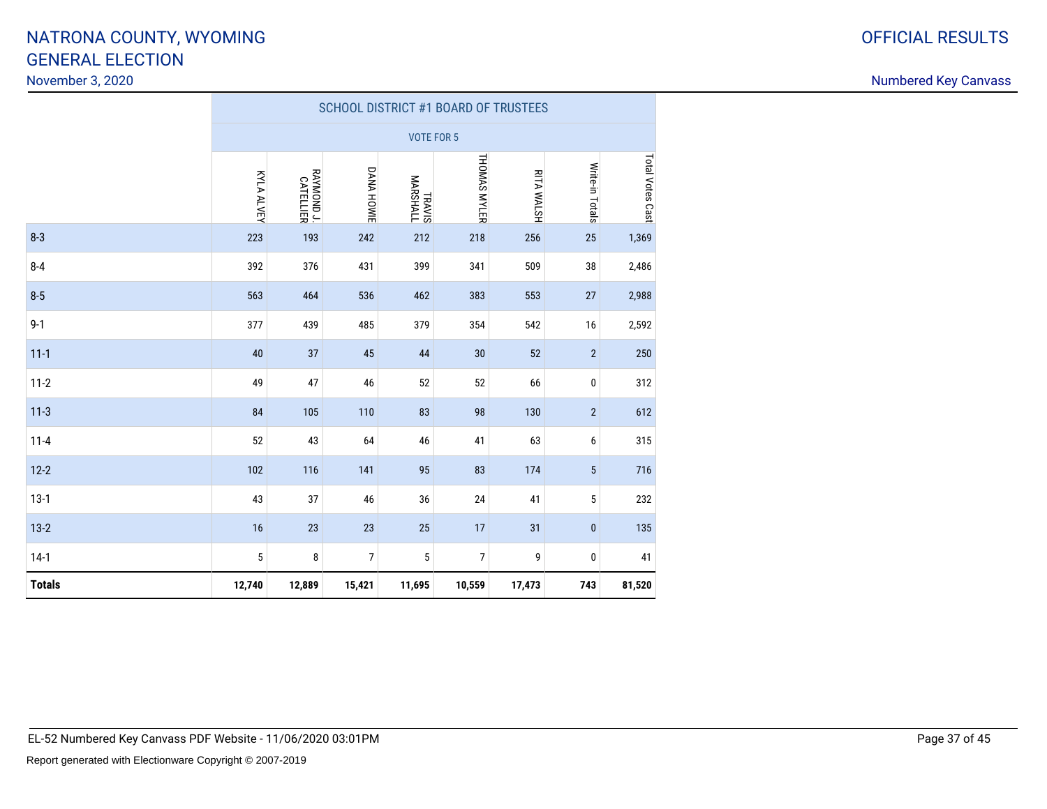# NATRONA COUNTY, WYOMING
# GENERAL ELECTION

November 3, 2020

OFFICIAL RESULTS

Numbered Key Canvass

| | SCHOOL DISTRICT #1 BOARD OF TRUSTEES | | | | | | | |
|---|---|---|---|---|---|---|---|---|
| | VOTE FOR 5 | | | | | | | |
| | KYLA ALVEY | RAYMOND J. CATELLIER | DANA HOWIE | TRAVIS MARSHALL | THOMAS MYLER | RITA WALSH | Write-in Totals | Total Votes Cast |
| 8-3 | 223 | 193 | 242 | 212 | 218 | 256 | 25 | 1,369 |
| 8-4 | 392 | 376 | 431 | 399 | 341 | 509 | 38 | 2,486 |
| 8-5 | 563 | 464 | 536 | 462 | 383 | 553 | 27 | 2,988 |
| 9-1 | 377 | 439 | 485 | 379 | 354 | 542 | 16 | 2,592 |
| 11-1 | 40 | 37 | 45 | 44 | 30 | 52 | 2 | 250 |
| 11-2 | 49 | 47 | 46 | 52 | 52 | 66 | 0 | 312 |
| 11-3 | 84 | 105 | 110 | 83 | 98 | 130 | 2 | 612 |
| 11-4 | 52 | 43 | 64 | 46 | 41 | 63 | 6 | 315 |
| 12-2 | 102 | 116 | 141 | 95 | 83 | 174 | 5 | 716 |
| 13-1 | 43 | 37 | 46 | 36 | 24 | 41 | 5 | 232 |
| 13-2 | 16 | 23 | 23 | 25 | 17 | 31 | 0 | 135 |
| 14-1 | 5 | 8 | 7 | 5 | 7 | 9 | 0 | 41 |
| **Totals** | **12,740** | **12,889** | **15,421** | **11,695** | **10,559** | **17,473** | **743** | **81,520** |

EL-52 Numbered Key Canvass PDF Website - 11/06/2020 03:01PM

Report generated with Electionware Copyright © 2007-2019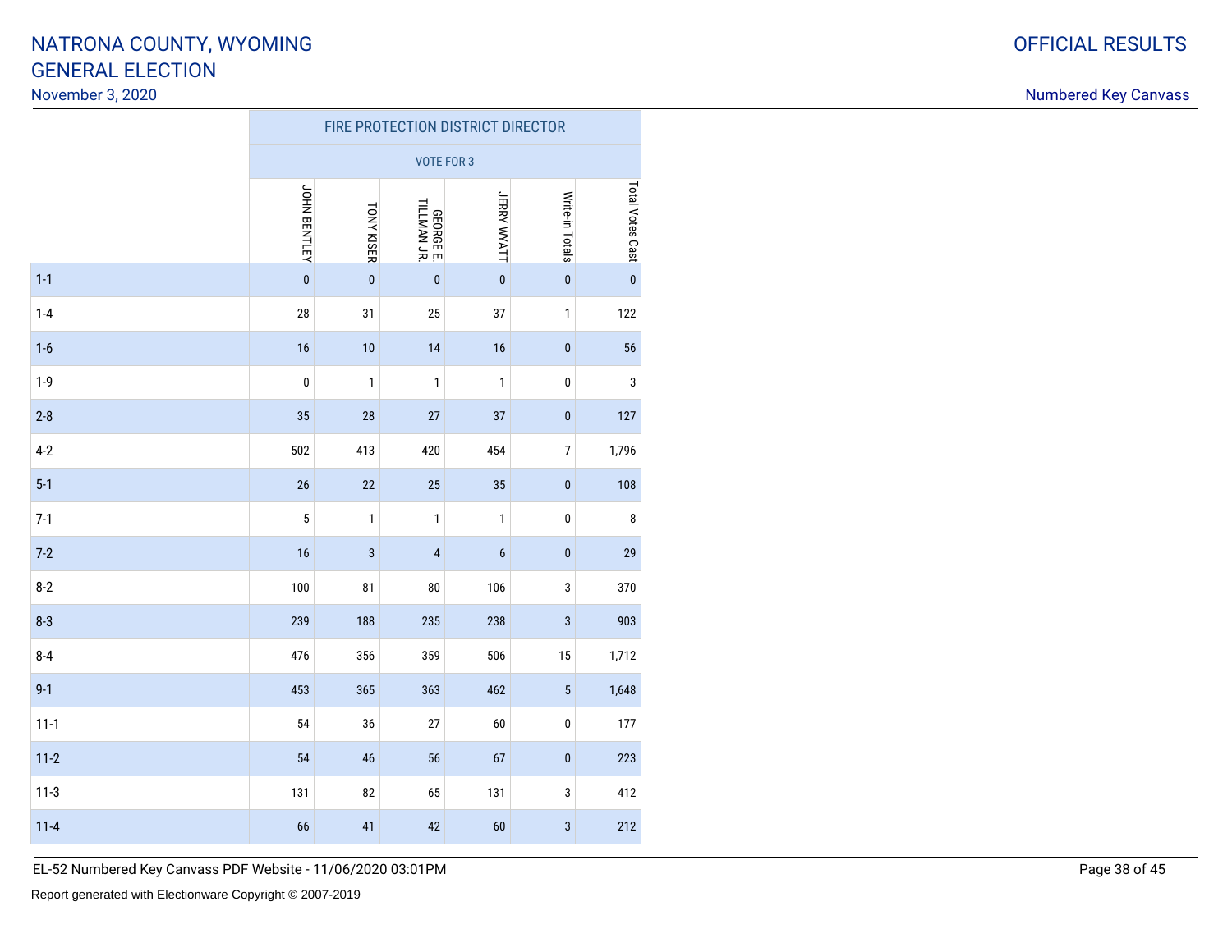# NATRONA COUNTY, WYOMING
# GENERAL ELECTION

November 3, 2020

OFFICIAL RESULTS

Numbered Key Canvass

| | FIRE PROTECTION DISTRICT DIRECTOR | | | | | |
|---|---|---|---|---|---|---|
| | VOTE FOR 3 | | | | | |
| | JOHN BENTLEY | TONY KISER | GEORGE E. TILLMAN JR. | JERRY WYATT | Write-in Totals | Total Votes Cast |
| 1-1 | 0 | 0 | 0 | 0 | 0 | 0 |
| 1-4 | 28 | 31 | 25 | 37 | 1 | 122 |
| 1-6 | 16 | 10 | 14 | 16 | 0 | 56 |
| 1-9 | 0 | 1 | 1 | 1 | 0 | 3 |
| 2-8 | 35 | 28 | 27 | 37 | 0 | 127 |
| 4-2 | 502 | 413 | 420 | 454 | 7 | 1,796 |
| 5-1 | 26 | 22 | 25 | 35 | 0 | 108 |
| 7-1 | 5 | 1 | 1 | 1 | 0 | 8 |
| 7-2 | 16 | 3 | 4 | 6 | 0 | 29 |
| 8-2 | 100 | 81 | 80 | 106 | 3 | 370 |
| 8-3 | 239 | 188 | 235 | 238 | 3 | 903 |
| 8-4 | 476 | 356 | 359 | 506 | 15 | 1,712 |
| 9-1 | 453 | 365 | 363 | 462 | 5 | 1,648 |
| 11-1 | 54 | 36 | 27 | 60 | 0 | 177 |
| 11-2 | 54 | 46 | 56 | 67 | 0 | 223 |
| 11-3 | 131 | 82 | 65 | 131 | 3 | 412 |
| 11-4 | 66 | 41 | 42 | 60 | 3 | 212 |

EL-52 Numbered Key Canvass PDF Website - 11/06/2020 03:01PM

Report generated with Electionware Copyright © 2007-2019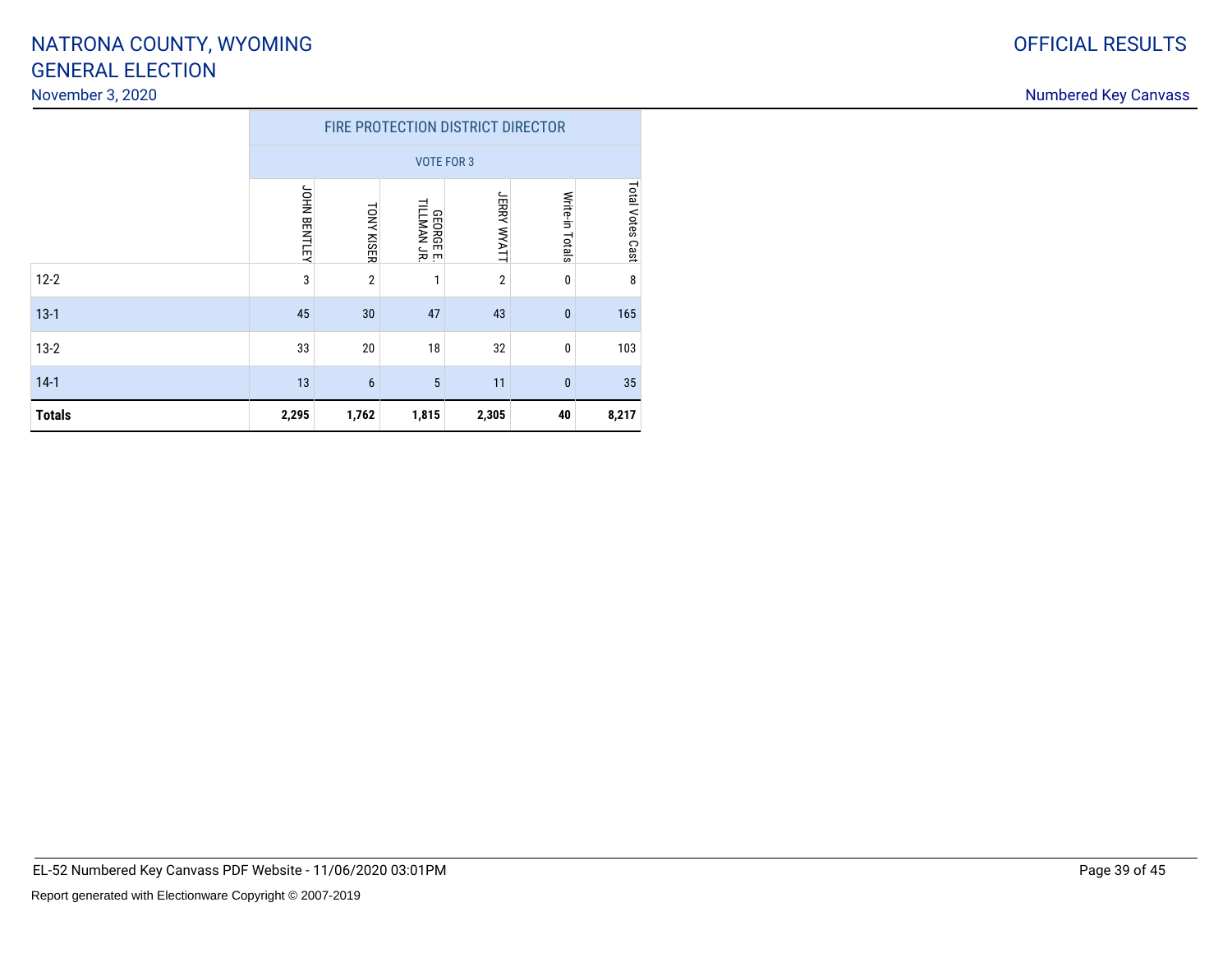# NATRONA COUNTY, WYOMING
# GENERAL ELECTION

November 3, 2020

OFFICIAL RESULTS

Numbered Key Canvass

| | FIRE PROTECTION DISTRICT DIRECTOR | | | | | |
|---|---|---|---|---|---|---|
| | VOTE FOR 3 | | | | | |
| | JOHN BENTLEY | TONY KISER | GEORGE E. TILLMAN JR. | JERRY WYATT | Write-in Totals | Total Votes Cast |
| 12-2 | 3 | 2 | 1 | 2 | 0 | 8 |
| 13-1 | 45 | 30 | 47 | 43 | 0 | 165 |
| 13-2 | 33 | 20 | 18 | 32 | 0 | 103 |
| 14-1 | 13 | 6 | 5 | 11 | 0 | 35 |
| **Totals** | **2,295** | **1,762** | **1,815** | **2,305** | **40** | **8,217** |

EL-52 Numbered Key Canvass PDF Website - 11/06/2020 03:01PM

Report generated with Electionware Copyright © 2007-2019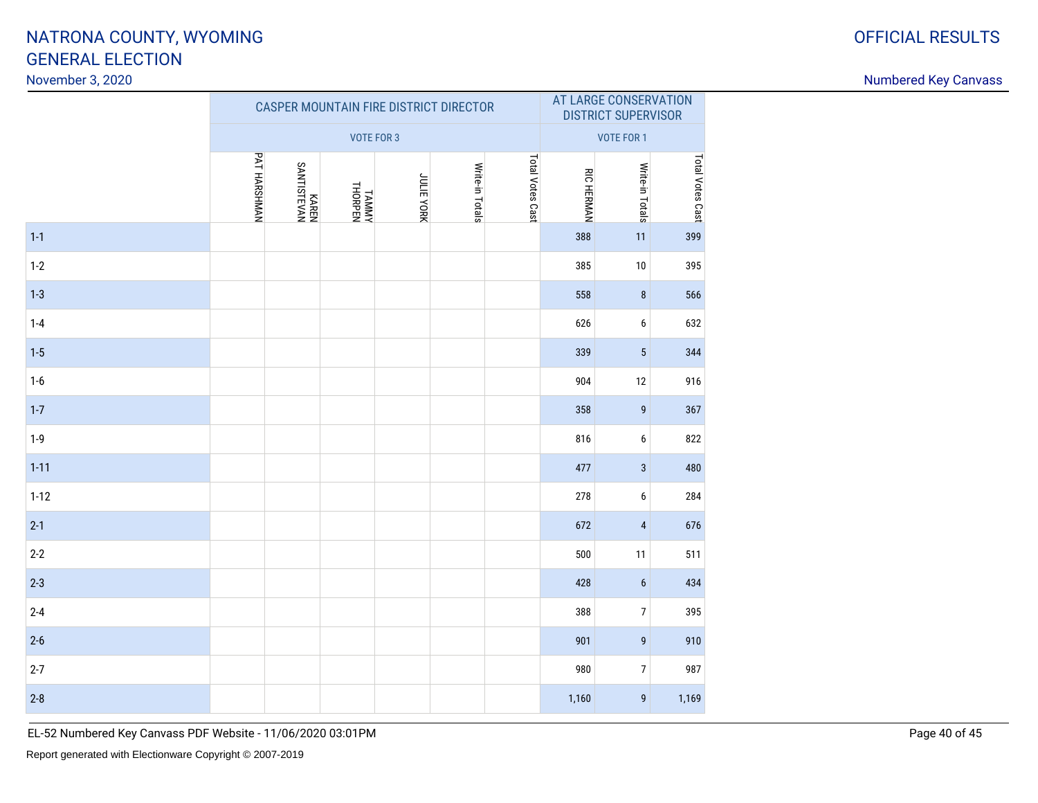# NATRONA COUNTY, WYOMING
# GENERAL ELECTION

November 3, 2020

OFFICIAL RESULTS

Numbered Key Canvass

| | CASPER MOUNTAIN FIRE DISTRICT DIRECTOR | | | | | | AT LARGE CONSERVATION DISTRICT SUPERVISOR | | |
|---|---|---|---|---|---|---|---|---|---|
| | VOTE FOR 3 | | | | | | VOTE FOR 1 | | |
| | PAT HARSHMAN | KAREN SANTISTEVAN | TAMMY THORPEN | JULIE YORK | Write-in Totals | Total Votes Cast | RIC HERMAN | Write-in Totals | Total Votes Cast |
| 1-1 | | | | | | | 388 | 11 | 399 |
| 1-2 | | | | | | | 385 | 10 | 395 |
| 1-3 | | | | | | | 558 | 8 | 566 |
| 1-4 | | | | | | | 626 | 6 | 632 |
| 1-5 | | | | | | | 339 | 5 | 344 |
| 1-6 | | | | | | | 904 | 12 | 916 |
| 1-7 | | | | | | | 358 | 9 | 367 |
| 1-9 | | | | | | | 816 | 6 | 822 |
| 1-11 | | | | | | | 477 | 3 | 480 |
| 1-12 | | | | | | | 278 | 6 | 284 |
| 2-1 | | | | | | | 672 | 4 | 676 |
| 2-2 | | | | | | | 500 | 11 | 511 |
| 2-3 | | | | | | | 428 | 6 | 434 |
| 2-4 | | | | | | | 388 | 7 | 395 |
| 2-6 | | | | | | | 901 | 9 | 910 |
| 2-7 | | | | | | | 980 | 7 | 987 |
| 2-8 | | | | | | | 1,160 | 9 | 1,169 |

EL-52 Numbered Key Canvass PDF Website - 11/06/2020 03:01PM

Report generated with Electionware Copyright © 2007-2019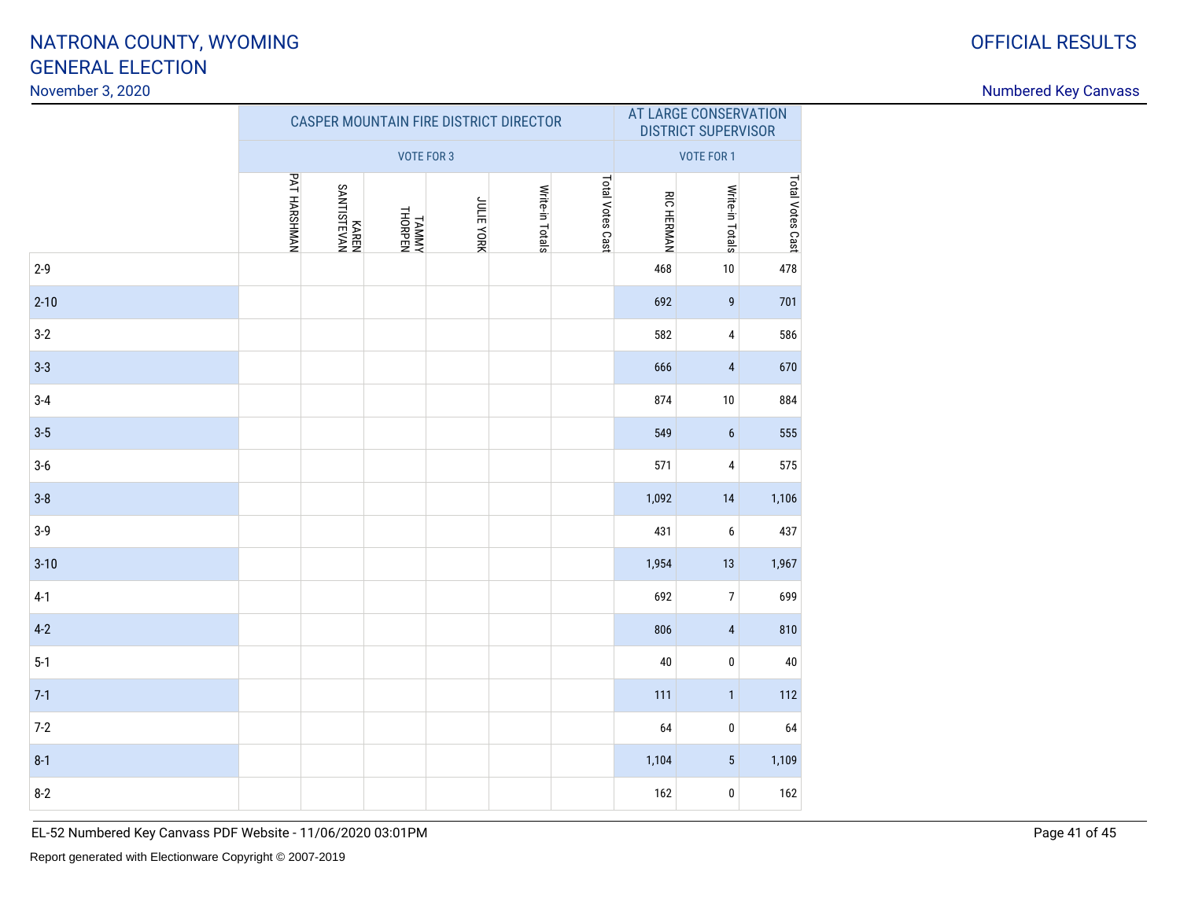# NATRONA COUNTY, WYOMING
# GENERAL ELECTION

November 3, 2020

OFFICIAL RESULTS

Numbered Key Canvass

| | CASPER MOUNTAIN FIRE DISTRICT DIRECTOR | | | | | | AT LARGE CONSERVATION DISTRICT SUPERVISOR | | |
|---|---|---|---|---|---|---|---|---|---|
| | VOTE FOR 3 | | | | | | VOTE FOR 1 | | |
| | PAT HARSHMAN | KAREN SANTISTEVAN | TAMMY THORPEN | JULIE YORK | Write-in Totals | Total Votes Cast | RIC HERMAN | Write-in Totals | Total Votes Cast |
| 2-9 | | | | | | | 468 | 10 | 478 |
| 2-10 | | | | | | | 692 | 9 | 701 |
| 3-2 | | | | | | | 582 | 4 | 586 |
| 3-3 | | | | | | | 666 | 4 | 670 |
| 3-4 | | | | | | | 874 | 10 | 884 |
| 3-5 | | | | | | | 549 | 6 | 555 |
| 3-6 | | | | | | | 571 | 4 | 575 |
| 3-8 | | | | | | | 1,092 | 14 | 1,106 |
| 3-9 | | | | | | | 431 | 6 | 437 |
| 3-10 | | | | | | | 1,954 | 13 | 1,967 |
| 4-1 | | | | | | | 692 | 7 | 699 |
| 4-2 | | | | | | | 806 | 4 | 810 |
| 5-1 | | | | | | | 40 | 0 | 40 |
| 7-1 | | | | | | | 111 | 1 | 112 |
| 7-2 | | | | | | | 64 | 0 | 64 |
| 8-1 | | | | | | | 1,104 | 5 | 1,109 |
| 8-2 | | | | | | | 162 | 0 | 162 |

EL-52 Numbered Key Canvass PDF Website - 11/06/2020 03:01PM

Report generated with Electionware Copyright © 2007-2019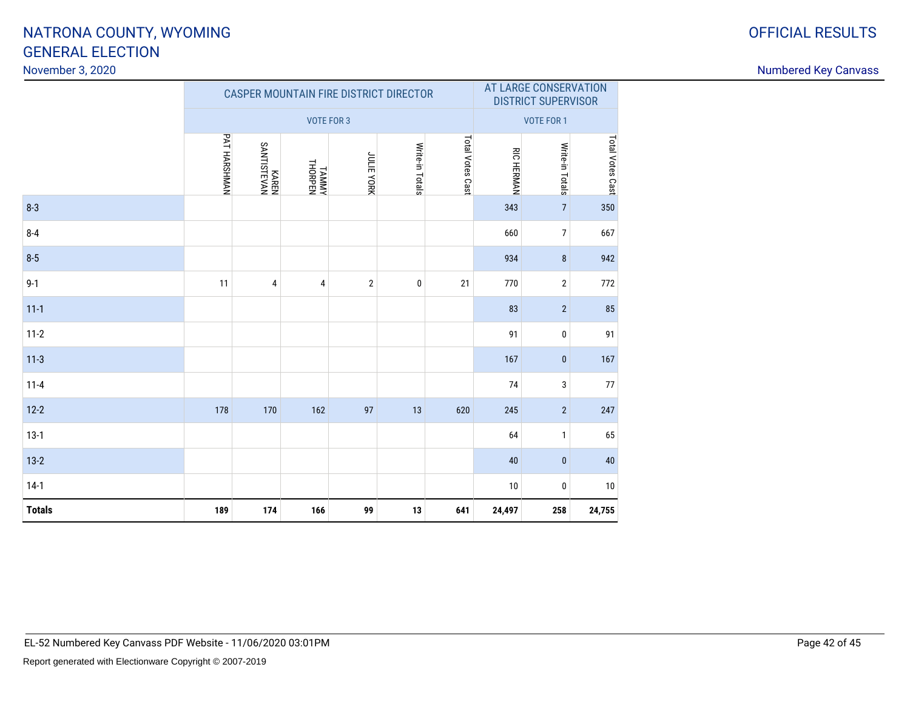# NATRONA COUNTY, WYOMING
# GENERAL ELECTION

November 3, 2020

OFFICIAL RESULTS

Numbered Key Canvass

| | CASPER MOUNTAIN FIRE DISTRICT DIRECTOR | | | | | | AT LARGE CONSERVATION DISTRICT SUPERVISOR | | |
|---|---|---|---|---|---|---|---|---|---|
| | VOTE FOR 3 | | | | | | VOTE FOR 1 | | |
| | PAT HARSHMAN | KAREN SANTISTEVAN | TAMMY THORPEN | JULIE YORK | Write-in Totals | Total Votes Cast | RIC HERMAN | Write-in Totals | Total Votes Cast |
| 8-3 | | | | | | | 343 | 7 | 350 |
| 8-4 | | | | | | | 660 | 7 | 667 |
| 8-5 | | | | | | | 934 | 8 | 942 |
| 9-1 | 11 | 4 | 4 | 2 | 0 | 21 | 770 | 2 | 772 |
| 11-1 | | | | | | | 83 | 2 | 85 |
| 11-2 | | | | | | | 91 | 0 | 91 |
| 11-3 | | | | | | | 167 | 0 | 167 |
| 11-4 | | | | | | | 74 | 3 | 77 |
| 12-2 | 178 | 170 | 162 | 97 | 13 | 620 | 245 | 2 | 247 |
| 13-1 | | | | | | | 64 | 1 | 65 |
| 13-2 | | | | | | | 40 | 0 | 40 |
| 14-1 | | | | | | | 10 | 0 | 10 |
| **Totals** | **189** | **174** | **166** | **99** | **13** | **641** | **24,497** | **258** | **24,755** |

EL-52 Numbered Key Canvass PDF Website - 11/06/2020 03:01PM

Report generated with Electionware Copyright © 2007-2019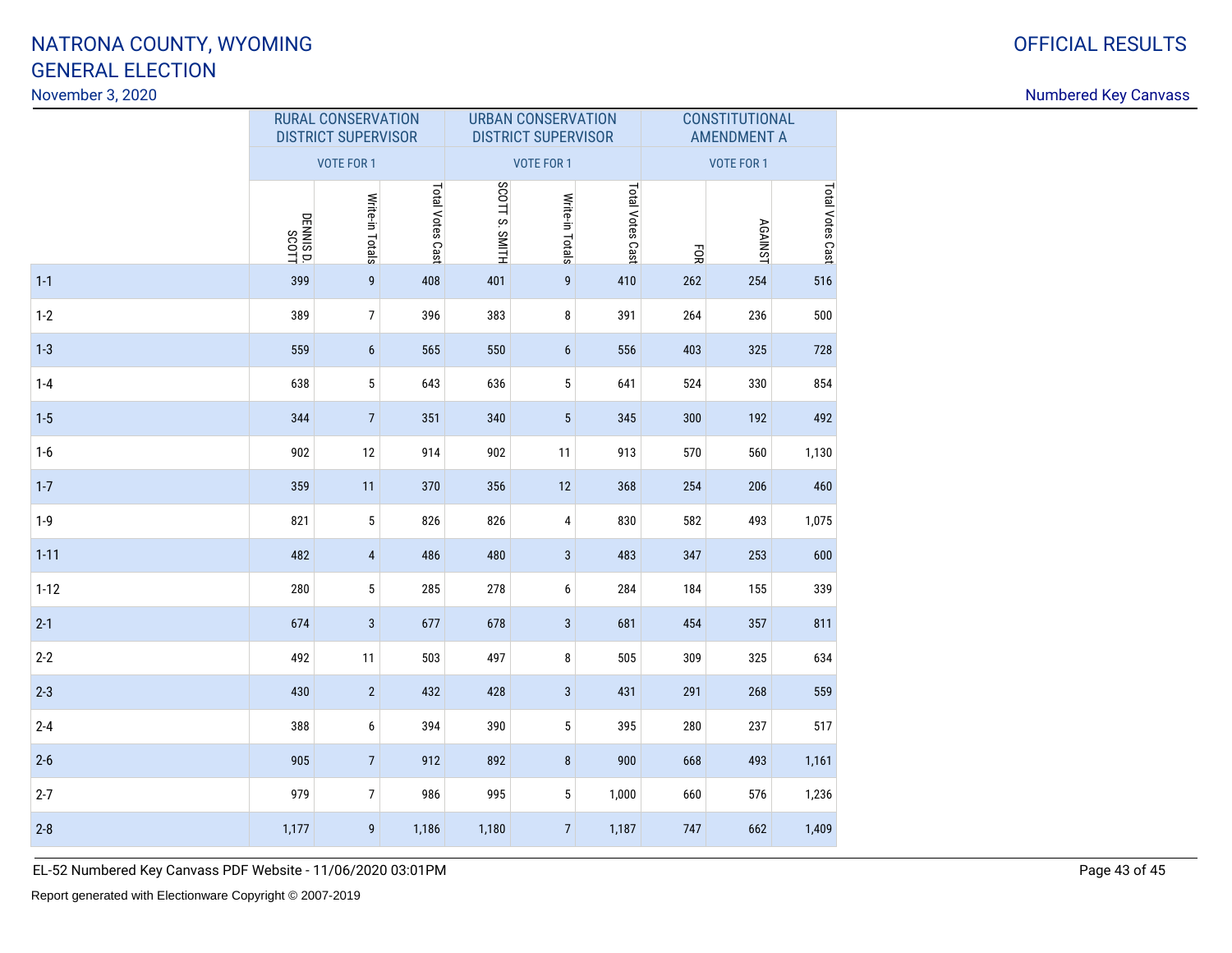# NATRONA COUNTY, WYOMING
# GENERAL ELECTION

November 3, 2020

OFFICIAL RESULTS

Numbered Key Canvass

| | RURAL CONSERVATION DISTRICT SUPERVISOR | | | URBAN CONSERVATION DISTRICT SUPERVISOR | | | CONSTITUTIONAL AMENDMENT A | | |
|---|---|---|---|---|---|---|---|---|---|
| | VOTE FOR 1 | | | VOTE FOR 1 | | | VOTE FOR 1 | | |
| | DENNIS D. SCOTT | Write-in Totals | Total Votes Cast | SCOTT S. SMITH | Write-in Totals | Total Votes Cast | FOR | AGAINST | Total Votes Cast |
| 1-1 | 399 | 9 | 408 | 401 | 9 | 410 | 262 | 254 | 516 |
| 1-2 | 389 | 7 | 396 | 383 | 8 | 391 | 264 | 236 | 500 |
| 1-3 | 559 | 6 | 565 | 550 | 6 | 556 | 403 | 325 | 728 |
| 1-4 | 638 | 5 | 643 | 636 | 5 | 641 | 524 | 330 | 854 |
| 1-5 | 344 | 7 | 351 | 340 | 5 | 345 | 300 | 192 | 492 |
| 1-6 | 902 | 12 | 914 | 902 | 11 | 913 | 570 | 560 | 1,130 |
| 1-7 | 359 | 11 | 370 | 356 | 12 | 368 | 254 | 206 | 460 |
| 1-9 | 821 | 5 | 826 | 826 | 4 | 830 | 582 | 493 | 1,075 |
| 1-11 | 482 | 4 | 486 | 480 | 3 | 483 | 347 | 253 | 600 |
| 1-12 | 280 | 5 | 285 | 278 | 6 | 284 | 184 | 155 | 339 |
| 2-1 | 674 | 3 | 677 | 678 | 3 | 681 | 454 | 357 | 811 |
| 2-2 | 492 | 11 | 503 | 497 | 8 | 505 | 309 | 325 | 634 |
| 2-3 | 430 | 2 | 432 | 428 | 3 | 431 | 291 | 268 | 559 |
| 2-4 | 388 | 6 | 394 | 390 | 5 | 395 | 280 | 237 | 517 |
| 2-6 | 905 | 7 | 912 | 892 | 8 | 900 | 668 | 493 | 1,161 |
| 2-7 | 979 | 7 | 986 | 995 | 5 | 1,000 | 660 | 576 | 1,236 |
| 2-8 | 1,177 | 9 | 1,186 | 1,180 | 7 | 1,187 | 747 | 662 | 1,409 |

EL-52 Numbered Key Canvass PDF Website - 11/06/2020 03:01PM

Report generated with Electionware Copyright © 2007-2019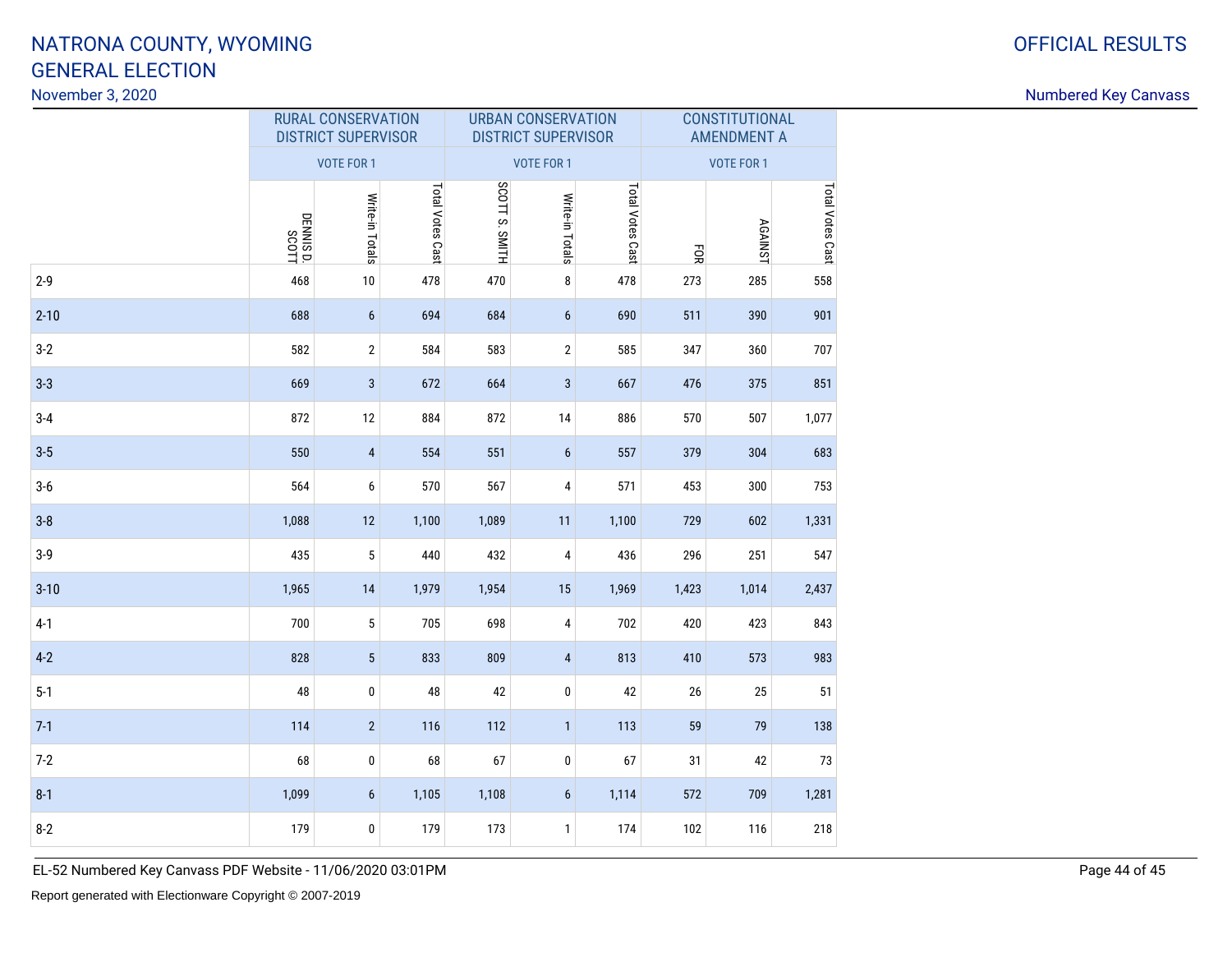# NATRONA COUNTY, WYOMING
# GENERAL ELECTION

November 3, 2020

OFFICIAL RESULTS

Numbered Key Canvass

| | RURAL CONSERVATION DISTRICT SUPERVISOR | | | URBAN CONSERVATION DISTRICT SUPERVISOR | | | CONSTITUTIONAL AMENDMENT A | | |
|---|---|---|---|---|---|---|---|---|---|
| | VOTE FOR 1 | | | VOTE FOR 1 | | | VOTE FOR 1 | | |
| | DENNIS D. SCOTT | Write-in Totals | Total Votes Cast | SCOTT S. SMITH | Write-in Totals | Total Votes Cast | FOR | AGAINST | Total Votes Cast |
| 2-9 | 468 | 10 | 478 | 470 | 8 | 478 | 273 | 285 | 558 |
| 2-10 | 688 | 6 | 694 | 684 | 6 | 690 | 511 | 390 | 901 |
| 3-2 | 582 | 2 | 584 | 583 | 2 | 585 | 347 | 360 | 707 |
| 3-3 | 669 | 3 | 672 | 664 | 3 | 667 | 476 | 375 | 851 |
| 3-4 | 872 | 12 | 884 | 872 | 14 | 886 | 570 | 507 | 1,077 |
| 3-5 | 550 | 4 | 554 | 551 | 6 | 557 | 379 | 304 | 683 |
| 3-6 | 564 | 6 | 570 | 567 | 4 | 571 | 453 | 300 | 753 |
| 3-8 | 1,088 | 12 | 1,100 | 1,089 | 11 | 1,100 | 729 | 602 | 1,331 |
| 3-9 | 435 | 5 | 440 | 432 | 4 | 436 | 296 | 251 | 547 |
| 3-10 | 1,965 | 14 | 1,979 | 1,954 | 15 | 1,969 | 1,423 | 1,014 | 2,437 |
| 4-1 | 700 | 5 | 705 | 698 | 4 | 702 | 420 | 423 | 843 |
| 4-2 | 828 | 5 | 833 | 809 | 4 | 813 | 410 | 573 | 983 |
| 5-1 | 48 | 0 | 48 | 42 | 0 | 42 | 26 | 25 | 51 |
| 7-1 | 114 | 2 | 116 | 112 | 1 | 113 | 59 | 79 | 138 |
| 7-2 | 68 | 0 | 68 | 67 | 0 | 67 | 31 | 42 | 73 |
| 8-1 | 1,099 | 6 | 1,105 | 1,108 | 6 | 1,114 | 572 | 709 | 1,281 |
| 8-2 | 179 | 0 | 179 | 173 | 1 | 174 | 102 | 116 | 218 |

EL-52 Numbered Key Canvass PDF Website - 11/06/2020 03:01PM

Report generated with Electionware Copyright © 2007-2019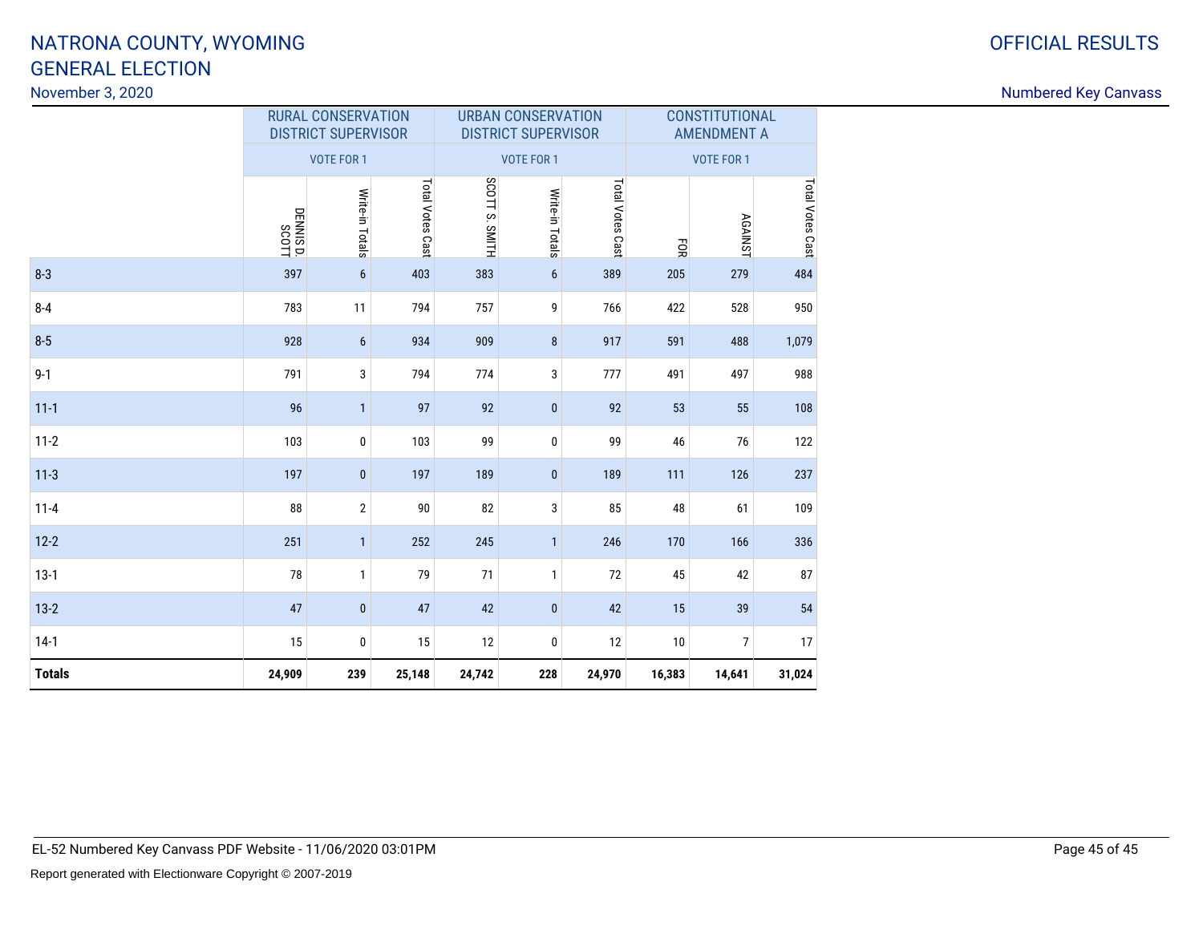# NATRONA COUNTY, WYOMING
# GENERAL ELECTION

November 3, 2020

OFFICIAL RESULTS

Numbered Key Canvass

| | RURAL CONSERVATION DISTRICT SUPERVISOR | | | URBAN CONSERVATION DISTRICT SUPERVISOR | | | CONSTITUTIONAL AMENDMENT A | | |
|---|---|---|---|---|---|---|---|---|---|
| | VOTE FOR 1 | | | VOTE FOR 1 | | | VOTE FOR 1 | | |
| | DENNIS D. SCOTT | Write-in Totals | Total Votes Cast | SCOTT S. SMITH | Write-in Totals | Total Votes Cast | FOR | AGAINST | Total Votes Cast |
| 8-3 | 397 | 6 | 403 | 383 | 6 | 389 | 205 | 279 | 484 |
| 8-4 | 783 | 11 | 794 | 757 | 9 | 766 | 422 | 528 | 950 |
| 8-5 | 928 | 6 | 934 | 909 | 8 | 917 | 591 | 488 | 1,079 |
| 9-1 | 791 | 3 | 794 | 774 | 3 | 777 | 491 | 497 | 988 |
| 11-1 | 96 | 1 | 97 | 92 | 0 | 92 | 53 | 55 | 108 |
| 11-2 | 103 | 0 | 103 | 99 | 0 | 99 | 46 | 76 | 122 |
| 11-3 | 197 | 0 | 197 | 189 | 0 | 189 | 111 | 126 | 237 |
| 11-4 | 88 | 2 | 90 | 82 | 3 | 85 | 48 | 61 | 109 |
| 12-2 | 251 | 1 | 252 | 245 | 1 | 246 | 170 | 166 | 336 |
| 13-1 | 78 | 1 | 79 | 71 | 1 | 72 | 45 | 42 | 87 |
| 13-2 | 47 | 0 | 47 | 42 | 0 | 42 | 15 | 39 | 54 |
| 14-1 | 15 | 0 | 15 | 12 | 0 | 12 | 10 | 7 | 17 |
| **Totals** | **24,909** | **239** | **25,148** | **24,742** | **228** | **24,970** | **16,383** | **14,641** | **31,024** |

EL-52 Numbered Key Canvass PDF Website - 11/06/2020 03:01PM

Report generated with Electionware Copyright © 2007-2019